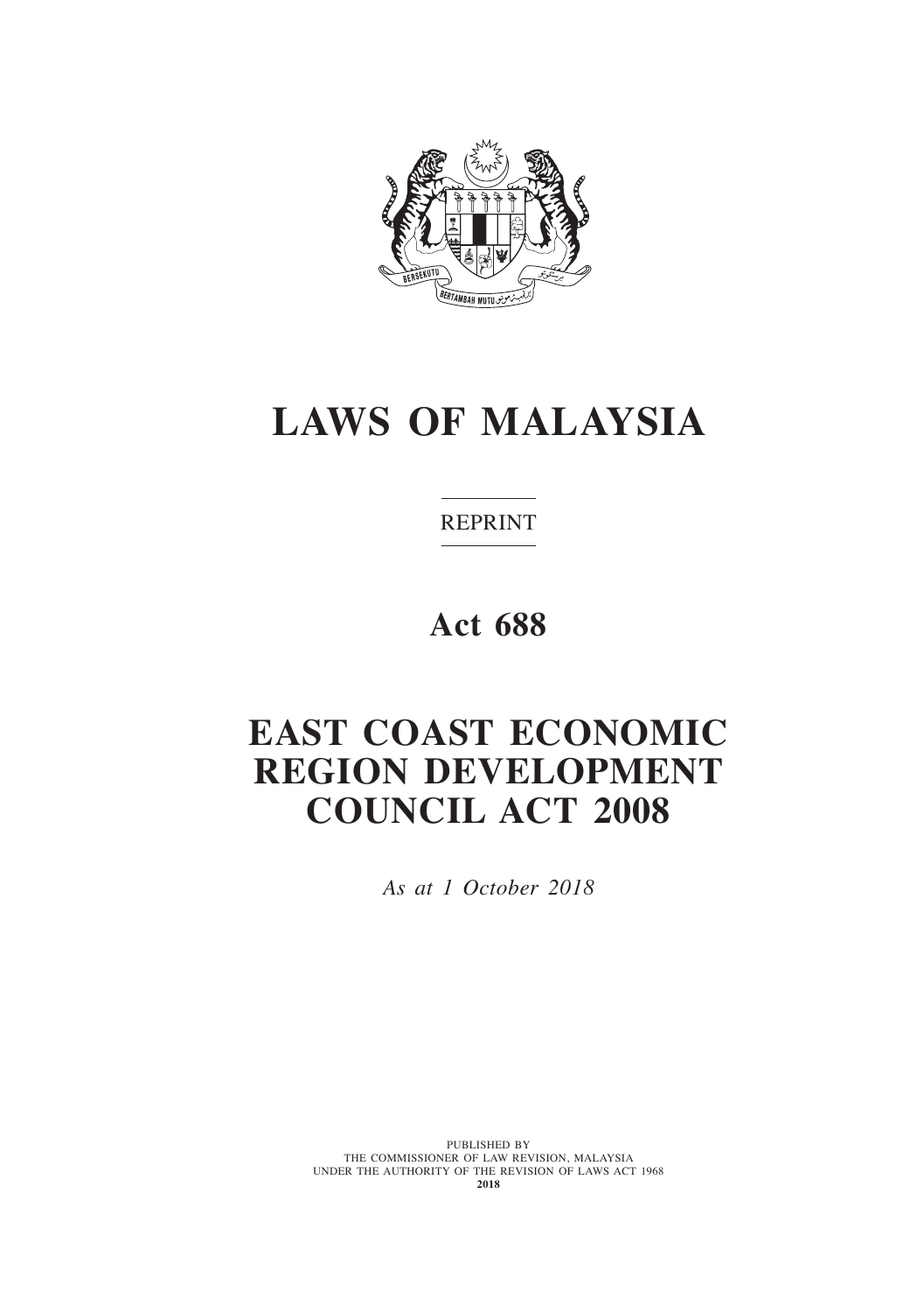# LAWS OF MALAYSIA

REPRINT

## Act 688

# EAST COAST ECONOMIC REGION DEVELOPMENT COUNCIL ACT 2008

*As at 1 October 2018*

PUBLISHED BY
THE COMMISSIONER OF LAW REVISION, MALAYSIA
UNDER THE AUTHORITY OF THE REVISION OF LAWS ACT 1968
**2018**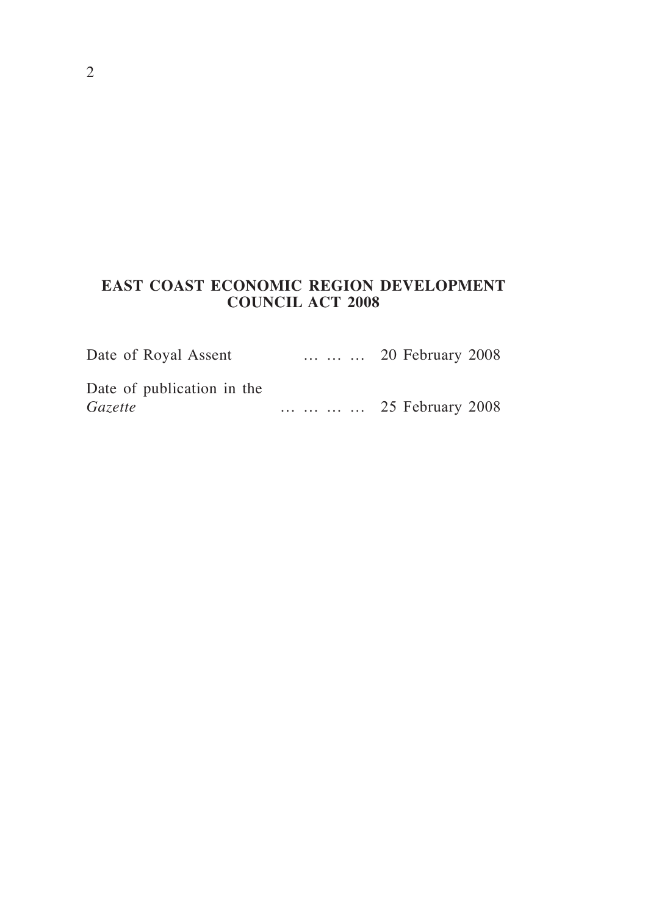# EAST COAST ECONOMIC REGION DEVELOPMENT COUNCIL ACT 2008

Date of Royal Assent … … … 20 February 2008

Date of publication in the *Gazette* … … … … 25 February 2008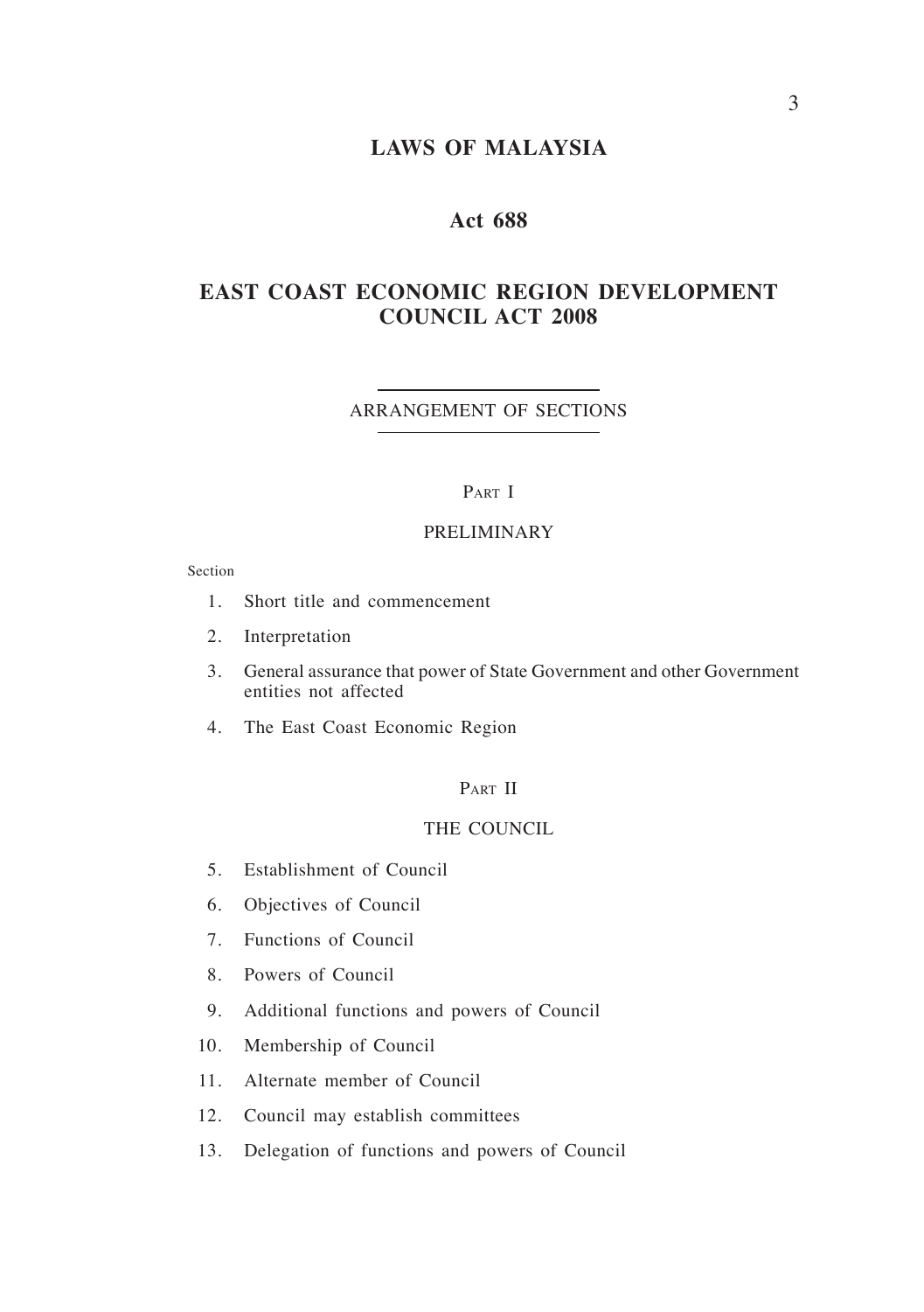# LAWS OF MALAYSIA

## Act 688

## EAST COAST ECONOMIC REGION DEVELOPMENT COUNCIL ACT 2008

ARRANGEMENT OF SECTIONS

PART I

PRELIMINARY

Section

1. Short title and commencement
2. Interpretation
3. General assurance that power of State Government and other Government entities not affected
4. The East Coast Economic Region

PART II

THE COUNCIL

5. Establishment of Council
6. Objectives of Council
7. Functions of Council
8. Powers of Council
9. Additional functions and powers of Council
10. Membership of Council
11. Alternate member of Council
12. Council may establish committees
13. Delegation of functions and powers of Council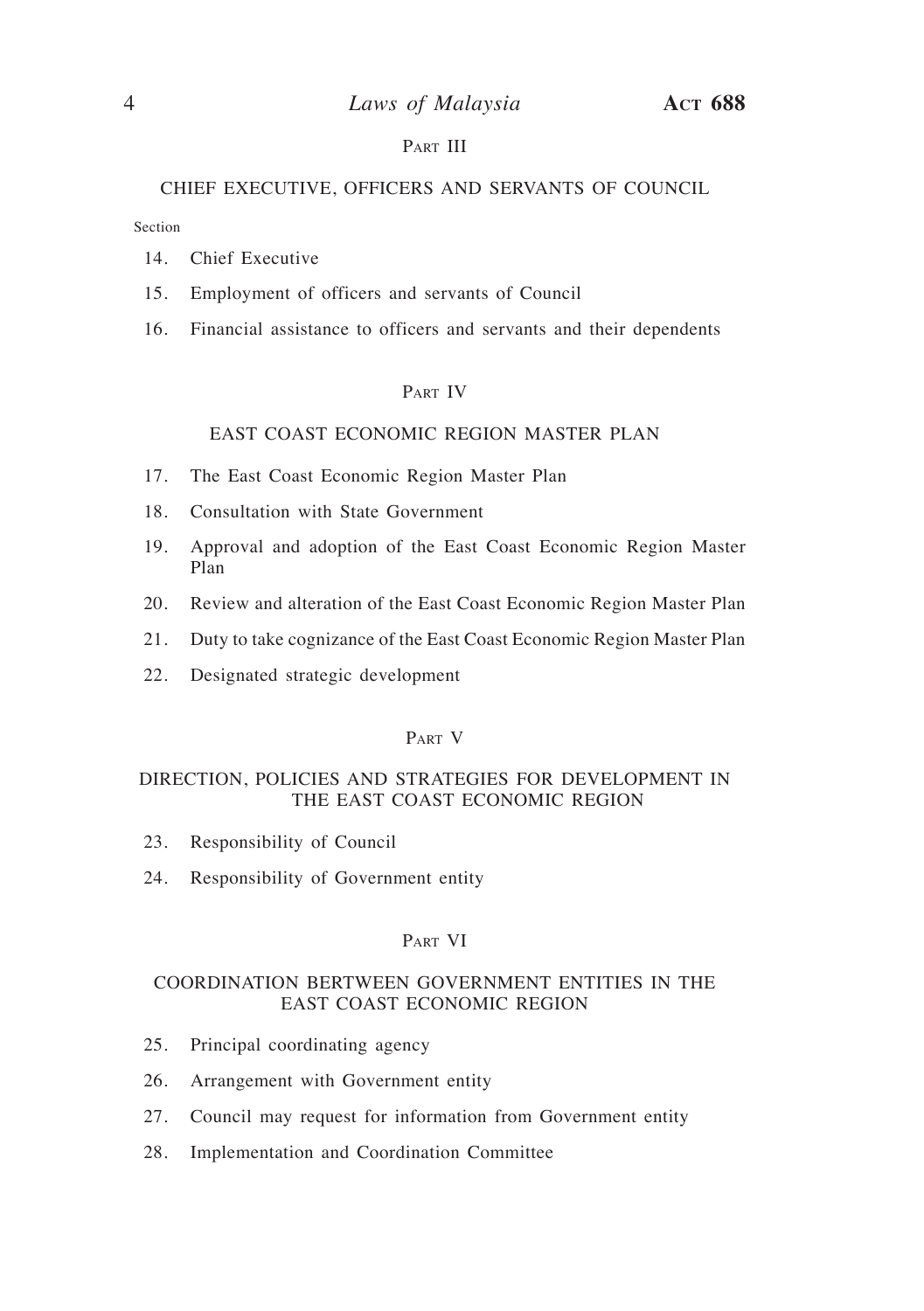## Part III

### CHIEF EXECUTIVE, OFFICERS AND SERVANTS OF COUNCIL

Section

14. Chief Executive
15. Employment of officers and servants of Council
16. Financial assistance to officers and servants and their dependents

## Part IV

### EAST COAST ECONOMIC REGION MASTER PLAN

17. The East Coast Economic Region Master Plan
18. Consultation with State Government
19. Approval and adoption of the East Coast Economic Region Master Plan
20. Review and alteration of the East Coast Economic Region Master Plan
21. Duty to take cognizance of the East Coast Economic Region Master Plan
22. Designated strategic development

## Part V

### DIRECTION, POLICIES AND STRATEGIES FOR DEVELOPMENT IN THE EAST COAST ECONOMIC REGION

23. Responsibility of Council
24. Responsibility of Government entity

## Part VI

### COORDINATION BERTWEEN GOVERNMENT ENTITIES IN THE EAST COAST ECONOMIC REGION

25. Principal coordinating agency
26. Arrangement with Government entity
27. Council may request for information from Government entity
28. Implementation and Coordination Committee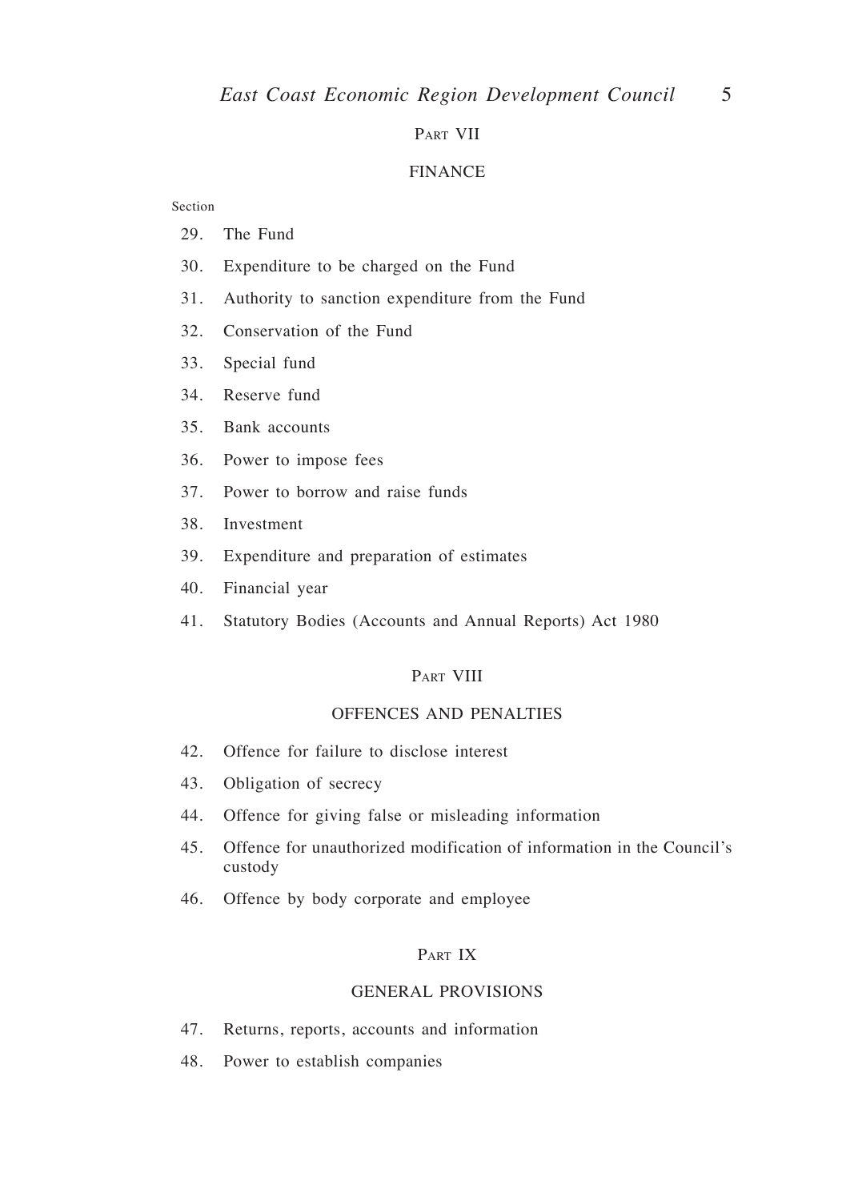## Part VII

## FINANCE

Section

29. The Fund
30. Expenditure to be charged on the Fund
31. Authority to sanction expenditure from the Fund
32. Conservation of the Fund
33. Special fund
34. Reserve fund
35. Bank accounts
36. Power to impose fees
37. Power to borrow and raise funds
38. Investment
39. Expenditure and preparation of estimates
40. Financial year
41. Statutory Bodies (Accounts and Annual Reports) Act 1980

## Part VIII

## OFFENCES AND PENALTIES

42. Offence for failure to disclose interest
43. Obligation of secrecy
44. Offence for giving false or misleading information
45. Offence for unauthorized modification of information in the Council's custody
46. Offence by body corporate and employee

## Part IX

## GENERAL PROVISIONS

47. Returns, reports, accounts and information
48. Power to establish companies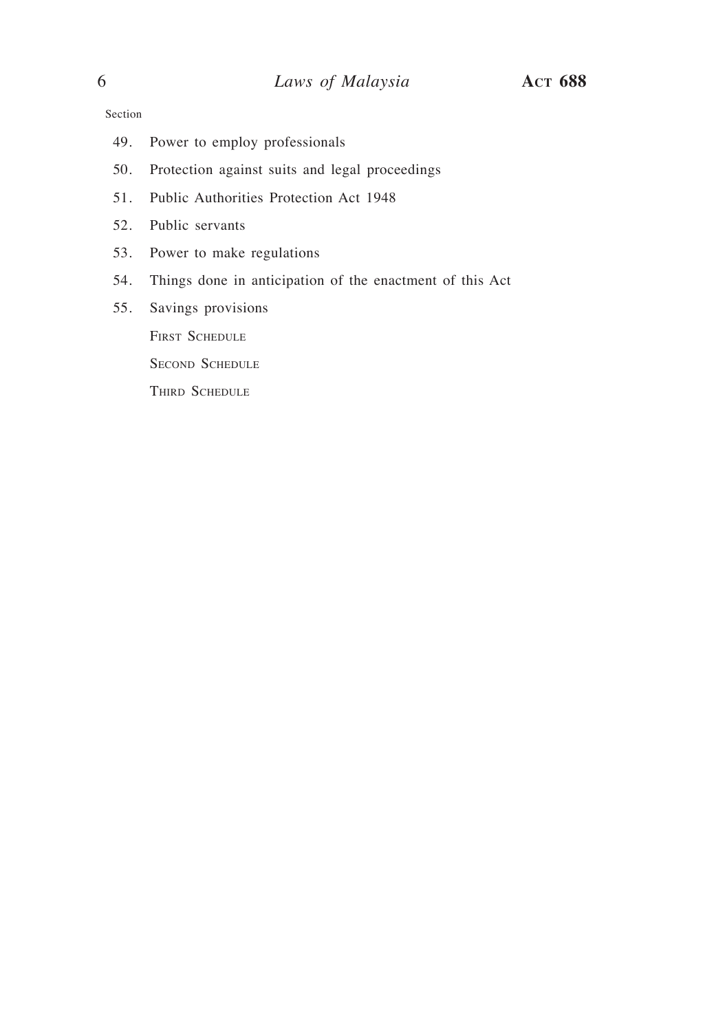Section

49. Power to employ professionals
50. Protection against suits and legal proceedings
51. Public Authorities Protection Act 1948
52. Public servants
53. Power to make regulations
54. Things done in anticipation of the enactment of this Act
55. Savings provisions

First Schedule

Second Schedule

Third Schedule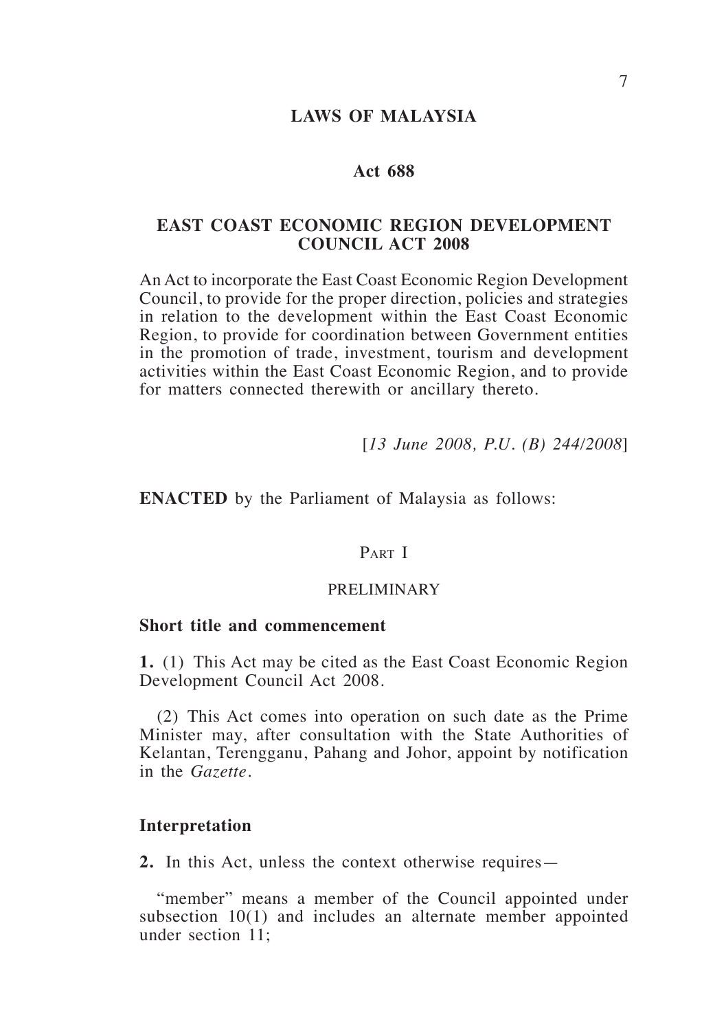# LAWS OF MALAYSIA

## Act 688

## EAST COAST ECONOMIC REGION DEVELOPMENT COUNCIL ACT 2008

An Act to incorporate the East Coast Economic Region Development Council, to provide for the proper direction, policies and strategies in relation to the development within the East Coast Economic Region, to provide for coordination between Government entities in the promotion of trade, investment, tourism and development activities within the East Coast Economic Region, and to provide for matters connected therewith or ancillary thereto.

[*13 June 2008, P.U. (B) 244/2008*]

**ENACTED** by the Parliament of Malaysia as follows:

### PART I

### PRELIMINARY

**Short title and commencement**

**1.** (1) This Act may be cited as the East Coast Economic Region Development Council Act 2008.

(2) This Act comes into operation on such date as the Prime Minister may, after consultation with the State Authorities of Kelantan, Terengganu, Pahang and Johor, appoint by notification in the *Gazette*.

**Interpretation**

**2.** In this Act, unless the context otherwise requires—

"member" means a member of the Council appointed under subsection 10(1) and includes an alternate member appointed under section 11;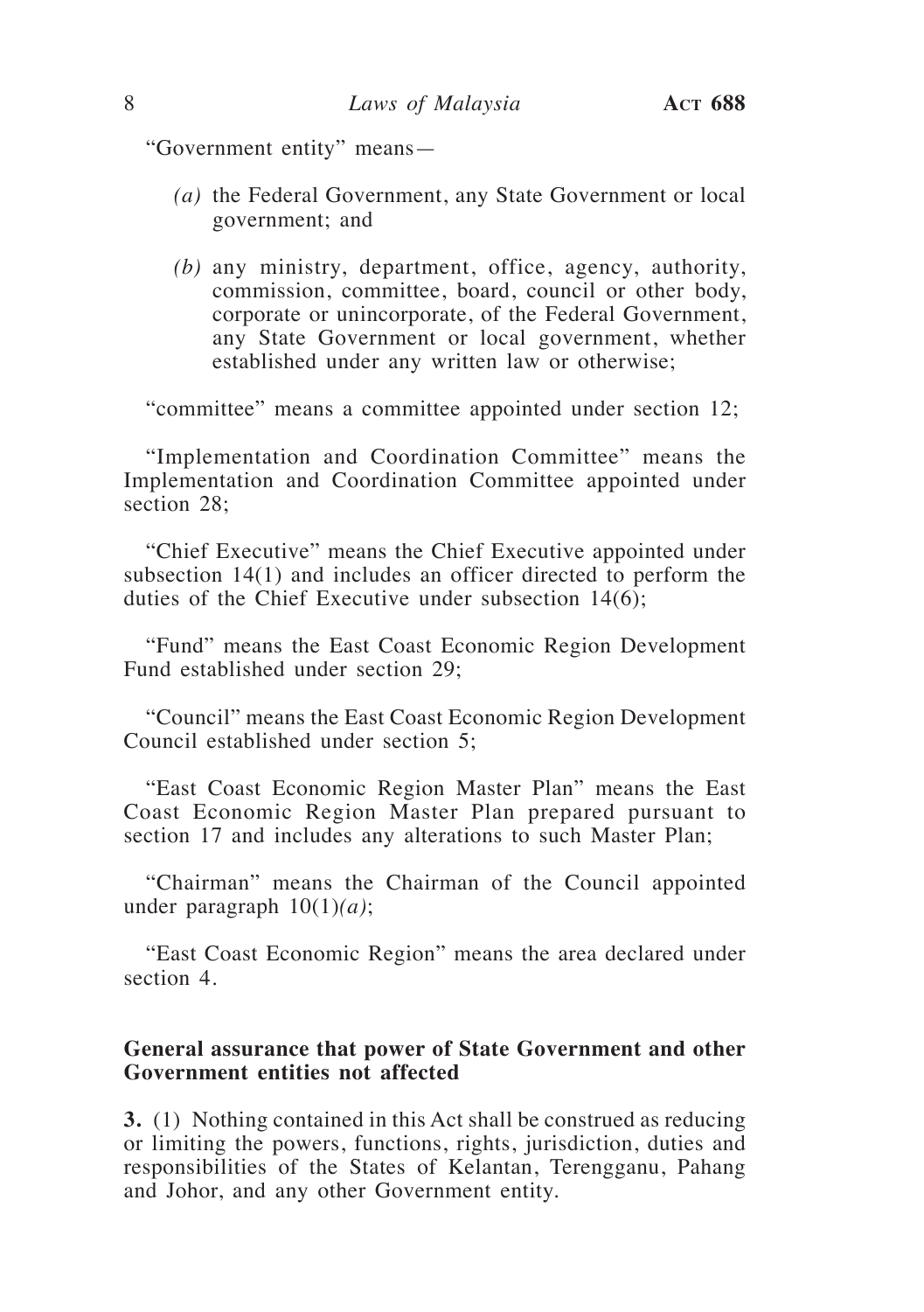"Government entity" means—

*(a)* the Federal Government, any State Government or local government; and

*(b)* any ministry, department, office, agency, authority, commission, committee, board, council or other body, corporate or unincorporate, of the Federal Government, any State Government or local government, whether established under any written law or otherwise;

"committee" means a committee appointed under section 12;

"Implementation and Coordination Committee" means the Implementation and Coordination Committee appointed under section 28;

"Chief Executive" means the Chief Executive appointed under subsection 14(1) and includes an officer directed to perform the duties of the Chief Executive under subsection 14(6);

"Fund" means the East Coast Economic Region Development Fund established under section 29;

"Council" means the East Coast Economic Region Development Council established under section 5;

"East Coast Economic Region Master Plan" means the East Coast Economic Region Master Plan prepared pursuant to section 17 and includes any alterations to such Master Plan;

"Chairman" means the Chairman of the Council appointed under paragraph 10(1)*(a)*;

"East Coast Economic Region" means the area declared under section 4.

**General assurance that power of State Government and other Government entities not affected**

**3.** (1) Nothing contained in this Act shall be construed as reducing or limiting the powers, functions, rights, jurisdiction, duties and responsibilities of the States of Kelantan, Terengganu, Pahang and Johor, and any other Government entity.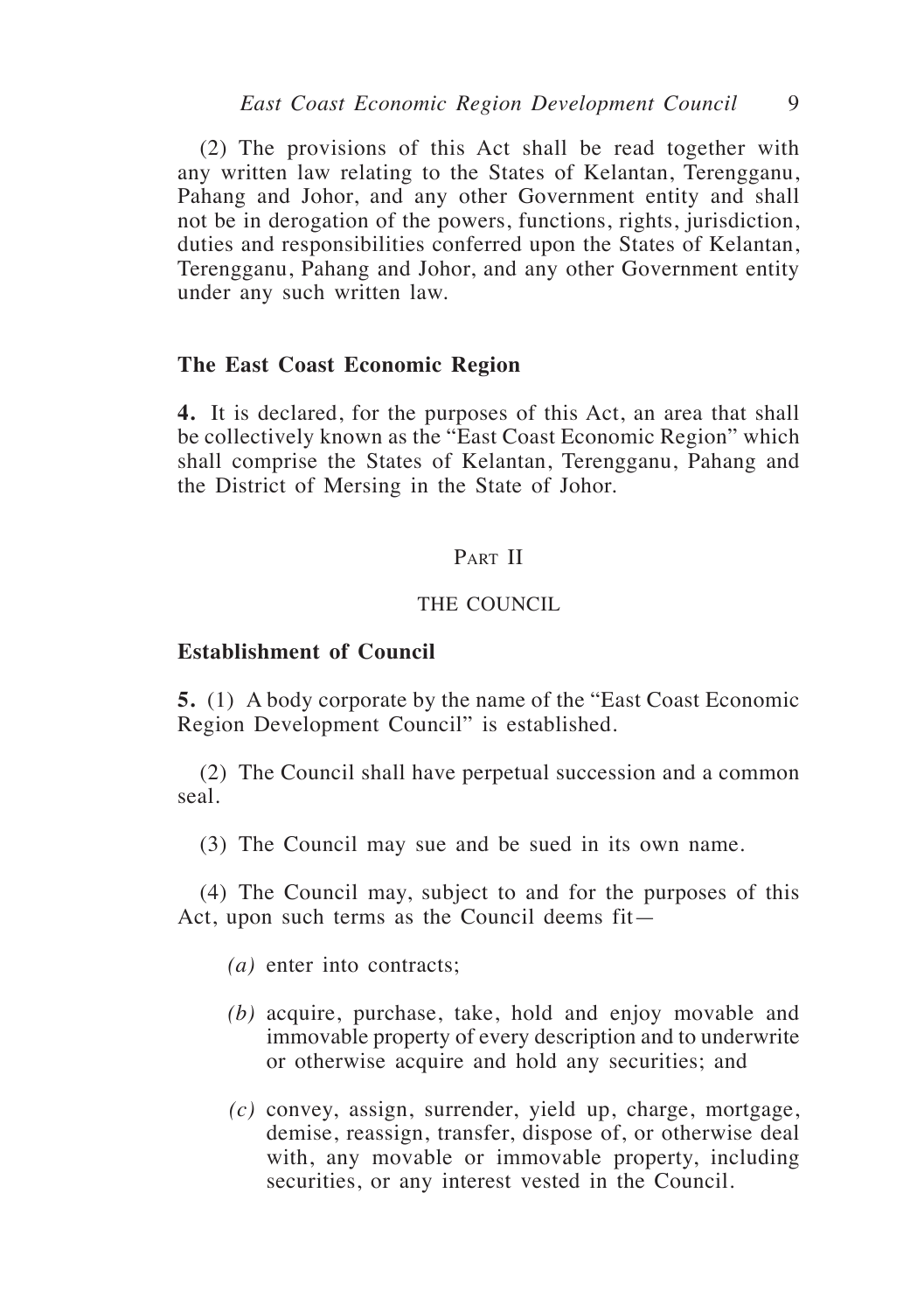(2) The provisions of this Act shall be read together with any written law relating to the States of Kelantan, Terengganu, Pahang and Johor, and any other Government entity and shall not be in derogation of the powers, functions, rights, jurisdiction, duties and responsibilities conferred upon the States of Kelantan, Terengganu, Pahang and Johor, and any other Government entity under any such written law.

**The East Coast Economic Region**

**4.** It is declared, for the purposes of this Act, an area that shall be collectively known as the "East Coast Economic Region" which shall comprise the States of Kelantan, Terengganu, Pahang and the District of Mersing in the State of Johor.

## Part II

## THE COUNCIL

**Establishment of Council**

**5.** (1) A body corporate by the name of the "East Coast Economic Region Development Council" is established.

(2) The Council shall have perpetual succession and a common seal.

(3) The Council may sue and be sued in its own name.

(4) The Council may, subject to and for the purposes of this Act, upon such terms as the Council deems fit—

*(a)* enter into contracts;

*(b)* acquire, purchase, take, hold and enjoy movable and immovable property of every description and to underwrite or otherwise acquire and hold any securities; and

*(c)* convey, assign, surrender, yield up, charge, mortgage, demise, reassign, transfer, dispose of, or otherwise deal with, any movable or immovable property, including securities, or any interest vested in the Council.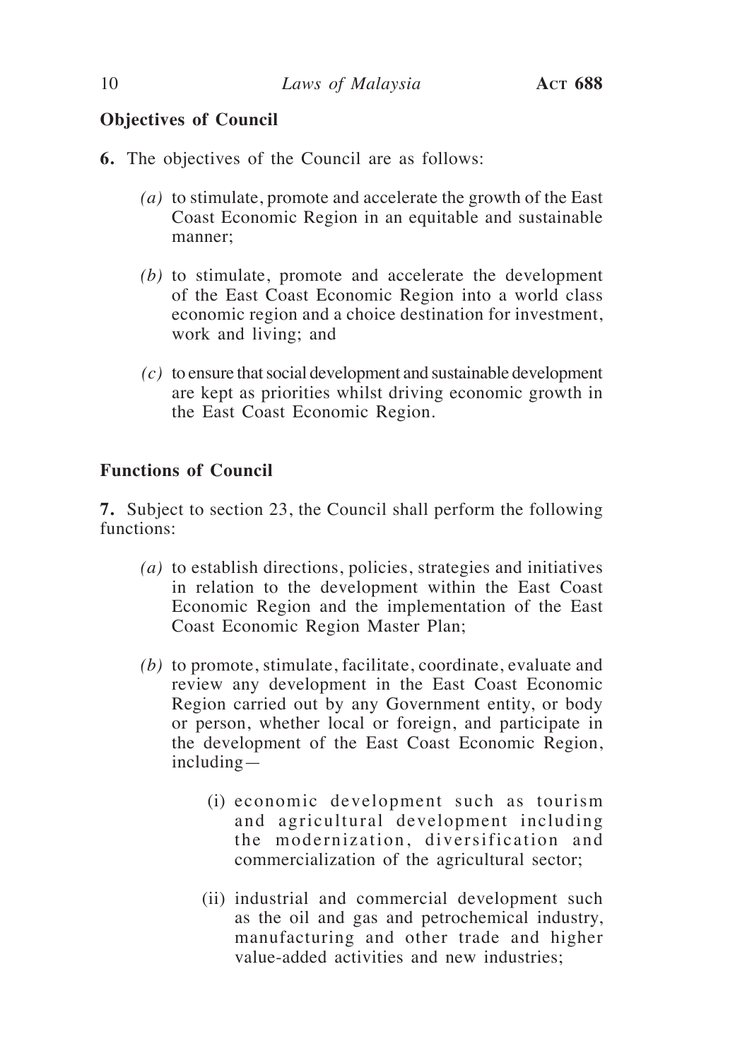**Objectives of Council**

**6.** The objectives of the Council are as follows:

*(a)* to stimulate, promote and accelerate the growth of the East Coast Economic Region in an equitable and sustainable manner;

*(b)* to stimulate, promote and accelerate the development of the East Coast Economic Region into a world class economic region and a choice destination for investment, work and living; and

*(c)* to ensure that social development and sustainable development are kept as priorities whilst driving economic growth in the East Coast Economic Region.

**Functions of Council**

**7.** Subject to section 23, the Council shall perform the following functions:

*(a)* to establish directions, policies, strategies and initiatives in relation to the development within the East Coast Economic Region and the implementation of the East Coast Economic Region Master Plan;

*(b)* to promote, stimulate, facilitate, coordinate, evaluate and review any development in the East Coast Economic Region carried out by any Government entity, or body or person, whether local or foreign, and participate in the development of the East Coast Economic Region, including—

(i) economic development such as tourism and agricultural development including the modernization, diversification and commercialization of the agricultural sector;

(ii) industrial and commercial development such as the oil and gas and petrochemical industry, manufacturing and other trade and higher value-added activities and new industries;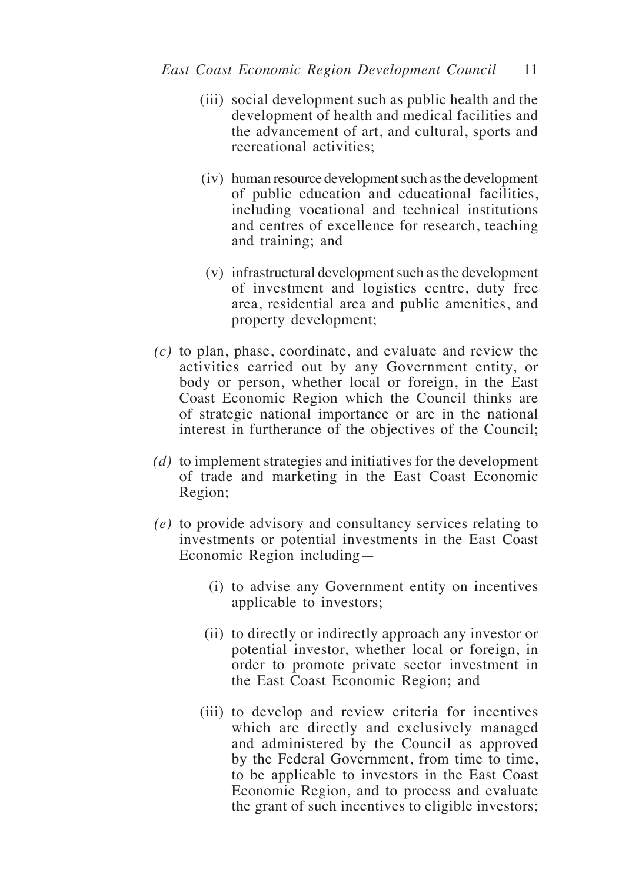(iii) social development such as public health and the development of health and medical facilities and the advancement of art, and cultural, sports and recreational activities;

(iv) human resource development such as the development of public education and educational facilities, including vocational and technical institutions and centres of excellence for research, teaching and training; and

(v) infrastructural development such as the development of investment and logistics centre, duty free area, residential area and public amenities, and property development;

*(c)* to plan, phase, coordinate, and evaluate and review the activities carried out by any Government entity, or body or person, whether local or foreign, in the East Coast Economic Region which the Council thinks are of strategic national importance or are in the national interest in furtherance of the objectives of the Council;

*(d)* to implement strategies and initiatives for the development of trade and marketing in the East Coast Economic Region;

*(e)* to provide advisory and consultancy services relating to investments or potential investments in the East Coast Economic Region including—

(i) to advise any Government entity on incentives applicable to investors;

(ii) to directly or indirectly approach any investor or potential investor, whether local or foreign, in order to promote private sector investment in the East Coast Economic Region; and

(iii) to develop and review criteria for incentives which are directly and exclusively managed and administered by the Council as approved by the Federal Government, from time to time, to be applicable to investors in the East Coast Economic Region, and to process and evaluate the grant of such incentives to eligible investors;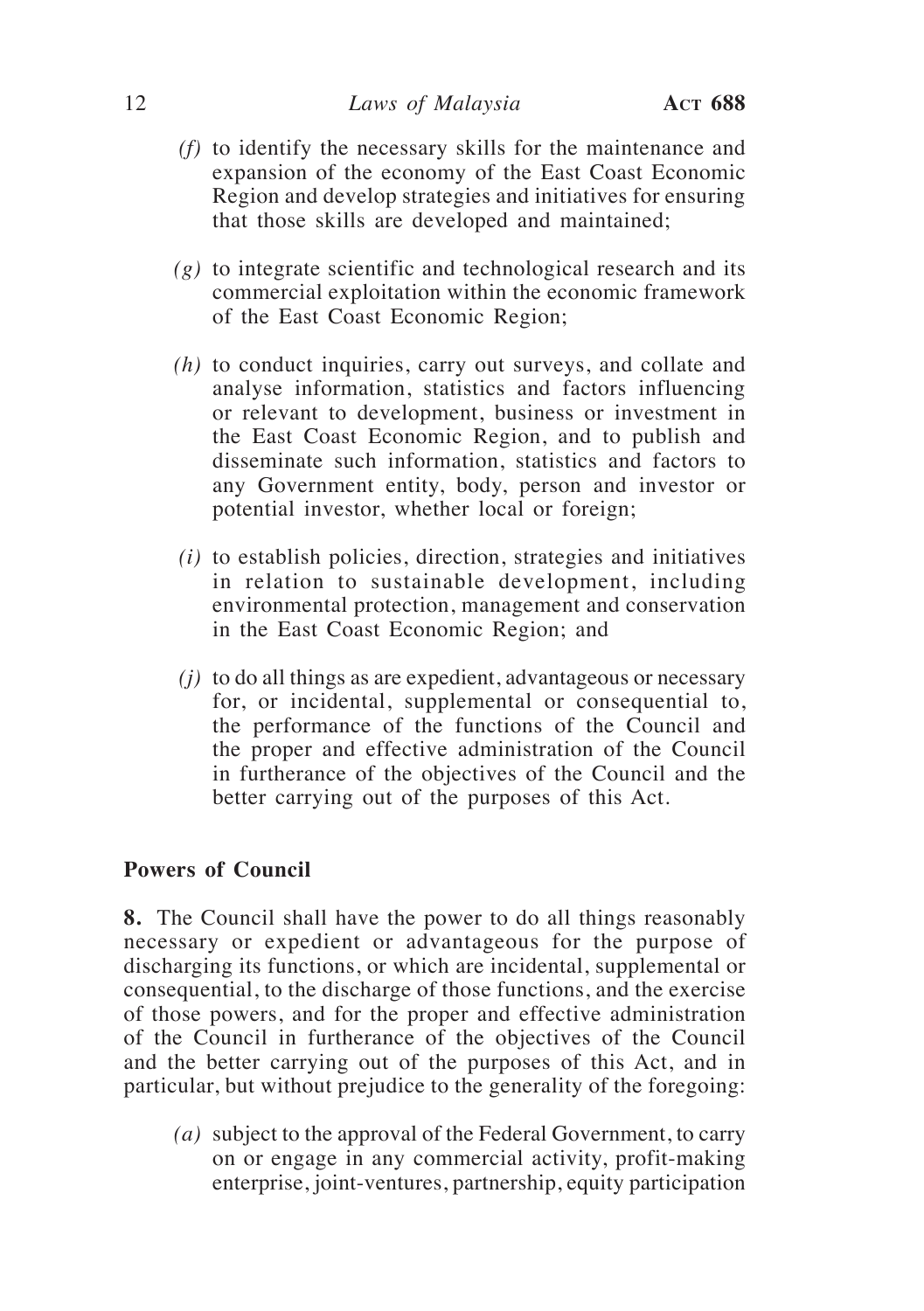*(f)* to identify the necessary skills for the maintenance and expansion of the economy of the East Coast Economic Region and develop strategies and initiatives for ensuring that those skills are developed and maintained;

*(g)* to integrate scientific and technological research and its commercial exploitation within the economic framework of the East Coast Economic Region;

*(h)* to conduct inquiries, carry out surveys, and collate and analyse information, statistics and factors influencing or relevant to development, business or investment in the East Coast Economic Region, and to publish and disseminate such information, statistics and factors to any Government entity, body, person and investor or potential investor, whether local or foreign;

*(i)* to establish policies, direction, strategies and initiatives in relation to sustainable development, including environmental protection, management and conservation in the East Coast Economic Region; and

*(j)* to do all things as are expedient, advantageous or necessary for, or incidental, supplemental or consequential to, the performance of the functions of the Council and the proper and effective administration of the Council in furtherance of the objectives of the Council and the better carrying out of the purposes of this Act.

**Powers of Council**

**8.** The Council shall have the power to do all things reasonably necessary or expedient or advantageous for the purpose of discharging its functions, or which are incidental, supplemental or consequential, to the discharge of those functions, and the exercise of those powers, and for the proper and effective administration of the Council in furtherance of the objectives of the Council and the better carrying out of the purposes of this Act, and in particular, but without prejudice to the generality of the foregoing:

*(a)* subject to the approval of the Federal Government, to carry on or engage in any commercial activity, profit-making enterprise, joint-ventures, partnership, equity participation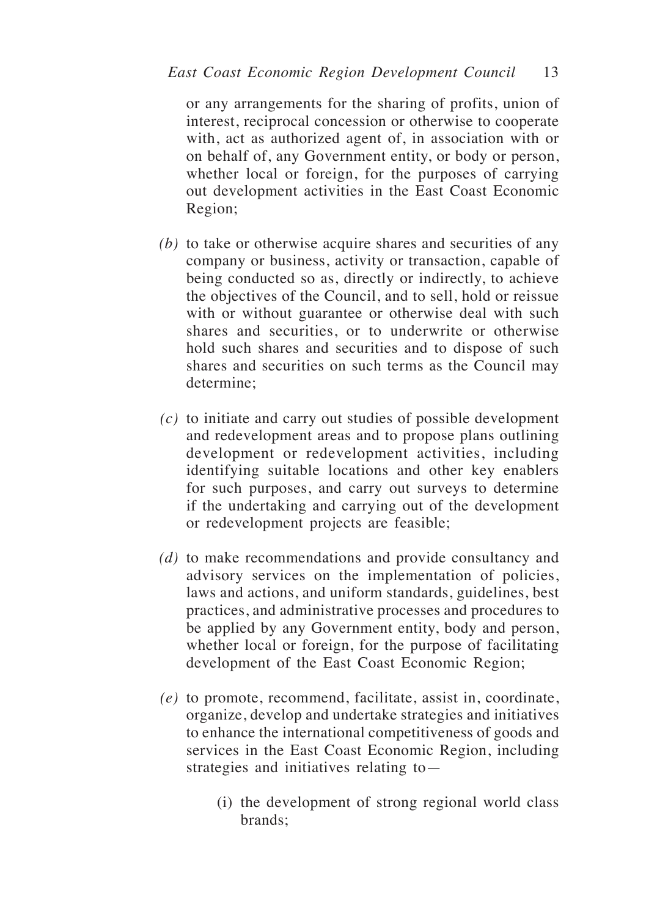or any arrangements for the sharing of profits, union of interest, reciprocal concession or otherwise to cooperate with, act as authorized agent of, in association with or on behalf of, any Government entity, or body or person, whether local or foreign, for the purposes of carrying out development activities in the East Coast Economic Region;

*(b)* to take or otherwise acquire shares and securities of any company or business, activity or transaction, capable of being conducted so as, directly or indirectly, to achieve the objectives of the Council, and to sell, hold or reissue with or without guarantee or otherwise deal with such shares and securities, or to underwrite or otherwise hold such shares and securities and to dispose of such shares and securities on such terms as the Council may determine;

*(c)* to initiate and carry out studies of possible development and redevelopment areas and to propose plans outlining development or redevelopment activities, including identifying suitable locations and other key enablers for such purposes, and carry out surveys to determine if the undertaking and carrying out of the development or redevelopment projects are feasible;

*(d)* to make recommendations and provide consultancy and advisory services on the implementation of policies, laws and actions, and uniform standards, guidelines, best practices, and administrative processes and procedures to be applied by any Government entity, body and person, whether local or foreign, for the purpose of facilitating development of the East Coast Economic Region;

*(e)* to promote, recommend, facilitate, assist in, coordinate, organize, develop and undertake strategies and initiatives to enhance the international competitiveness of goods and services in the East Coast Economic Region, including strategies and initiatives relating to—

(i) the development of strong regional world class brands;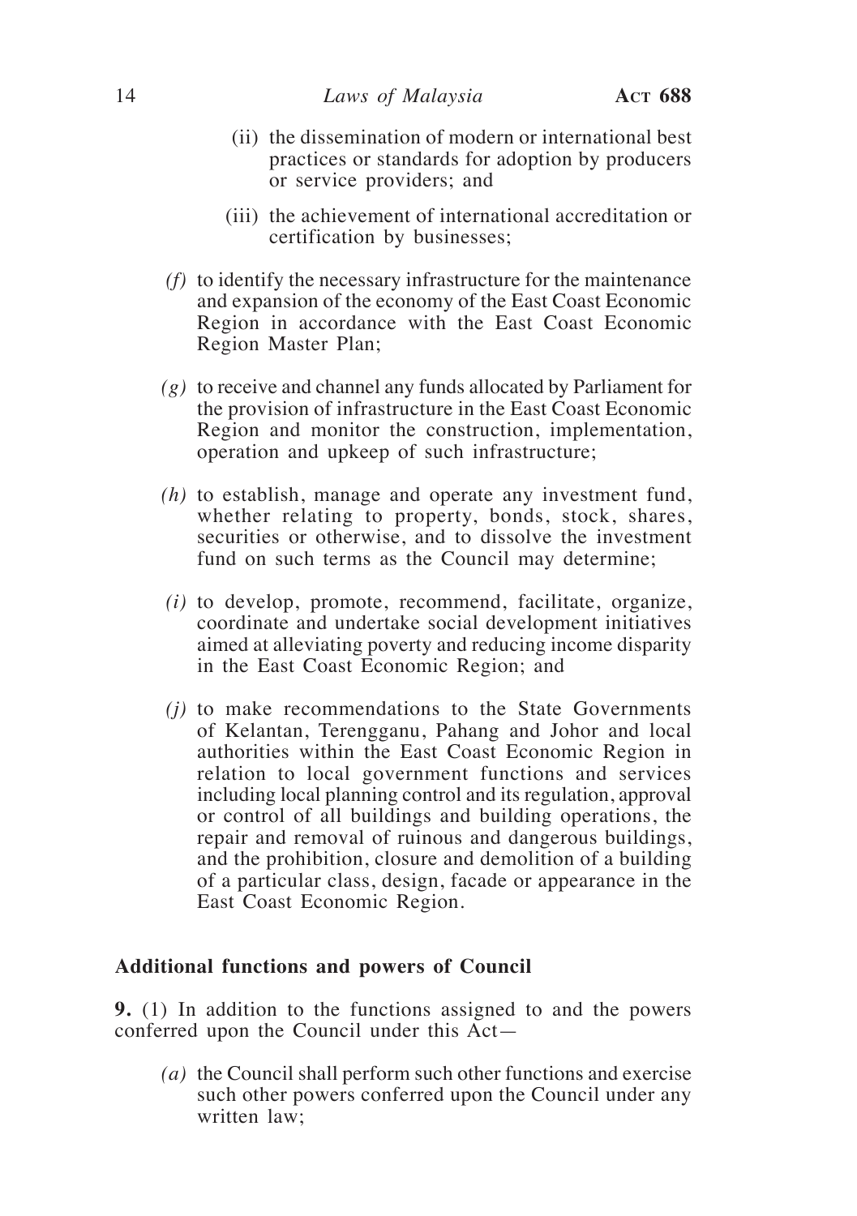(ii) the dissemination of modern or international best practices or standards for adoption by producers or service providers; and

(iii) the achievement of international accreditation or certification by businesses;

*(f)* to identify the necessary infrastructure for the maintenance and expansion of the economy of the East Coast Economic Region in accordance with the East Coast Economic Region Master Plan;

*(g)* to receive and channel any funds allocated by Parliament for the provision of infrastructure in the East Coast Economic Region and monitor the construction, implementation, operation and upkeep of such infrastructure;

*(h)* to establish, manage and operate any investment fund, whether relating to property, bonds, stock, shares, securities or otherwise, and to dissolve the investment fund on such terms as the Council may determine;

*(i)* to develop, promote, recommend, facilitate, organize, coordinate and undertake social development initiatives aimed at alleviating poverty and reducing income disparity in the East Coast Economic Region; and

*(j)* to make recommendations to the State Governments of Kelantan, Terengganu, Pahang and Johor and local authorities within the East Coast Economic Region in relation to local government functions and services including local planning control and its regulation, approval or control of all buildings and building operations, the repair and removal of ruinous and dangerous buildings, and the prohibition, closure and demolition of a building of a particular class, design, facade or appearance in the East Coast Economic Region.

### Additional functions and powers of Council

**9.** (1) In addition to the functions assigned to and the powers conferred upon the Council under this Act—

*(a)* the Council shall perform such other functions and exercise such other powers conferred upon the Council under any written law;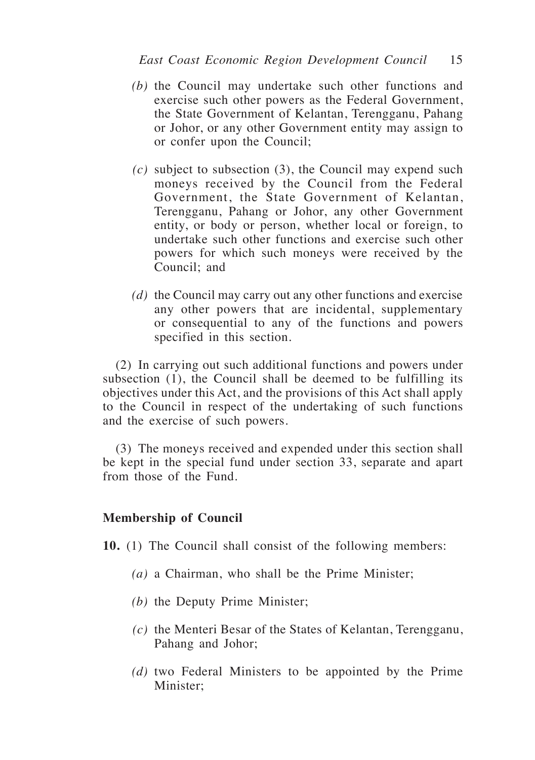*(b)* the Council may undertake such other functions and exercise such other powers as the Federal Government, the State Government of Kelantan, Terengganu, Pahang or Johor, or any other Government entity may assign to or confer upon the Council;

*(c)* subject to subsection (3), the Council may expend such moneys received by the Council from the Federal Government, the State Government of Kelantan, Terengganu, Pahang or Johor, any other Government entity, or body or person, whether local or foreign, to undertake such other functions and exercise such other powers for which such moneys were received by the Council; and

*(d)* the Council may carry out any other functions and exercise any other powers that are incidental, supplementary or consequential to any of the functions and powers specified in this section.

(2) In carrying out such additional functions and powers under subsection (1), the Council shall be deemed to be fulfilling its objectives under this Act, and the provisions of this Act shall apply to the Council in respect of the undertaking of such functions and the exercise of such powers.

(3) The moneys received and expended under this section shall be kept in the special fund under section 33, separate and apart from those of the Fund.

**Membership of Council**

**10.** (1) The Council shall consist of the following members:

*(a)* a Chairman, who shall be the Prime Minister;

*(b)* the Deputy Prime Minister;

*(c)* the Menteri Besar of the States of Kelantan, Terengganu, Pahang and Johor;

*(d)* two Federal Ministers to be appointed by the Prime Minister;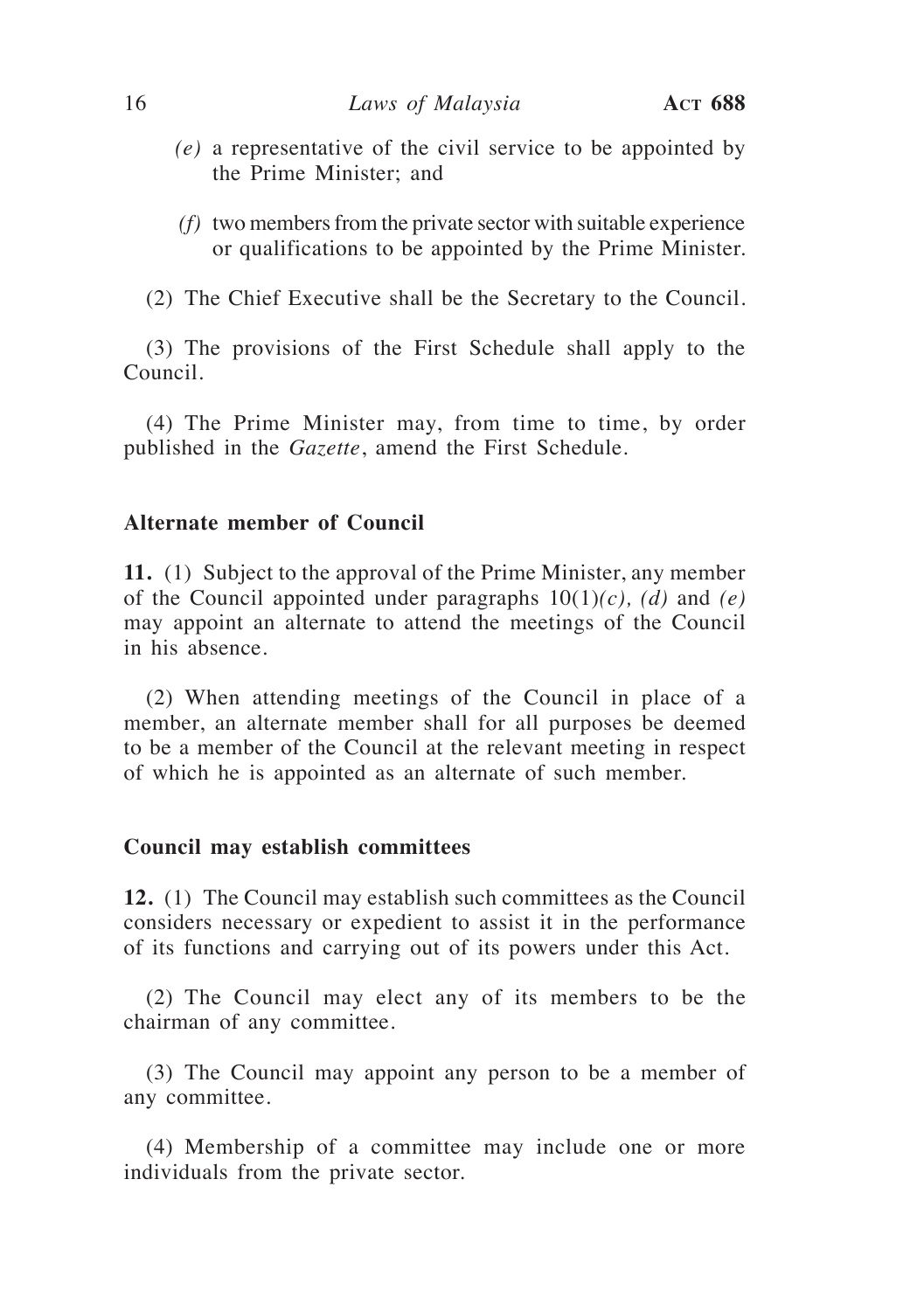(*e*) a representative of the civil service to be appointed by the Prime Minister; and

(*f*) two members from the private sector with suitable experience or qualifications to be appointed by the Prime Minister.

(2) The Chief Executive shall be the Secretary to the Council.

(3) The provisions of the First Schedule shall apply to the Council.

(4) The Prime Minister may, from time to time, by order published in the *Gazette*, amend the First Schedule.

**Alternate member of Council**

**11.** (1) Subject to the approval of the Prime Minister, any member of the Council appointed under paragraphs 10(1)*(c), (d)* and *(e)* may appoint an alternate to attend the meetings of the Council in his absence.

(2) When attending meetings of the Council in place of a member, an alternate member shall for all purposes be deemed to be a member of the Council at the relevant meeting in respect of which he is appointed as an alternate of such member.

**Council may establish committees**

**12.** (1) The Council may establish such committees as the Council considers necessary or expedient to assist it in the performance of its functions and carrying out of its powers under this Act.

(2) The Council may elect any of its members to be the chairman of any committee.

(3) The Council may appoint any person to be a member of any committee.

(4) Membership of a committee may include one or more individuals from the private sector.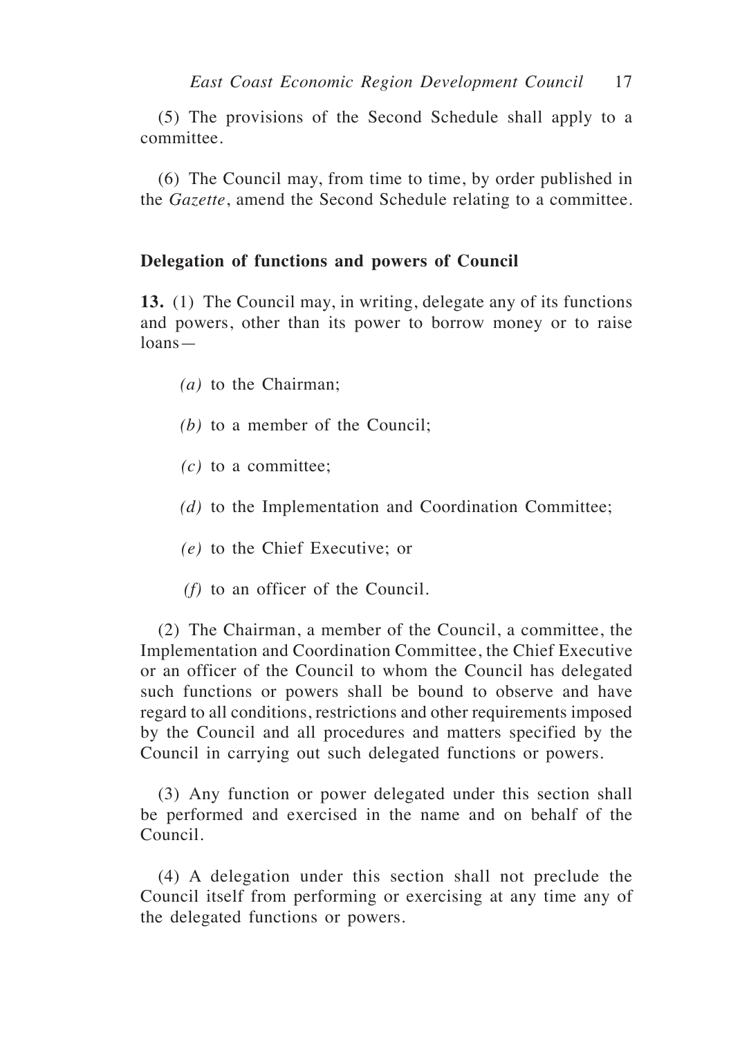(5) The provisions of the Second Schedule shall apply to a committee.

(6) The Council may, from time to time, by order published in the *Gazette*, amend the Second Schedule relating to a committee.

### Delegation of functions and powers of Council

**13.** (1) The Council may, in writing, delegate any of its functions and powers, other than its power to borrow money or to raise loans—

*(a)* to the Chairman;

*(b)* to a member of the Council;

*(c)* to a committee;

*(d)* to the Implementation and Coordination Committee;

*(e)* to the Chief Executive; or

*(f)* to an officer of the Council.

(2) The Chairman, a member of the Council, a committee, the Implementation and Coordination Committee, the Chief Executive or an officer of the Council to whom the Council has delegated such functions or powers shall be bound to observe and have regard to all conditions, restrictions and other requirements imposed by the Council and all procedures and matters specified by the Council in carrying out such delegated functions or powers.

(3) Any function or power delegated under this section shall be performed and exercised in the name and on behalf of the Council.

(4) A delegation under this section shall not preclude the Council itself from performing or exercising at any time any of the delegated functions or powers.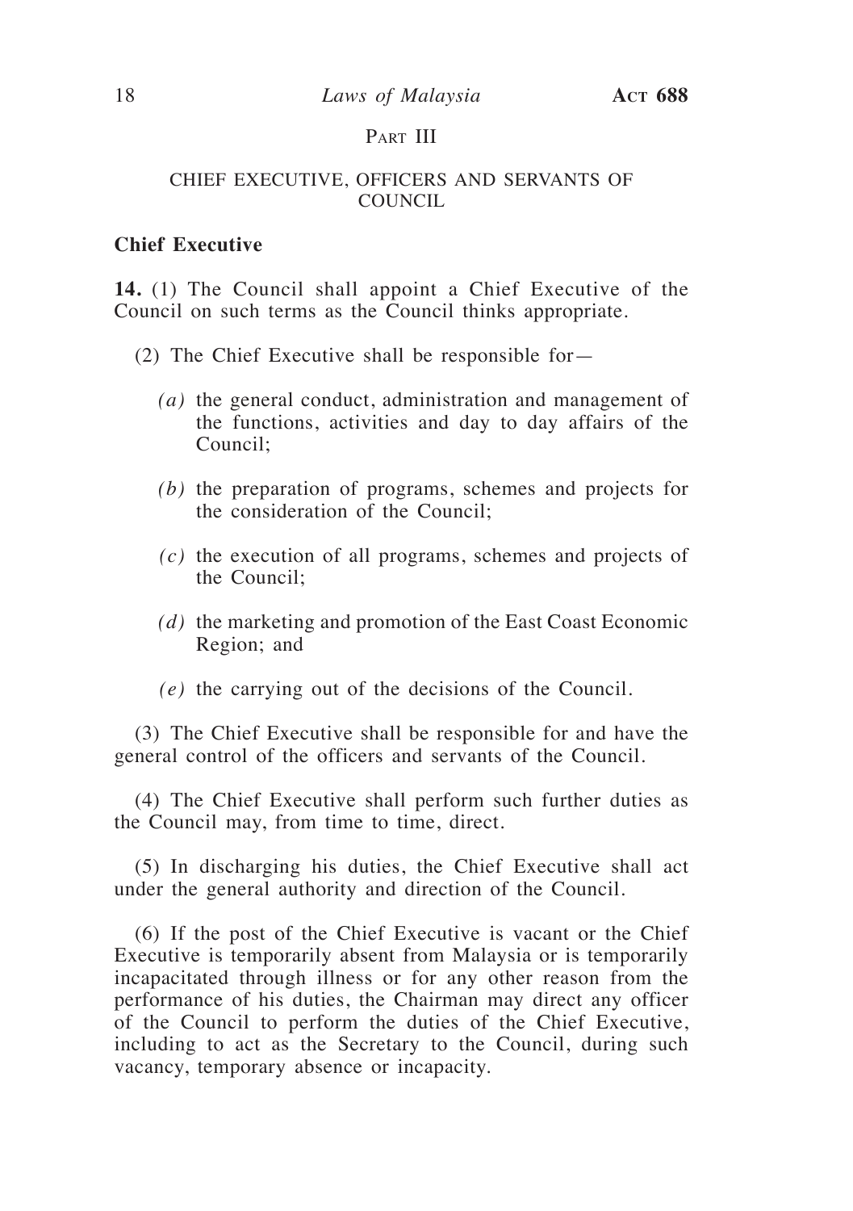## Part III

### CHIEF EXECUTIVE, OFFICERS AND SERVANTS OF COUNCIL

**Chief Executive**

**14.** (1) The Council shall appoint a Chief Executive of the Council on such terms as the Council thinks appropriate.

(2) The Chief Executive shall be responsible for—

*(a)* the general conduct, administration and management of the functions, activities and day to day affairs of the Council;

*(b)* the preparation of programs, schemes and projects for the consideration of the Council;

*(c)* the execution of all programs, schemes and projects of the Council;

*(d)* the marketing and promotion of the East Coast Economic Region; and

*(e)* the carrying out of the decisions of the Council.

(3) The Chief Executive shall be responsible for and have the general control of the officers and servants of the Council.

(4) The Chief Executive shall perform such further duties as the Council may, from time to time, direct.

(5) In discharging his duties, the Chief Executive shall act under the general authority and direction of the Council.

(6) If the post of the Chief Executive is vacant or the Chief Executive is temporarily absent from Malaysia or is temporarily incapacitated through illness or for any other reason from the performance of his duties, the Chairman may direct any officer of the Council to perform the duties of the Chief Executive, including to act as the Secretary to the Council, during such vacancy, temporary absence or incapacity.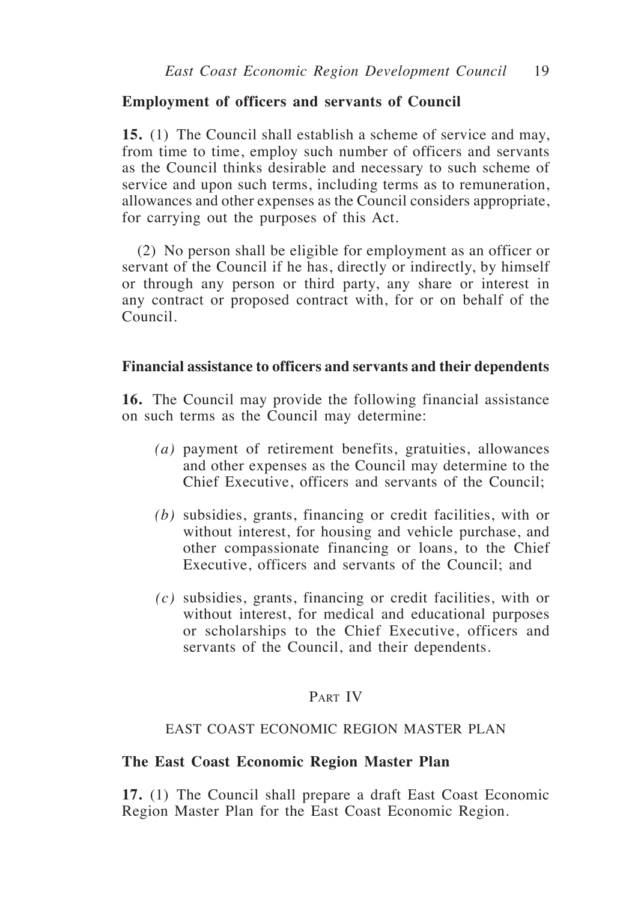**Employment of officers and servants of Council**

**15.** (1) The Council shall establish a scheme of service and may, from time to time, employ such number of officers and servants as the Council thinks desirable and necessary to such scheme of service and upon such terms, including terms as to remuneration, allowances and other expenses as the Council considers appropriate, for carrying out the purposes of this Act.

(2) No person shall be eligible for employment as an officer or servant of the Council if he has, directly or indirectly, by himself or through any person or third party, any share or interest in any contract or proposed contract with, for or on behalf of the Council.

**Financial assistance to officers and servants and their dependents**

**16.** The Council may provide the following financial assistance on such terms as the Council may determine:

*(a)* payment of retirement benefits, gratuities, allowances and other expenses as the Council may determine to the Chief Executive, officers and servants of the Council;

*(b)* subsidies, grants, financing or credit facilities, with or without interest, for housing and vehicle purchase, and other compassionate financing or loans, to the Chief Executive, officers and servants of the Council; and

*(c)* subsidies, grants, financing or credit facilities, with or without interest, for medical and educational purposes or scholarships to the Chief Executive, officers and servants of the Council, and their dependents.

## Part IV

## EAST COAST ECONOMIC REGION MASTER PLAN

**The East Coast Economic Region Master Plan**

**17.** (1) The Council shall prepare a draft East Coast Economic Region Master Plan for the East Coast Economic Region.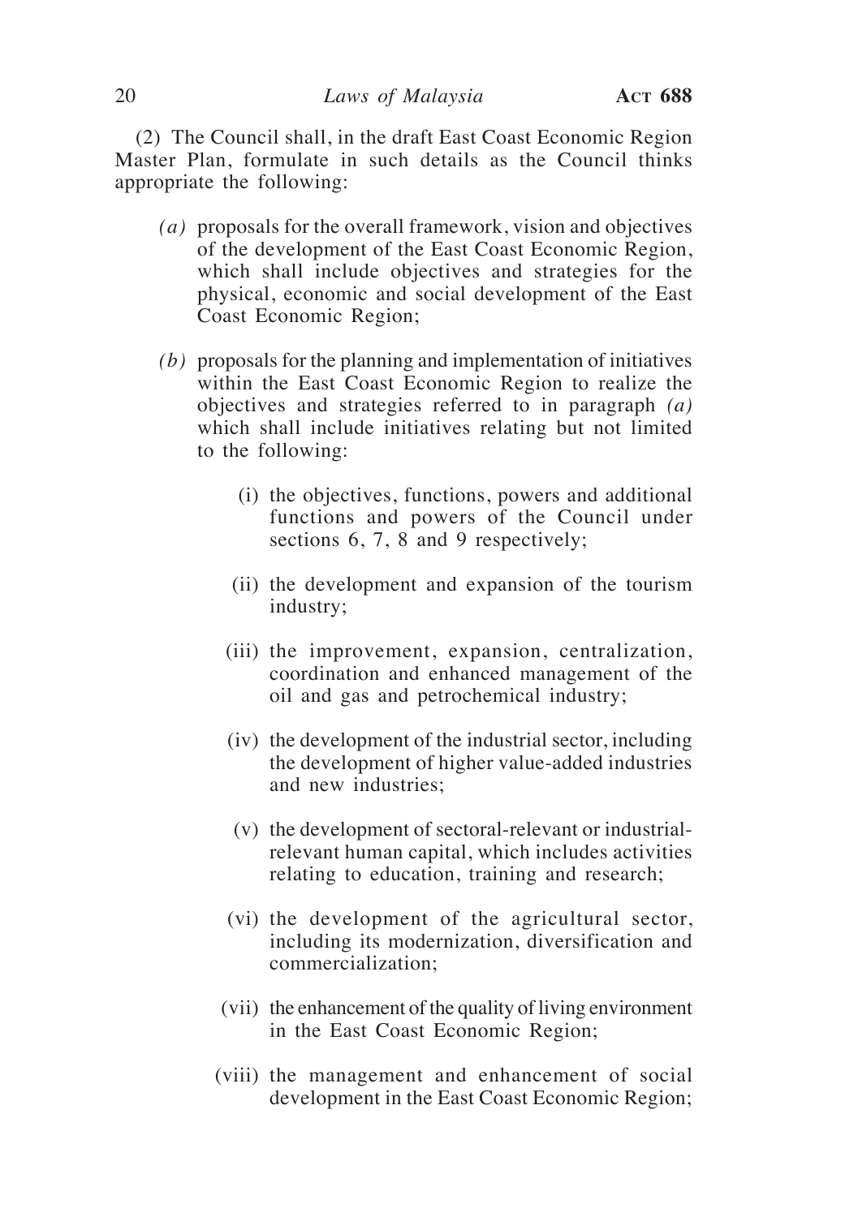(2) The Council shall, in the draft East Coast Economic Region Master Plan, formulate in such details as the Council thinks appropriate the following:

*(a)* proposals for the overall framework, vision and objectives of the development of the East Coast Economic Region, which shall include objectives and strategies for the physical, economic and social development of the East Coast Economic Region;

*(b)* proposals for the planning and implementation of initiatives within the East Coast Economic Region to realize the objectives and strategies referred to in paragraph *(a)* which shall include initiatives relating but not limited to the following:

(i) the objectives, functions, powers and additional functions and powers of the Council under sections 6, 7, 8 and 9 respectively;

(ii) the development and expansion of the tourism industry;

(iii) the improvement, expansion, centralization, coordination and enhanced management of the oil and gas and petrochemical industry;

(iv) the development of the industrial sector, including the development of higher value-added industries and new industries;

(v) the development of sectoral-relevant or industrial-relevant human capital, which includes activities relating to education, training and research;

(vi) the development of the agricultural sector, including its modernization, diversification and commercialization;

(vii) the enhancement of the quality of living environment in the East Coast Economic Region;

(viii) the management and enhancement of social development in the East Coast Economic Region;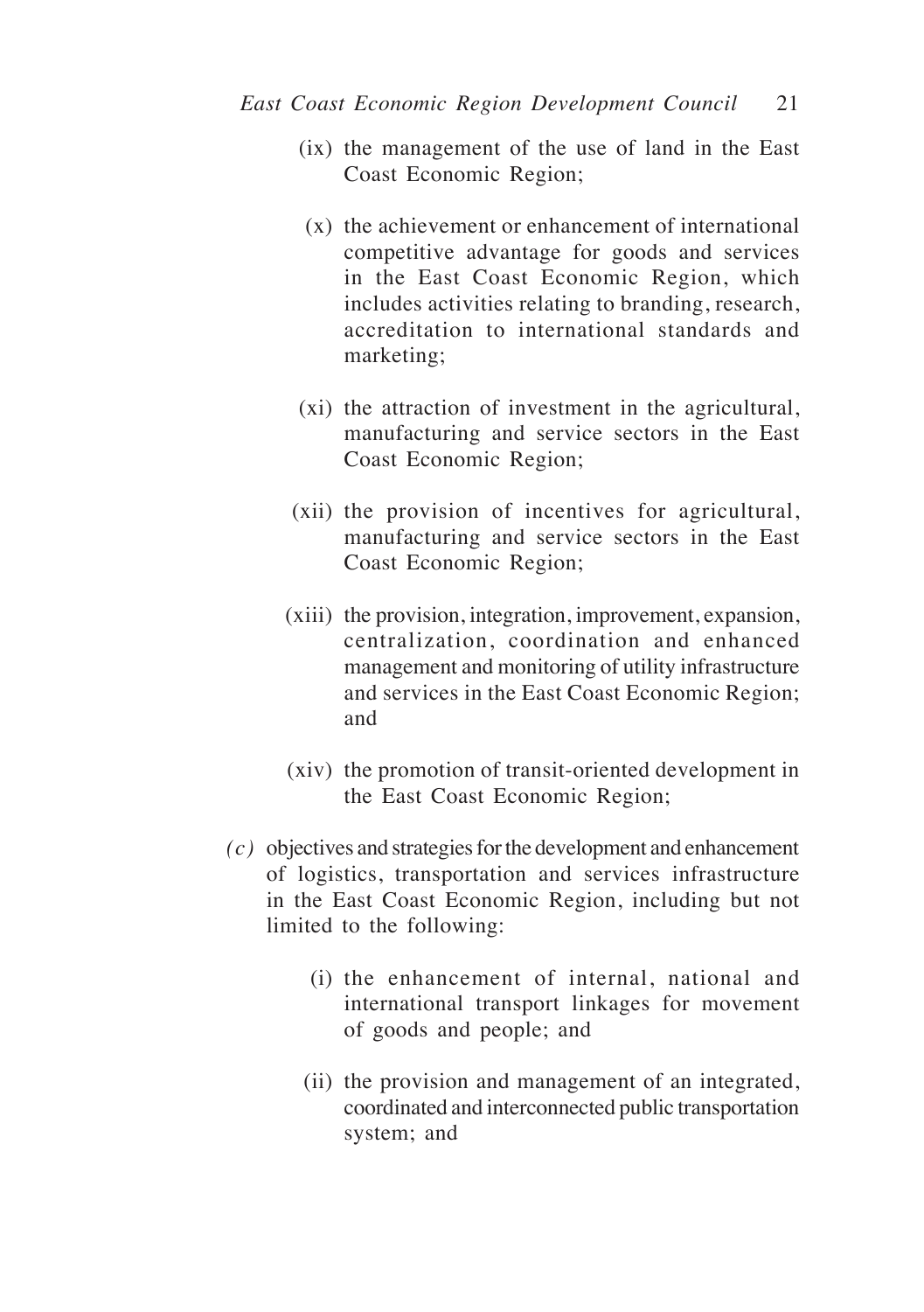(ix) the management of the use of land in the East Coast Economic Region;

(x) the achievement or enhancement of international competitive advantage for goods and services in the East Coast Economic Region, which includes activities relating to branding, research, accreditation to international standards and marketing;

(xi) the attraction of investment in the agricultural, manufacturing and service sectors in the East Coast Economic Region;

(xii) the provision of incentives for agricultural, manufacturing and service sectors in the East Coast Economic Region;

(xiii) the provision, integration, improvement, expansion, centralization, coordination and enhanced management and monitoring of utility infrastructure and services in the East Coast Economic Region; and

(xiv) the promotion of transit-oriented development in the East Coast Economic Region;

*(c)* objectives and strategies for the development and enhancement of logistics, transportation and services infrastructure in the East Coast Economic Region, including but not limited to the following:

(i) the enhancement of internal, national and international transport linkages for movement of goods and people; and

(ii) the provision and management of an integrated, coordinated and interconnected public transportation system; and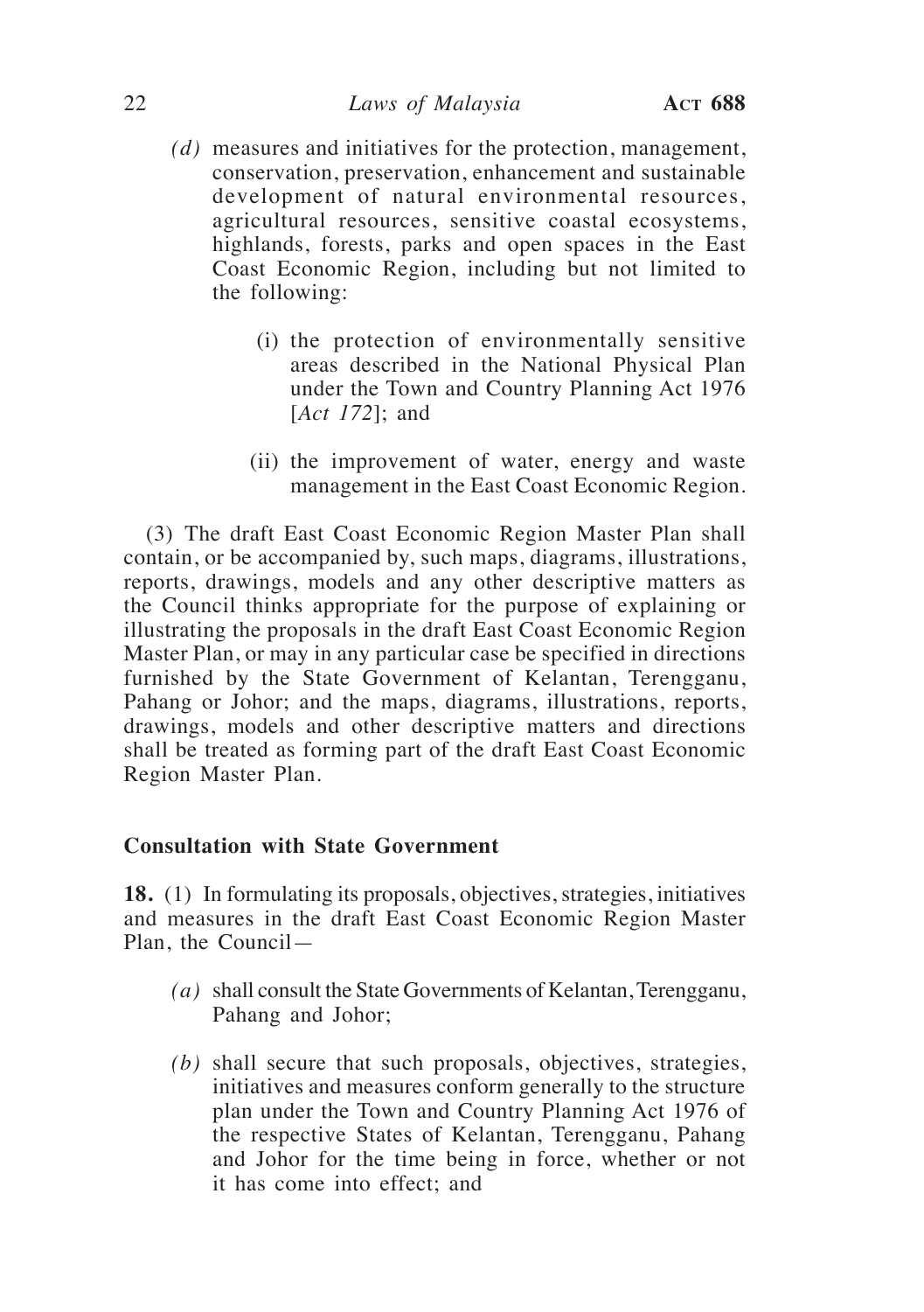*(d)* measures and initiatives for the protection, management, conservation, preservation, enhancement and sustainable development of natural environmental resources, agricultural resources, sensitive coastal ecosystems, highlands, forests, parks and open spaces in the East Coast Economic Region, including but not limited to the following:

(i) the protection of environmentally sensitive areas described in the National Physical Plan under the Town and Country Planning Act 1976 [*Act 172*]; and

(ii) the improvement of water, energy and waste management in the East Coast Economic Region.

(3) The draft East Coast Economic Region Master Plan shall contain, or be accompanied by, such maps, diagrams, illustrations, reports, drawings, models and any other descriptive matters as the Council thinks appropriate for the purpose of explaining or illustrating the proposals in the draft East Coast Economic Region Master Plan, or may in any particular case be specified in directions furnished by the State Government of Kelantan, Terengganu, Pahang or Johor; and the maps, diagrams, illustrations, reports, drawings, models and other descriptive matters and directions shall be treated as forming part of the draft East Coast Economic Region Master Plan.

**Consultation with State Government**

**18.** (1) In formulating its proposals, objectives, strategies, initiatives and measures in the draft East Coast Economic Region Master Plan, the Council—

*(a)* shall consult the State Governments of Kelantan, Terengganu, Pahang and Johor;

*(b)* shall secure that such proposals, objectives, strategies, initiatives and measures conform generally to the structure plan under the Town and Country Planning Act 1976 of the respective States of Kelantan, Terengganu, Pahang and Johor for the time being in force, whether or not it has come into effect; and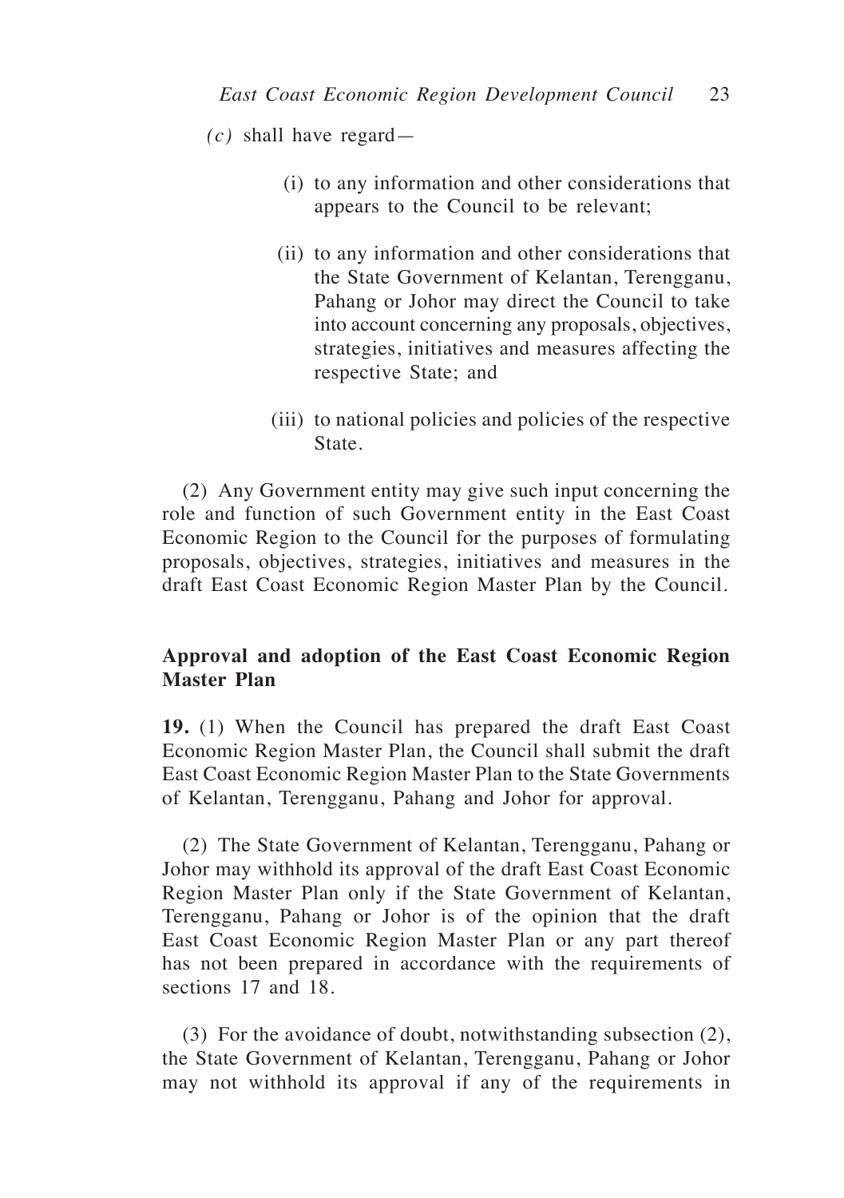(c) shall have regard—

(i) to any information and other considerations that appears to the Council to be relevant;

(ii) to any information and other considerations that the State Government of Kelantan, Terengganu, Pahang or Johor may direct the Council to take into account concerning any proposals, objectives, strategies, initiatives and measures affecting the respective State; and

(iii) to national policies and policies of the respective State.

(2) Any Government entity may give such input concerning the role and function of such Government entity in the East Coast Economic Region to the Council for the purposes of formulating proposals, objectives, strategies, initiatives and measures in the draft East Coast Economic Region Master Plan by the Council.

**Approval and adoption of the East Coast Economic Region Master Plan**

**19.** (1) When the Council has prepared the draft East Coast Economic Region Master Plan, the Council shall submit the draft East Coast Economic Region Master Plan to the State Governments of Kelantan, Terengganu, Pahang and Johor for approval.

(2) The State Government of Kelantan, Terengganu, Pahang or Johor may withhold its approval of the draft East Coast Economic Region Master Plan only if the State Government of Kelantan, Terengganu, Pahang or Johor is of the opinion that the draft East Coast Economic Region Master Plan or any part thereof has not been prepared in accordance with the requirements of sections 17 and 18.

(3) For the avoidance of doubt, notwithstanding subsection (2), the State Government of Kelantan, Terengganu, Pahang or Johor may not withhold its approval if any of the requirements in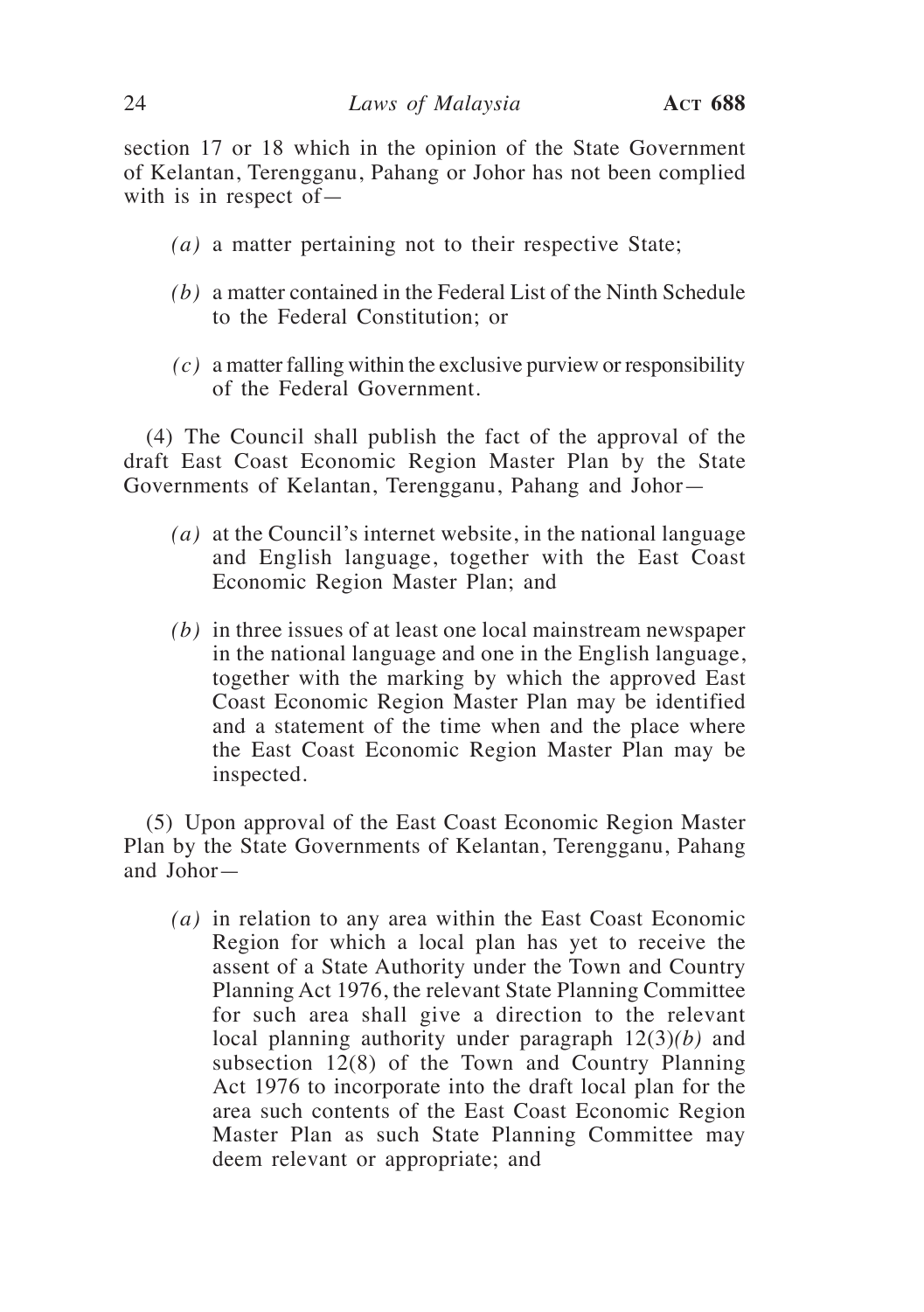section 17 or 18 which in the opinion of the State Government of Kelantan, Terengganu, Pahang or Johor has not been complied with is in respect of—

*(a)* a matter pertaining not to their respective State;

*(b)* a matter contained in the Federal List of the Ninth Schedule to the Federal Constitution; or

*(c)* a matter falling within the exclusive purview or responsibility of the Federal Government.

(4) The Council shall publish the fact of the approval of the draft East Coast Economic Region Master Plan by the State Governments of Kelantan, Terengganu, Pahang and Johor—

*(a)* at the Council's internet website, in the national language and English language, together with the East Coast Economic Region Master Plan; and

*(b)* in three issues of at least one local mainstream newspaper in the national language and one in the English language, together with the marking by which the approved East Coast Economic Region Master Plan may be identified and a statement of the time when and the place where the East Coast Economic Region Master Plan may be inspected.

(5) Upon approval of the East Coast Economic Region Master Plan by the State Governments of Kelantan, Terengganu, Pahang and Johor—

*(a)* in relation to any area within the East Coast Economic Region for which a local plan has yet to receive the assent of a State Authority under the Town and Country Planning Act 1976, the relevant State Planning Committee for such area shall give a direction to the relevant local planning authority under paragraph 12(3)*(b)* and subsection 12(8) of the Town and Country Planning Act 1976 to incorporate into the draft local plan for the area such contents of the East Coast Economic Region Master Plan as such State Planning Committee may deem relevant or appropriate; and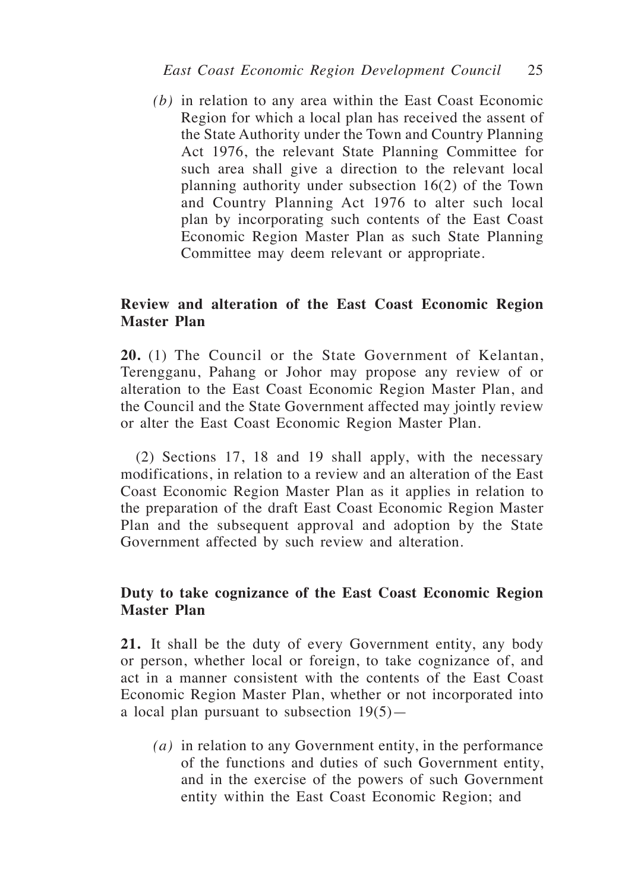*(b)* in relation to any area within the East Coast Economic Region for which a local plan has received the assent of the State Authority under the Town and Country Planning Act 1976, the relevant State Planning Committee for such area shall give a direction to the relevant local planning authority under subsection 16(2) of the Town and Country Planning Act 1976 to alter such local plan by incorporating such contents of the East Coast Economic Region Master Plan as such State Planning Committee may deem relevant or appropriate.

### Review and alteration of the East Coast Economic Region Master Plan

**20.** (1) The Council or the State Government of Kelantan, Terengganu, Pahang or Johor may propose any review of or alteration to the East Coast Economic Region Master Plan, and the Council and the State Government affected may jointly review or alter the East Coast Economic Region Master Plan.

(2) Sections 17, 18 and 19 shall apply, with the necessary modifications, in relation to a review and an alteration of the East Coast Economic Region Master Plan as it applies in relation to the preparation of the draft East Coast Economic Region Master Plan and the subsequent approval and adoption by the State Government affected by such review and alteration.

### Duty to take cognizance of the East Coast Economic Region Master Plan

**21.** It shall be the duty of every Government entity, any body or person, whether local or foreign, to take cognizance of, and act in a manner consistent with the contents of the East Coast Economic Region Master Plan, whether or not incorporated into a local plan pursuant to subsection 19(5)—

*(a)* in relation to any Government entity, in the performance of the functions and duties of such Government entity, and in the exercise of the powers of such Government entity within the East Coast Economic Region; and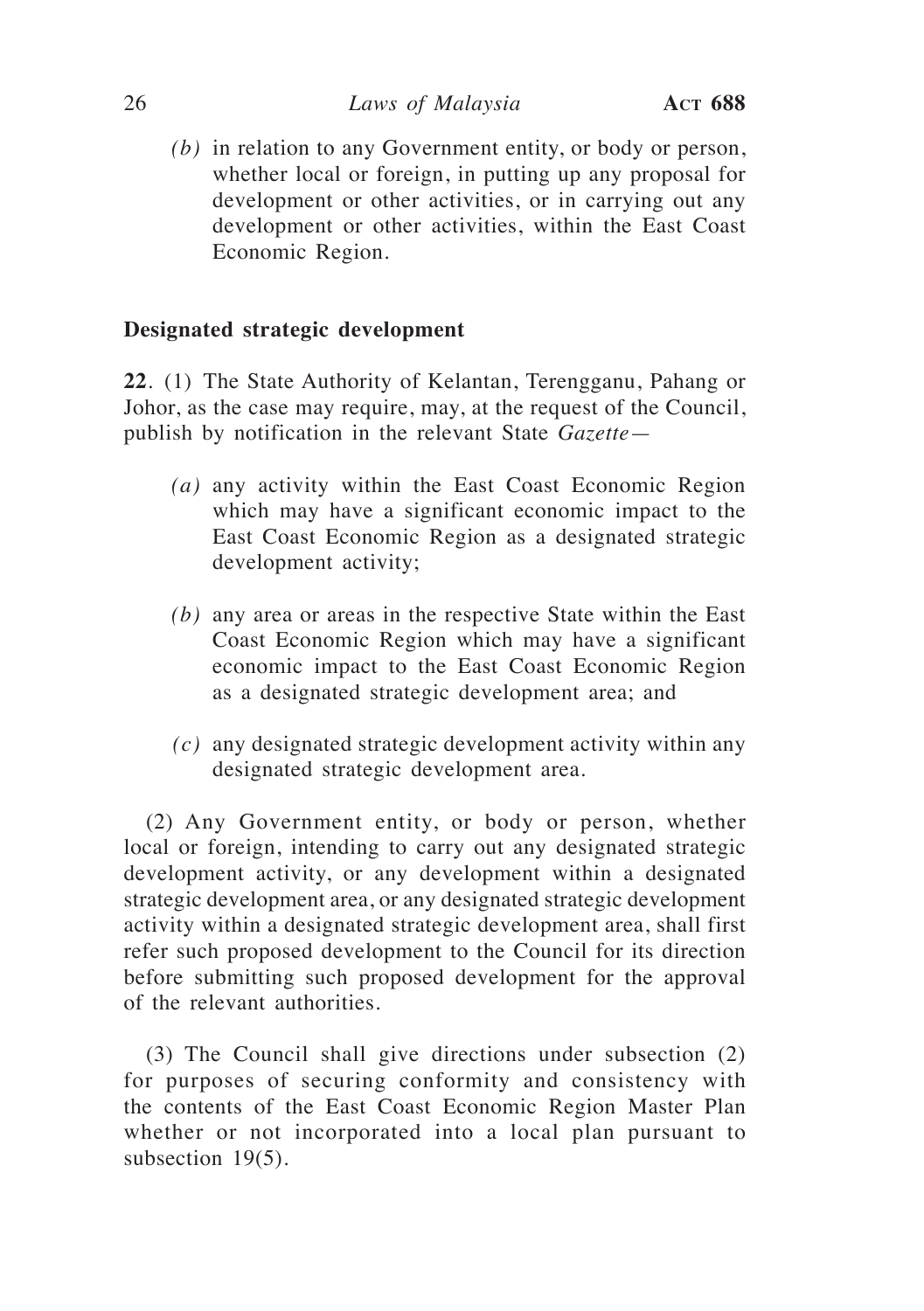*(b)* in relation to any Government entity, or body or person, whether local or foreign, in putting up any proposal for development or other activities, or in carrying out any development or other activities, within the East Coast Economic Region.

**Designated strategic development**

**22**. (1) The State Authority of Kelantan, Terengganu, Pahang or Johor, as the case may require, may, at the request of the Council, publish by notification in the relevant State *Gazette*—

*(a)* any activity within the East Coast Economic Region which may have a significant economic impact to the East Coast Economic Region as a designated strategic development activity;

*(b)* any area or areas in the respective State within the East Coast Economic Region which may have a significant economic impact to the East Coast Economic Region as a designated strategic development area; and

*(c)* any designated strategic development activity within any designated strategic development area.

(2) Any Government entity, or body or person, whether local or foreign, intending to carry out any designated strategic development activity, or any development within a designated strategic development area, or any designated strategic development activity within a designated strategic development area, shall first refer such proposed development to the Council for its direction before submitting such proposed development for the approval of the relevant authorities.

(3) The Council shall give directions under subsection (2) for purposes of securing conformity and consistency with the contents of the East Coast Economic Region Master Plan whether or not incorporated into a local plan pursuant to subsection 19(5).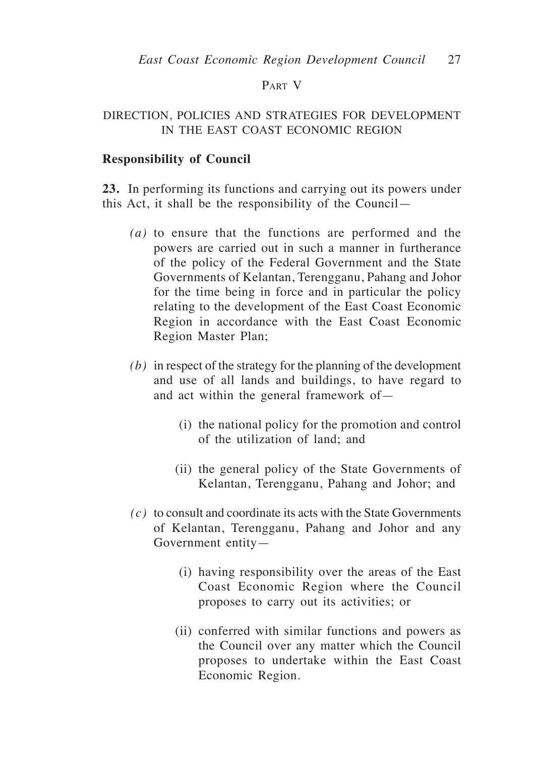## Part V

## DIRECTION, POLICIES AND STRATEGIES FOR DEVELOPMENT IN THE EAST COAST ECONOMIC REGION

**Responsibility of Council**

**23.** In performing its functions and carrying out its powers under this Act, it shall be the responsibility of the Council—

*(a)* to ensure that the functions are performed and the powers are carried out in such a manner in furtherance of the policy of the Federal Government and the State Governments of Kelantan, Terengganu, Pahang and Johor for the time being in force and in particular the policy relating to the development of the East Coast Economic Region in accordance with the East Coast Economic Region Master Plan;

*(b)* in respect of the strategy for the planning of the development and use of all lands and buildings, to have regard to and act within the general framework of—

(i) the national policy for the promotion and control of the utilization of land; and

(ii) the general policy of the State Governments of Kelantan, Terengganu, Pahang and Johor; and

*(c)* to consult and coordinate its acts with the State Governments of Kelantan, Terengganu, Pahang and Johor and any Government entity—

(i) having responsibility over the areas of the East Coast Economic Region where the Council proposes to carry out its activities; or

(ii) conferred with similar functions and powers as the Council over any matter which the Council proposes to undertake within the East Coast Economic Region.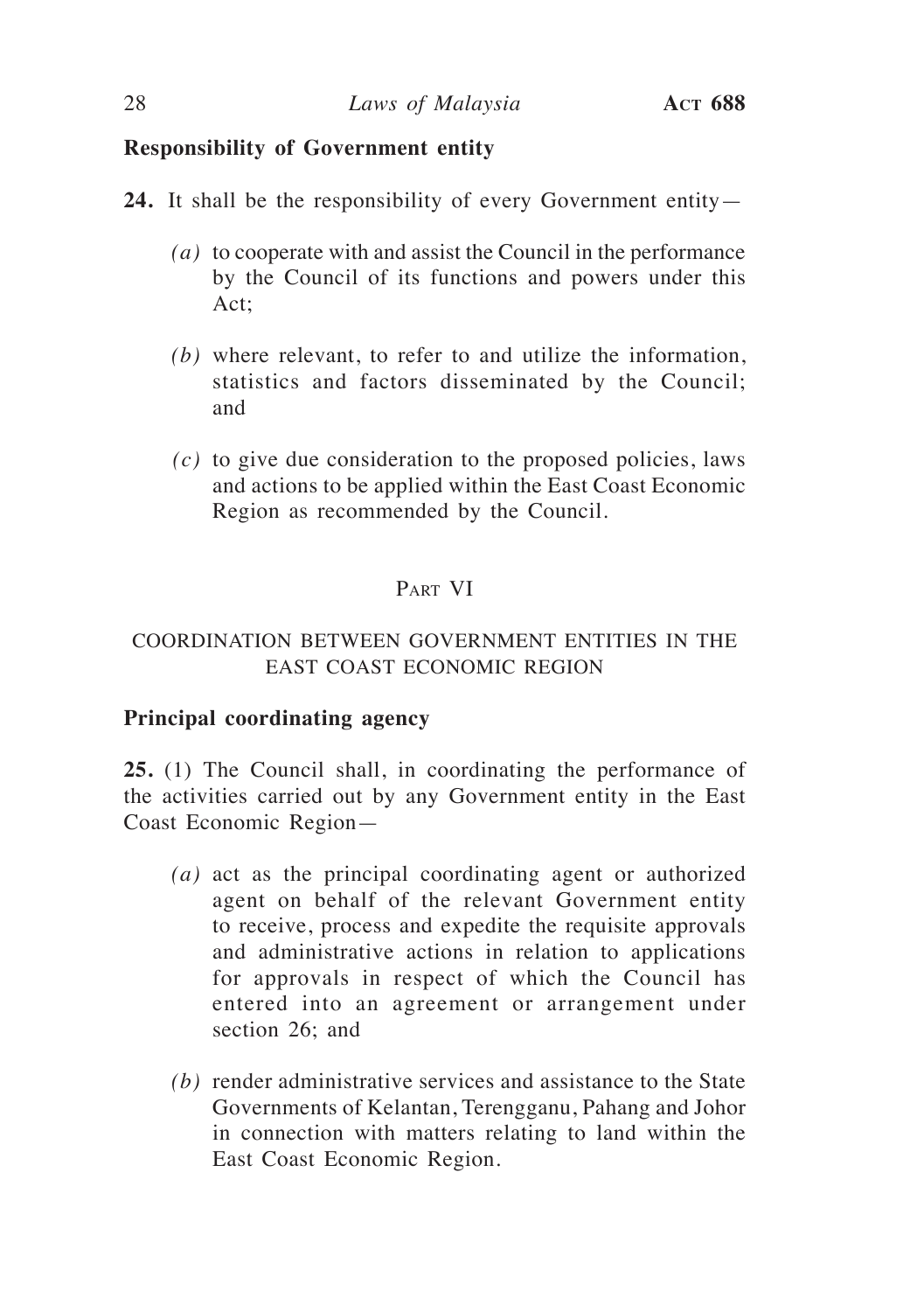**Responsibility of Government entity**

**24.** It shall be the responsibility of every Government entity—

*(a)* to cooperate with and assist the Council in the performance by the Council of its functions and powers under this Act;

*(b)* where relevant, to refer to and utilize the information, statistics and factors disseminated by the Council; and

*(c)* to give due consideration to the proposed policies, laws and actions to be applied within the East Coast Economic Region as recommended by the Council.

## Part VI

## COORDINATION BETWEEN GOVERNMENT ENTITIES IN THE EAST COAST ECONOMIC REGION

**Principal coordinating agency**

**25.** (1) The Council shall, in coordinating the performance of the activities carried out by any Government entity in the East Coast Economic Region—

*(a)* act as the principal coordinating agent or authorized agent on behalf of the relevant Government entity to receive, process and expedite the requisite approvals and administrative actions in relation to applications for approvals in respect of which the Council has entered into an agreement or arrangement under section 26; and

*(b)* render administrative services and assistance to the State Governments of Kelantan, Terengganu, Pahang and Johor in connection with matters relating to land within the East Coast Economic Region.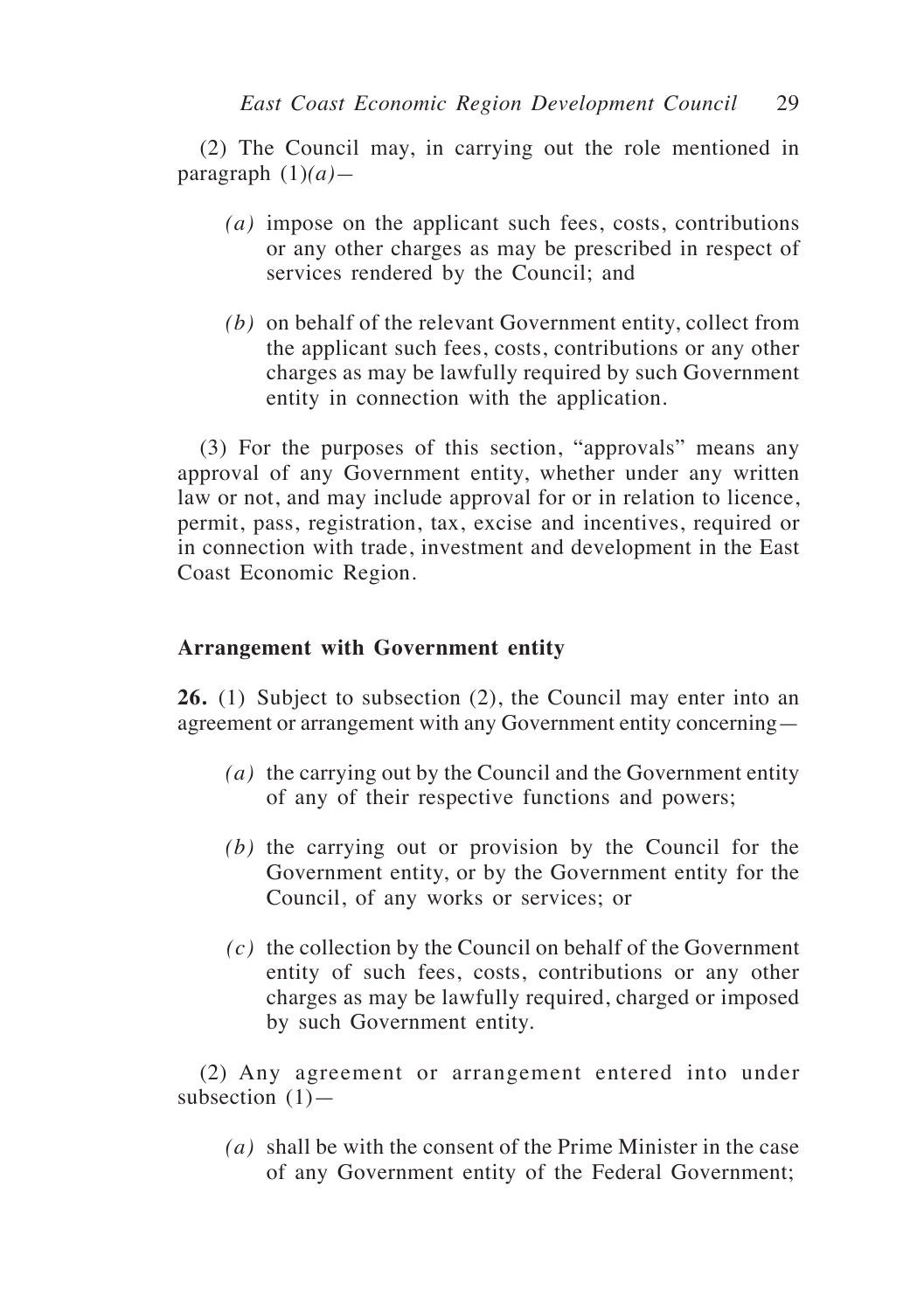(2) The Council may, in carrying out the role mentioned in paragraph (1)*(a)*—

*(a)* impose on the applicant such fees, costs, contributions or any other charges as may be prescribed in respect of services rendered by the Council; and

*(b)* on behalf of the relevant Government entity, collect from the applicant such fees, costs, contributions or any other charges as may be lawfully required by such Government entity in connection with the application.

(3) For the purposes of this section, "approvals" means any approval of any Government entity, whether under any written law or not, and may include approval for or in relation to licence, permit, pass, registration, tax, excise and incentives, required or in connection with trade, investment and development in the East Coast Economic Region.

**Arrangement with Government entity**

**26.** (1) Subject to subsection (2), the Council may enter into an agreement or arrangement with any Government entity concerning—

*(a)* the carrying out by the Council and the Government entity of any of their respective functions and powers;

*(b)* the carrying out or provision by the Council for the Government entity, or by the Government entity for the Council, of any works or services; or

*(c)* the collection by the Council on behalf of the Government entity of such fees, costs, contributions or any other charges as may be lawfully required, charged or imposed by such Government entity.

(2) Any agreement or arrangement entered into under subsection (1)—

*(a)* shall be with the consent of the Prime Minister in the case of any Government entity of the Federal Government;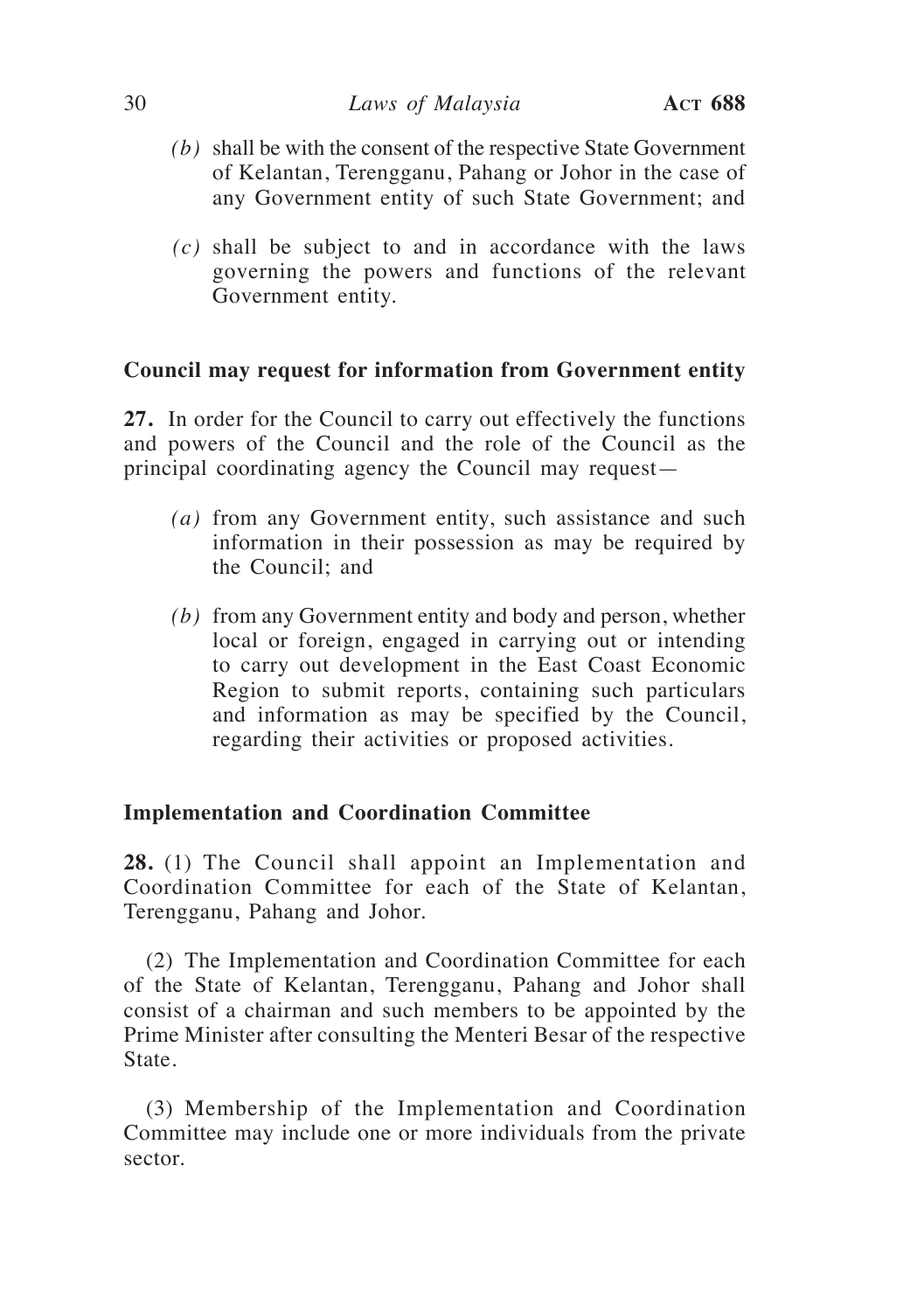*(b)* shall be with the consent of the respective State Government of Kelantan, Terengganu, Pahang or Johor in the case of any Government entity of such State Government; and

*(c)* shall be subject to and in accordance with the laws governing the powers and functions of the relevant Government entity.

**Council may request for information from Government entity**

**27.** In order for the Council to carry out effectively the functions and powers of the Council and the role of the Council as the principal coordinating agency the Council may request—

*(a)* from any Government entity, such assistance and such information in their possession as may be required by the Council; and

*(b)* from any Government entity and body and person, whether local or foreign, engaged in carrying out or intending to carry out development in the East Coast Economic Region to submit reports, containing such particulars and information as may be specified by the Council, regarding their activities or proposed activities.

**Implementation and Coordination Committee**

**28.** (1) The Council shall appoint an Implementation and Coordination Committee for each of the State of Kelantan, Terengganu, Pahang and Johor.

(2) The Implementation and Coordination Committee for each of the State of Kelantan, Terengganu, Pahang and Johor shall consist of a chairman and such members to be appointed by the Prime Minister after consulting the Menteri Besar of the respective State.

(3) Membership of the Implementation and Coordination Committee may include one or more individuals from the private sector.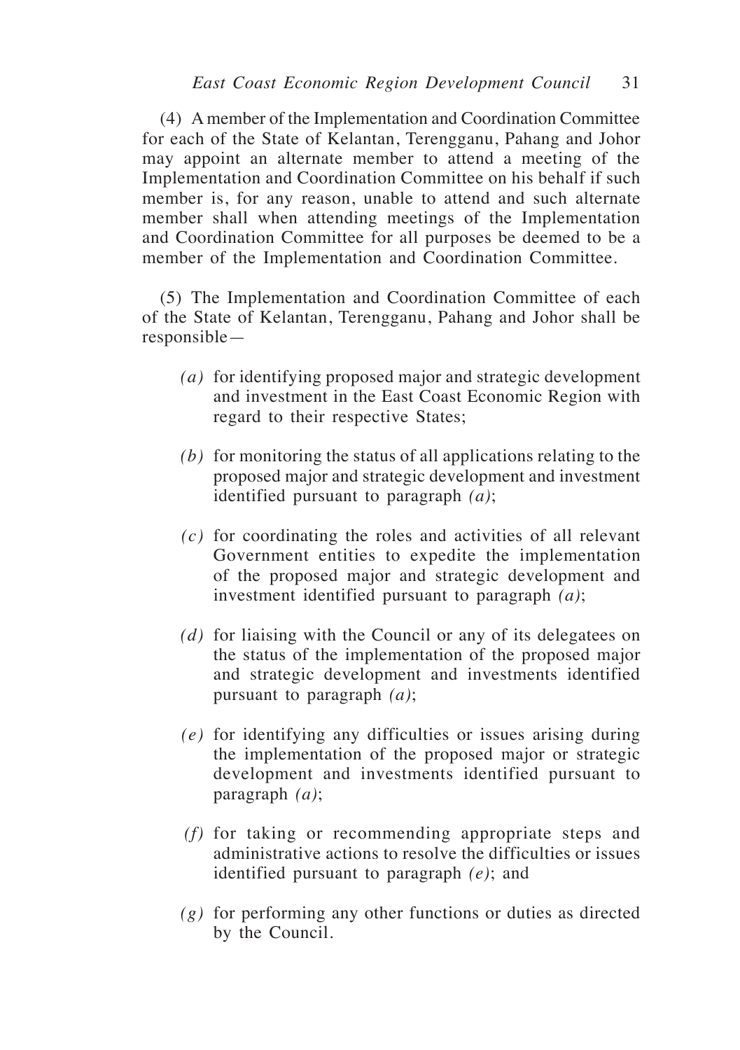(4) A member of the Implementation and Coordination Committee for each of the State of Kelantan, Terengganu, Pahang and Johor may appoint an alternate member to attend a meeting of the Implementation and Coordination Committee on his behalf if such member is, for any reason, unable to attend and such alternate member shall when attending meetings of the Implementation and Coordination Committee for all purposes be deemed to be a member of the Implementation and Coordination Committee.

(5) The Implementation and Coordination Committee of each of the State of Kelantan, Terengganu, Pahang and Johor shall be responsible—

*(a)* for identifying proposed major and strategic development and investment in the East Coast Economic Region with regard to their respective States;

*(b)* for monitoring the status of all applications relating to the proposed major and strategic development and investment identified pursuant to paragraph *(a)*;

*(c)* for coordinating the roles and activities of all relevant Government entities to expedite the implementation of the proposed major and strategic development and investment identified pursuant to paragraph *(a)*;

*(d)* for liaising with the Council or any of its delegatees on the status of the implementation of the proposed major and strategic development and investments identified pursuant to paragraph *(a)*;

*(e)* for identifying any difficulties or issues arising during the implementation of the proposed major or strategic development and investments identified pursuant to paragraph *(a)*;

*(f)* for taking or recommending appropriate steps and administrative actions to resolve the difficulties or issues identified pursuant to paragraph *(e)*; and

*(g)* for performing any other functions or duties as directed by the Council.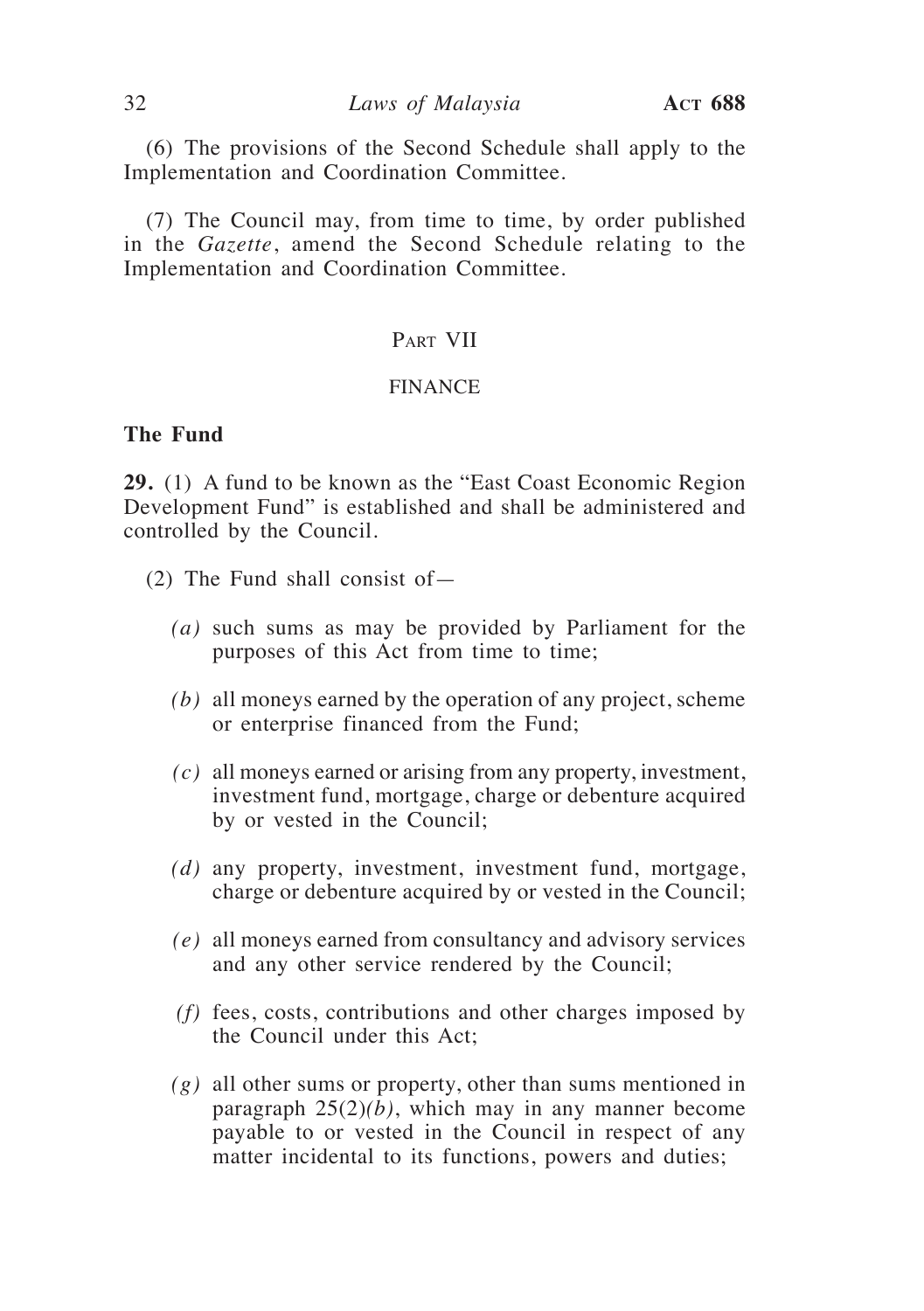(6) The provisions of the Second Schedule shall apply to the Implementation and Coordination Committee.

(7) The Council may, from time to time, by order published in the *Gazette*, amend the Second Schedule relating to the Implementation and Coordination Committee.

## Part VII

## FINANCE

**The Fund**

**29.** (1) A fund to be known as the "East Coast Economic Region Development Fund" is established and shall be administered and controlled by the Council.

(2) The Fund shall consist of—

*(a)* such sums as may be provided by Parliament for the purposes of this Act from time to time;

*(b)* all moneys earned by the operation of any project, scheme or enterprise financed from the Fund;

*(c)* all moneys earned or arising from any property, investment, investment fund, mortgage, charge or debenture acquired by or vested in the Council;

*(d)* any property, investment, investment fund, mortgage, charge or debenture acquired by or vested in the Council;

*(e)* all moneys earned from consultancy and advisory services and any other service rendered by the Council;

*(f)* fees, costs, contributions and other charges imposed by the Council under this Act;

*(g)* all other sums or property, other than sums mentioned in paragraph 25(2)*(b)*, which may in any manner become payable to or vested in the Council in respect of any matter incidental to its functions, powers and duties;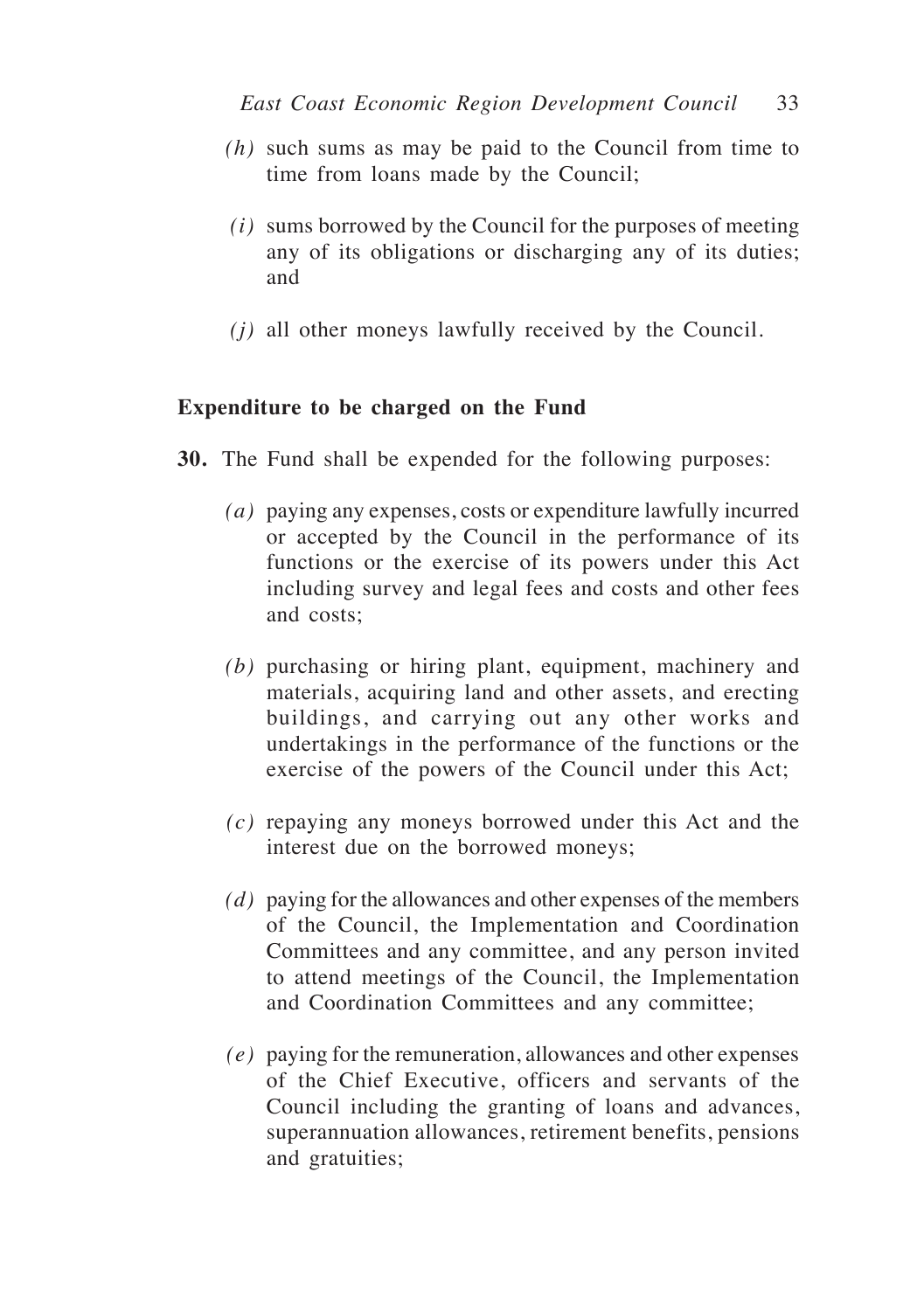*(h)* such sums as may be paid to the Council from time to time from loans made by the Council;

*(i)* sums borrowed by the Council for the purposes of meeting any of its obligations or discharging any of its duties; and

*(j)* all other moneys lawfully received by the Council.

**Expenditure to be charged on the Fund**

**30.** The Fund shall be expended for the following purposes:

*(a)* paying any expenses, costs or expenditure lawfully incurred or accepted by the Council in the performance of its functions or the exercise of its powers under this Act including survey and legal fees and costs and other fees and costs;

*(b)* purchasing or hiring plant, equipment, machinery and materials, acquiring land and other assets, and erecting buildings, and carrying out any other works and undertakings in the performance of the functions or the exercise of the powers of the Council under this Act;

*(c)* repaying any moneys borrowed under this Act and the interest due on the borrowed moneys;

*(d)* paying for the allowances and other expenses of the members of the Council, the Implementation and Coordination Committees and any committee, and any person invited to attend meetings of the Council, the Implementation and Coordination Committees and any committee;

*(e)* paying for the remuneration, allowances and other expenses of the Chief Executive, officers and servants of the Council including the granting of loans and advances, superannuation allowances, retirement benefits, pensions and gratuities;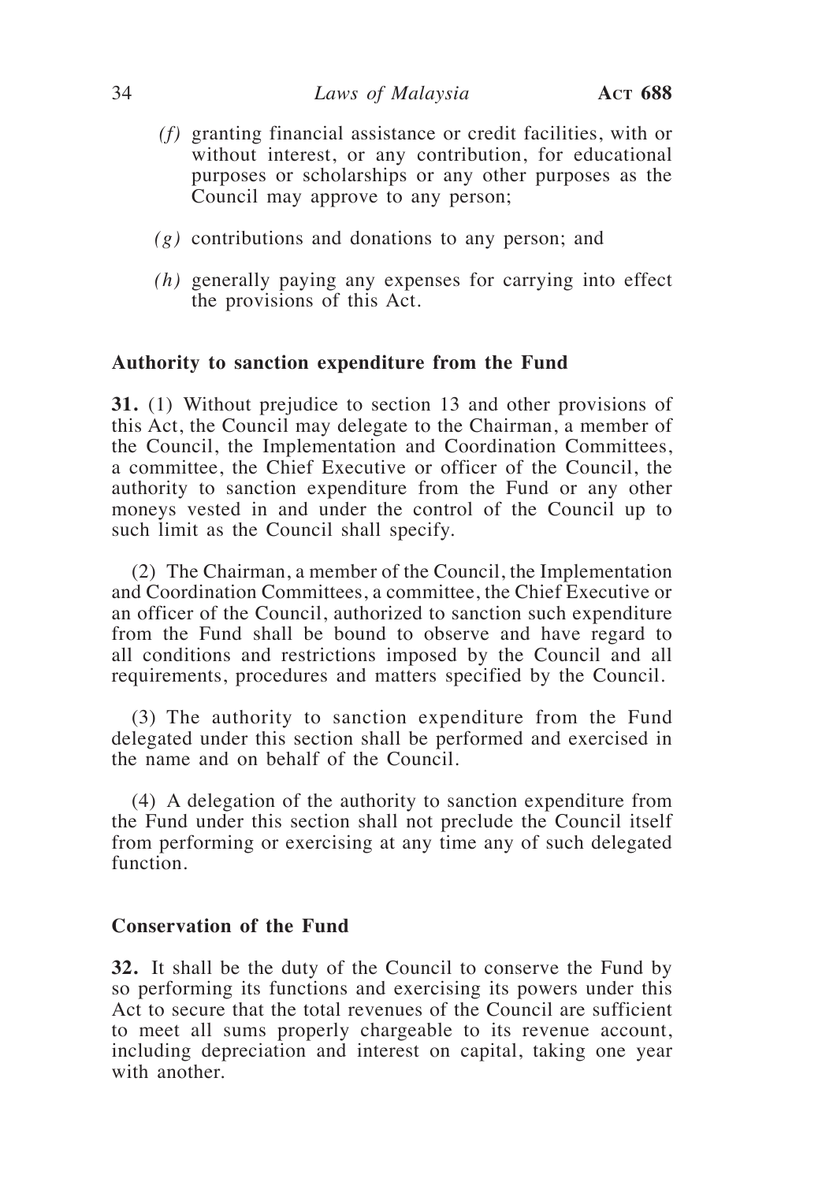*(f)* granting financial assistance or credit facilities, with or without interest, or any contribution, for educational purposes or scholarships or any other purposes as the Council may approve to any person;

*(g)* contributions and donations to any person; and

*(h)* generally paying any expenses for carrying into effect the provisions of this Act.

**Authority to sanction expenditure from the Fund**

**31.** (1) Without prejudice to section 13 and other provisions of this Act, the Council may delegate to the Chairman, a member of the Council, the Implementation and Coordination Committees, a committee, the Chief Executive or officer of the Council, the authority to sanction expenditure from the Fund or any other moneys vested in and under the control of the Council up to such limit as the Council shall specify.

(2) The Chairman, a member of the Council, the Implementation and Coordination Committees, a committee, the Chief Executive or an officer of the Council, authorized to sanction such expenditure from the Fund shall be bound to observe and have regard to all conditions and restrictions imposed by the Council and all requirements, procedures and matters specified by the Council.

(3) The authority to sanction expenditure from the Fund delegated under this section shall be performed and exercised in the name and on behalf of the Council.

(4) A delegation of the authority to sanction expenditure from the Fund under this section shall not preclude the Council itself from performing or exercising at any time any of such delegated function.

**Conservation of the Fund**

**32.** It shall be the duty of the Council to conserve the Fund by so performing its functions and exercising its powers under this Act to secure that the total revenues of the Council are sufficient to meet all sums properly chargeable to its revenue account, including depreciation and interest on capital, taking one year with another.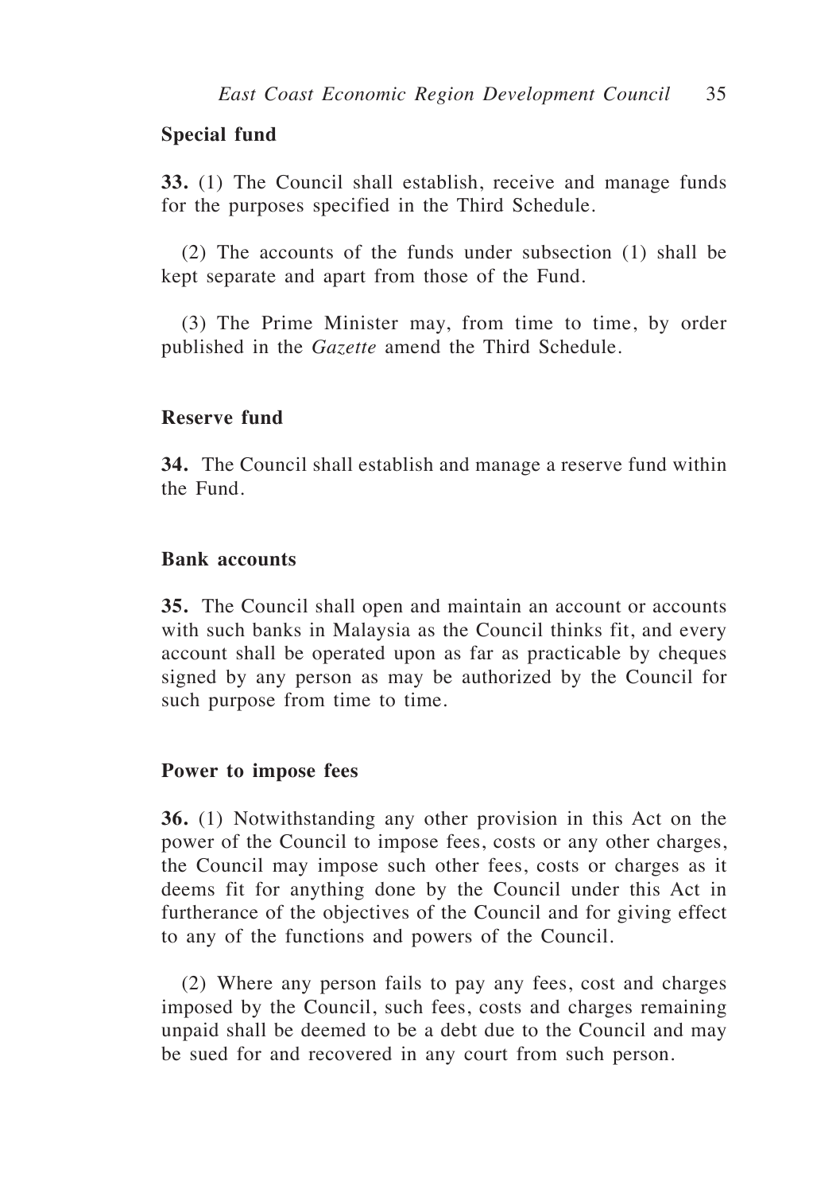### Special fund

**33.** (1) The Council shall establish, receive and manage funds for the purposes specified in the Third Schedule.

(2) The accounts of the funds under subsection (1) shall be kept separate and apart from those of the Fund.

(3) The Prime Minister may, from time to time, by order published in the *Gazette* amend the Third Schedule.

### Reserve fund

**34.** The Council shall establish and manage a reserve fund within the Fund.

### Bank accounts

**35.** The Council shall open and maintain an account or accounts with such banks in Malaysia as the Council thinks fit, and every account shall be operated upon as far as practicable by cheques signed by any person as may be authorized by the Council for such purpose from time to time.

### Power to impose fees

**36.** (1) Notwithstanding any other provision in this Act on the power of the Council to impose fees, costs or any other charges, the Council may impose such other fees, costs or charges as it deems fit for anything done by the Council under this Act in furtherance of the objectives of the Council and for giving effect to any of the functions and powers of the Council.

(2) Where any person fails to pay any fees, cost and charges imposed by the Council, such fees, costs and charges remaining unpaid shall be deemed to be a debt due to the Council and may be sued for and recovered in any court from such person.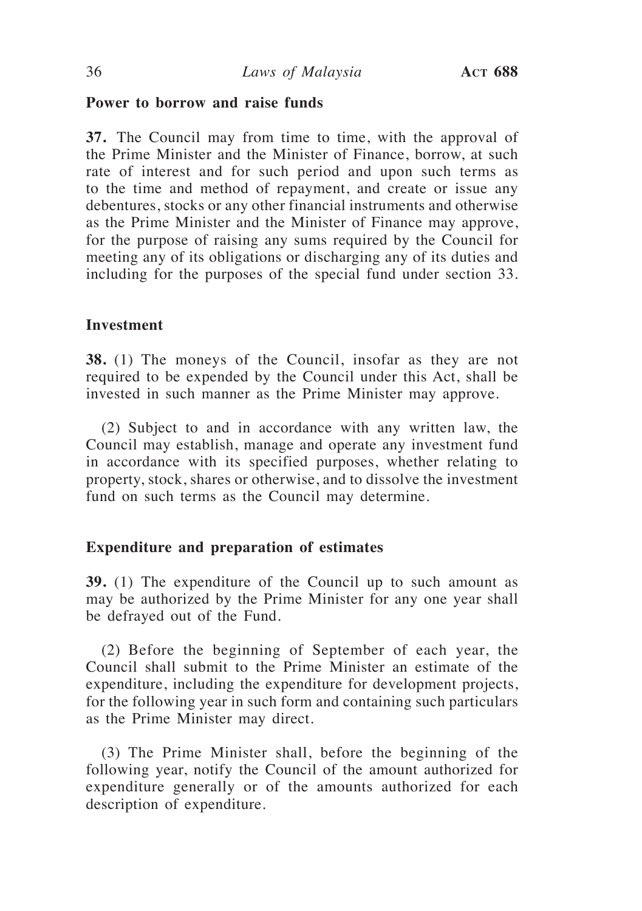**Power to borrow and raise funds**

**37.** The Council may from time to time, with the approval of the Prime Minister and the Minister of Finance, borrow, at such rate of interest and for such period and upon such terms as to the time and method of repayment, and create or issue any debentures, stocks or any other financial instruments and otherwise as the Prime Minister and the Minister of Finance may approve, for the purpose of raising any sums required by the Council for meeting any of its obligations or discharging any of its duties and including for the purposes of the special fund under section 33.

**Investment**

**38.** (1) The moneys of the Council, insofar as they are not required to be expended by the Council under this Act, shall be invested in such manner as the Prime Minister may approve.

(2) Subject to and in accordance with any written law, the Council may establish, manage and operate any investment fund in accordance with its specified purposes, whether relating to property, stock, shares or otherwise, and to dissolve the investment fund on such terms as the Council may determine.

**Expenditure and preparation of estimates**

**39.** (1) The expenditure of the Council up to such amount as may be authorized by the Prime Minister for any one year shall be defrayed out of the Fund.

(2) Before the beginning of September of each year, the Council shall submit to the Prime Minister an estimate of the expenditure, including the expenditure for development projects, for the following year in such form and containing such particulars as the Prime Minister may direct.

(3) The Prime Minister shall, before the beginning of the following year, notify the Council of the amount authorized for expenditure generally or of the amounts authorized for each description of expenditure.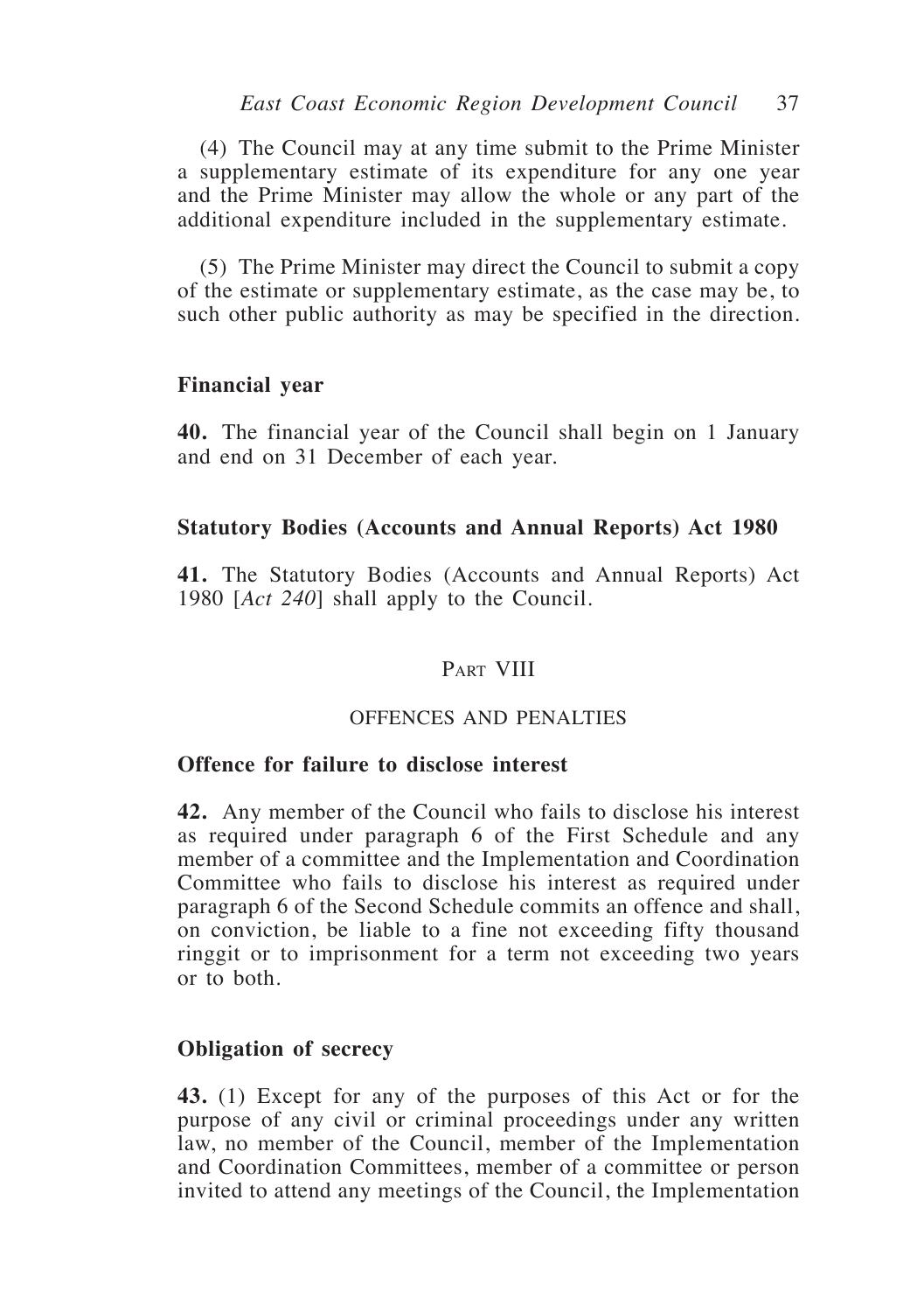(4) The Council may at any time submit to the Prime Minister a supplementary estimate of its expenditure for any one year and the Prime Minister may allow the whole or any part of the additional expenditure included in the supplementary estimate.

(5) The Prime Minister may direct the Council to submit a copy of the estimate or supplementary estimate, as the case may be, to such other public authority as may be specified in the direction.

**Financial year**

**40.** The financial year of the Council shall begin on 1 January and end on 31 December of each year.

**Statutory Bodies (Accounts and Annual Reports) Act 1980**

**41.** The Statutory Bodies (Accounts and Annual Reports) Act 1980 [*Act 240*] shall apply to the Council.

## Part VIII

## OFFENCES AND PENALTIES

**Offence for failure to disclose interest**

**42.** Any member of the Council who fails to disclose his interest as required under paragraph 6 of the First Schedule and any member of a committee and the Implementation and Coordination Committee who fails to disclose his interest as required under paragraph 6 of the Second Schedule commits an offence and shall, on conviction, be liable to a fine not exceeding fifty thousand ringgit or to imprisonment for a term not exceeding two years or to both.

**Obligation of secrecy**

**43.** (1) Except for any of the purposes of this Act or for the purpose of any civil or criminal proceedings under any written law, no member of the Council, member of the Implementation and Coordination Committees, member of a committee or person invited to attend any meetings of the Council, the Implementation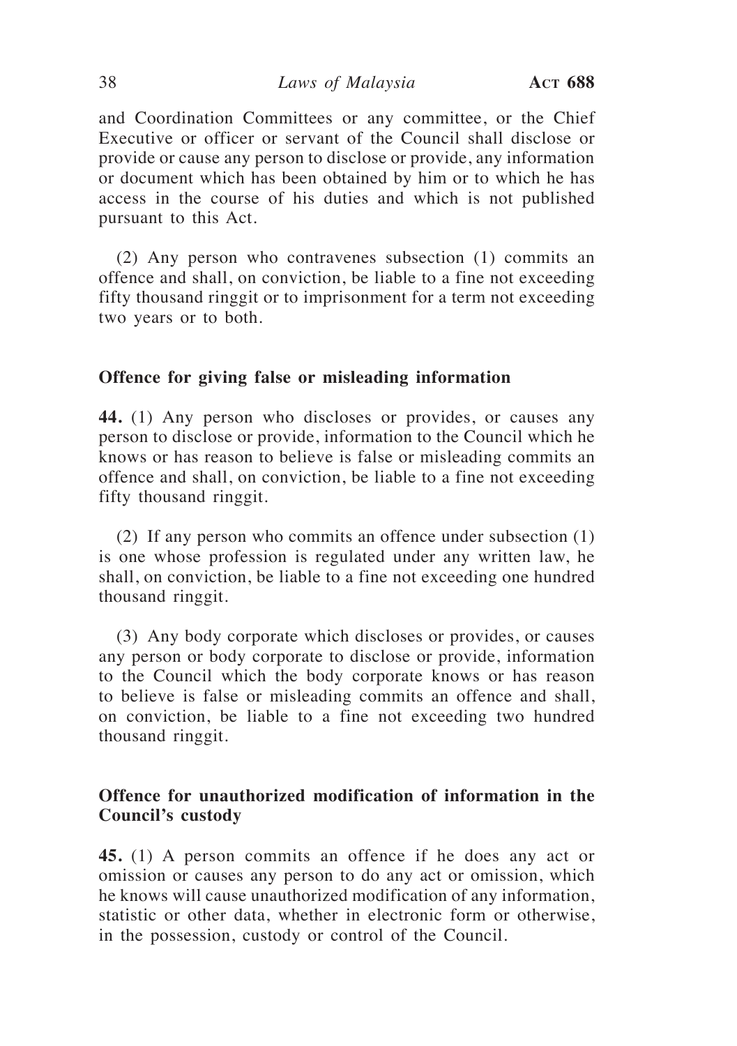and Coordination Committees or any committee, or the Chief Executive or officer or servant of the Council shall disclose or provide or cause any person to disclose or provide, any information or document which has been obtained by him or to which he has access in the course of his duties and which is not published pursuant to this Act.

(2) Any person who contravenes subsection (1) commits an offence and shall, on conviction, be liable to a fine not exceeding fifty thousand ringgit or to imprisonment for a term not exceeding two years or to both.

**Offence for giving false or misleading information**

**44.** (1) Any person who discloses or provides, or causes any person to disclose or provide, information to the Council which he knows or has reason to believe is false or misleading commits an offence and shall, on conviction, be liable to a fine not exceeding fifty thousand ringgit.

(2) If any person who commits an offence under subsection (1) is one whose profession is regulated under any written law, he shall, on conviction, be liable to a fine not exceeding one hundred thousand ringgit.

(3) Any body corporate which discloses or provides, or causes any person or body corporate to disclose or provide, information to the Council which the body corporate knows or has reason to believe is false or misleading commits an offence and shall, on conviction, be liable to a fine not exceeding two hundred thousand ringgit.

**Offence for unauthorized modification of information in the Council's custody**

**45.** (1) A person commits an offence if he does any act or omission or causes any person to do any act or omission, which he knows will cause unauthorized modification of any information, statistic or other data, whether in electronic form or otherwise, in the possession, custody or control of the Council.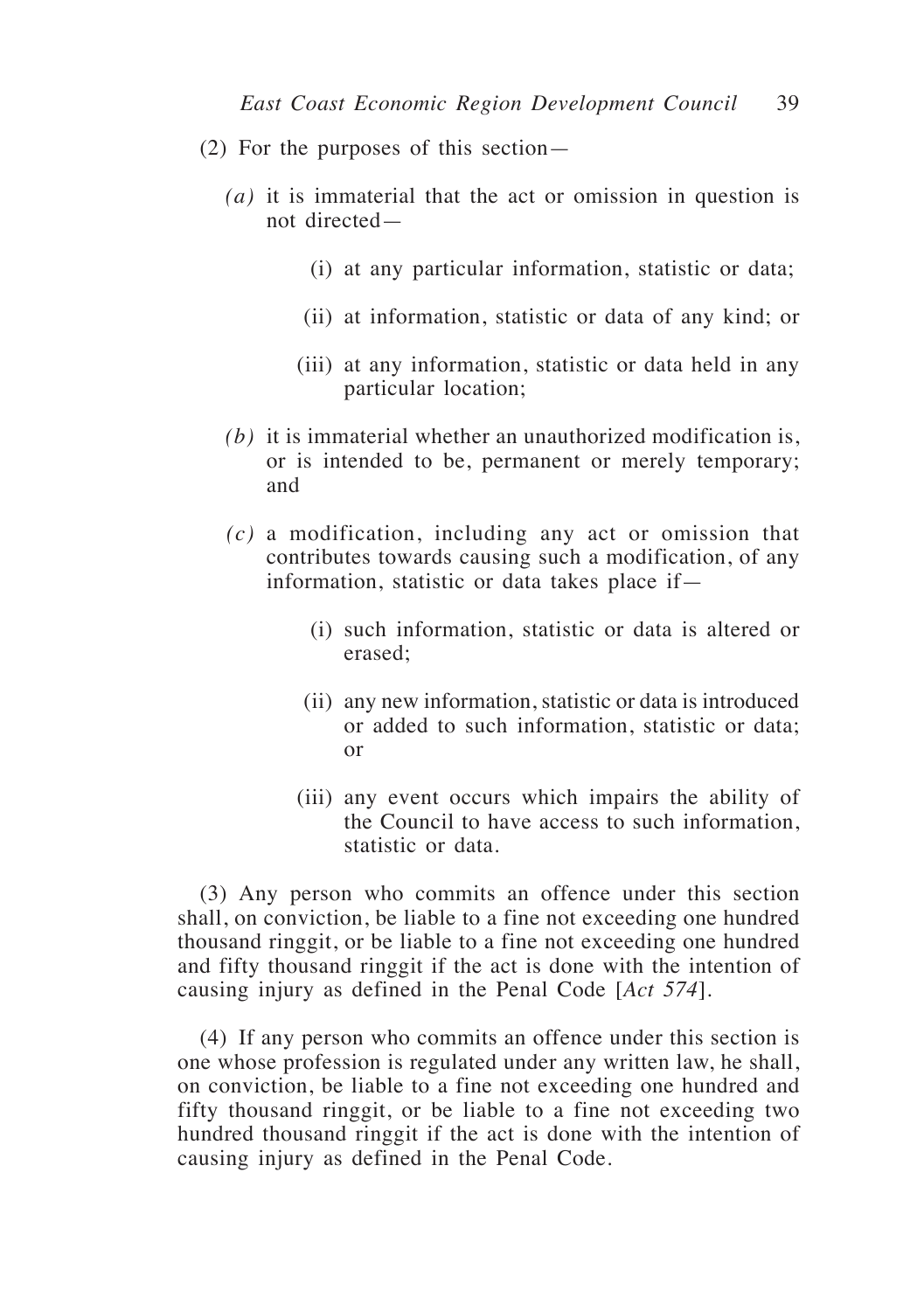(2) For the purposes of this section—

*(a)* it is immaterial that the act or omission in question is not directed—

(i) at any particular information, statistic or data;

(ii) at information, statistic or data of any kind; or

(iii) at any information, statistic or data held in any particular location;

*(b)* it is immaterial whether an unauthorized modification is, or is intended to be, permanent or merely temporary; and

*(c)* a modification, including any act or omission that contributes towards causing such a modification, of any information, statistic or data takes place if—

(i) such information, statistic or data is altered or erased;

(ii) any new information, statistic or data is introduced or added to such information, statistic or data; or

(iii) any event occurs which impairs the ability of the Council to have access to such information, statistic or data.

(3) Any person who commits an offence under this section shall, on conviction, be liable to a fine not exceeding one hundred thousand ringgit, or be liable to a fine not exceeding one hundred and fifty thousand ringgit if the act is done with the intention of causing injury as defined in the Penal Code [*Act 574*].

(4) If any person who commits an offence under this section is one whose profession is regulated under any written law, he shall, on conviction, be liable to a fine not exceeding one hundred and fifty thousand ringgit, or be liable to a fine not exceeding two hundred thousand ringgit if the act is done with the intention of causing injury as defined in the Penal Code.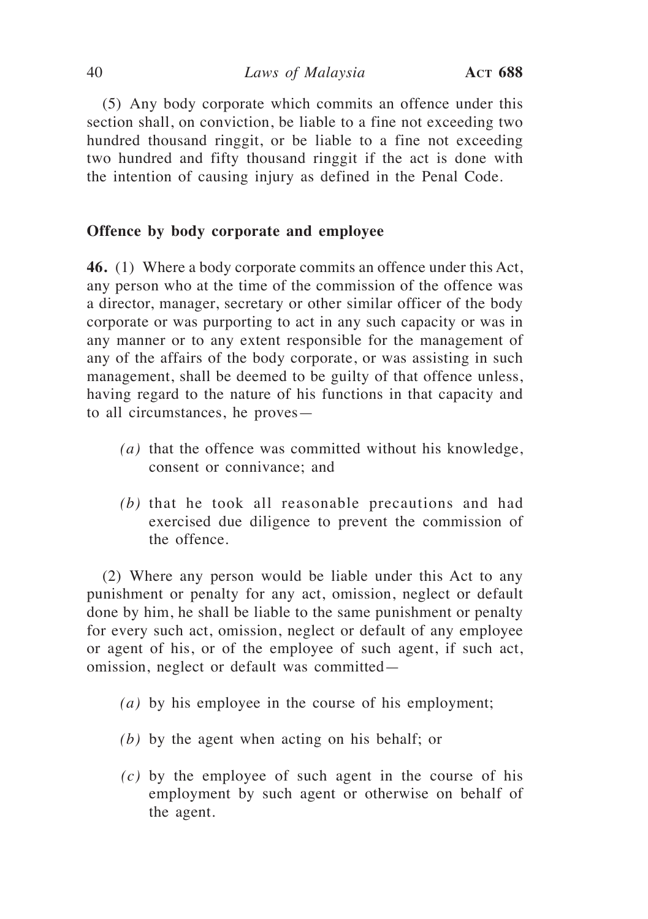(5) Any body corporate which commits an offence under this section shall, on conviction, be liable to a fine not exceeding two hundred thousand ringgit, or be liable to a fine not exceeding two hundred and fifty thousand ringgit if the act is done with the intention of causing injury as defined in the Penal Code.

**Offence by body corporate and employee**

**46.** (1) Where a body corporate commits an offence under this Act, any person who at the time of the commission of the offence was a director, manager, secretary or other similar officer of the body corporate or was purporting to act in any such capacity or was in any manner or to any extent responsible for the management of any of the affairs of the body corporate, or was assisting in such management, shall be deemed to be guilty of that offence unless, having regard to the nature of his functions in that capacity and to all circumstances, he proves—

*(a)* that the offence was committed without his knowledge, consent or connivance; and

*(b)* that he took all reasonable precautions and had exercised due diligence to prevent the commission of the offence.

(2) Where any person would be liable under this Act to any punishment or penalty for any act, omission, neglect or default done by him, he shall be liable to the same punishment or penalty for every such act, omission, neglect or default of any employee or agent of his, or of the employee of such agent, if such act, omission, neglect or default was committed—

*(a)* by his employee in the course of his employment;

*(b)* by the agent when acting on his behalf; or

*(c)* by the employee of such agent in the course of his employment by such agent or otherwise on behalf of the agent.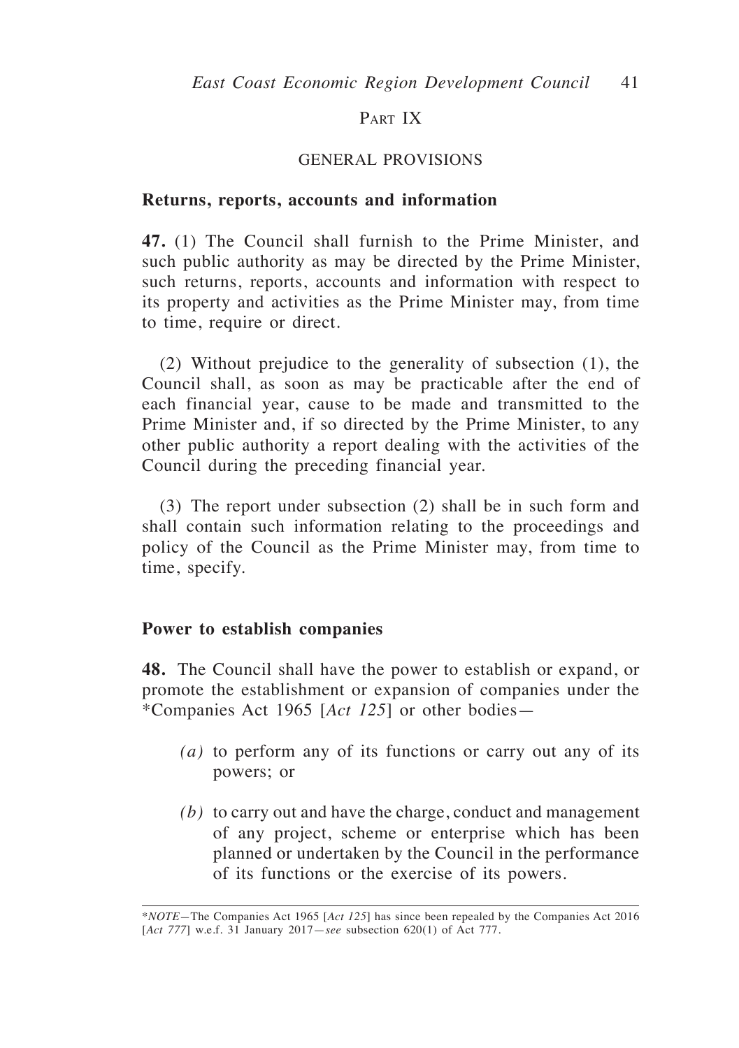## Part IX

## GENERAL PROVISIONS

### Returns, reports, accounts and information

**47.** (1) The Council shall furnish to the Prime Minister, and such public authority as may be directed by the Prime Minister, such returns, reports, accounts and information with respect to its property and activities as the Prime Minister may, from time to time, require or direct.

(2) Without prejudice to the generality of subsection (1), the Council shall, as soon as may be practicable after the end of each financial year, cause to be made and transmitted to the Prime Minister and, if so directed by the Prime Minister, to any other public authority a report dealing with the activities of the Council during the preceding financial year.

(3) The report under subsection (2) shall be in such form and shall contain such information relating to the proceedings and policy of the Council as the Prime Minister may, from time to time, specify.

### Power to establish companies

**48.** The Council shall have the power to establish or expand, or promote the establishment or expansion of companies under the *Companies Act 1965 [*Act 125*] or other bodies—

- *(a)* to perform any of its functions or carry out any of its powers; or
- *(b)* to carry out and have the charge, conduct and management of any project, scheme or enterprise which has been planned or undertaken by the Council in the performance of its functions or the exercise of its powers.

---

*\*NOTE*—The Companies Act 1965 [*Act 125*] has since been repealed by the Companies Act 2016 [*Act 777*] w.e.f. 31 January 2017—*see* subsection 620(1) of Act 777.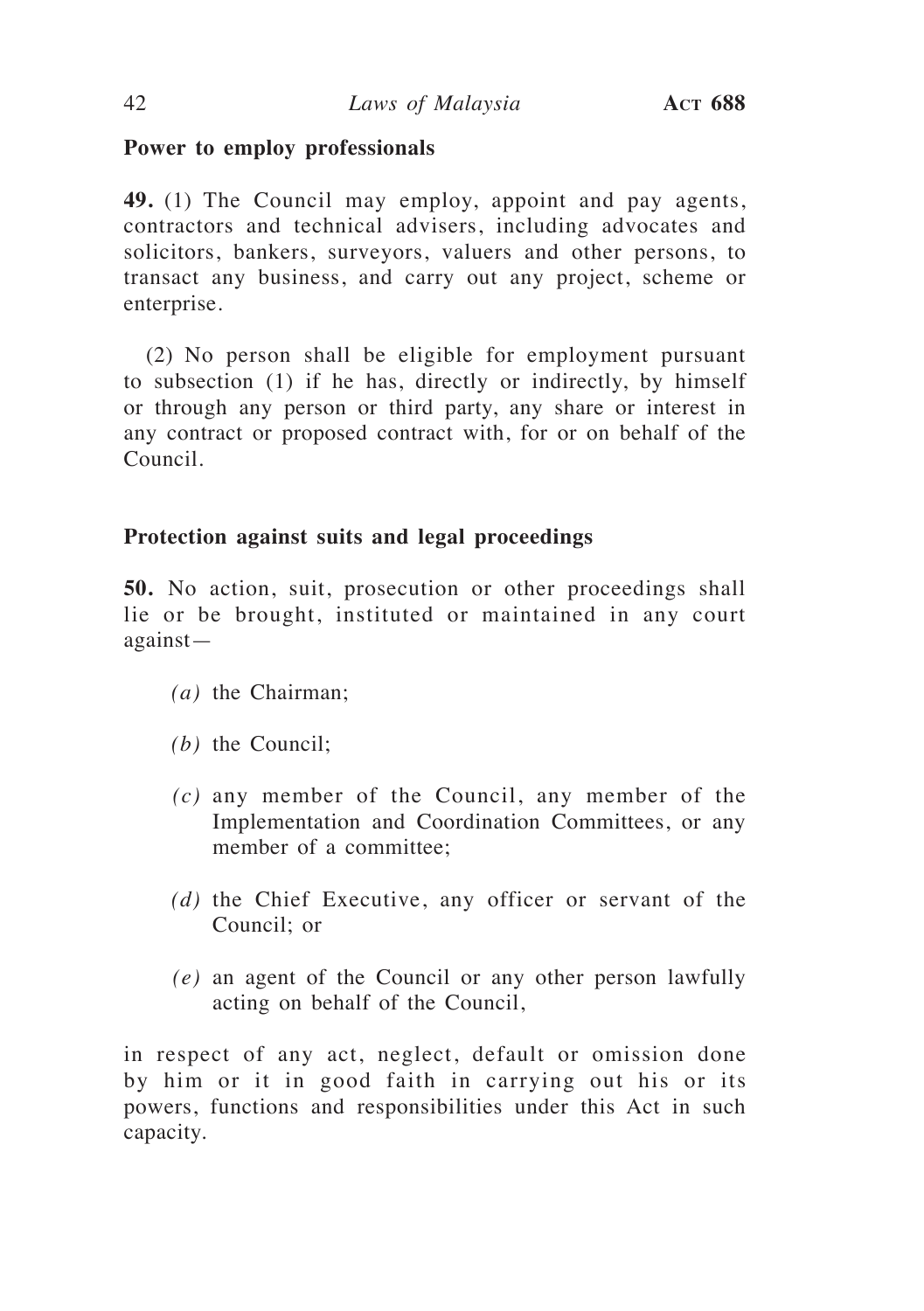**Power to employ professionals**

**49.** (1) The Council may employ, appoint and pay agents, contractors and technical advisers, including advocates and solicitors, bankers, surveyors, valuers and other persons, to transact any business, and carry out any project, scheme or enterprise.

(2) No person shall be eligible for employment pursuant to subsection (1) if he has, directly or indirectly, by himself or through any person or third party, any share or interest in any contract or proposed contract with, for or on behalf of the Council.

**Protection against suits and legal proceedings**

**50.** No action, suit, prosecution or other proceedings shall lie or be brought, instituted or maintained in any court against—

*(a)* the Chairman;

*(b)* the Council;

*(c)* any member of the Council, any member of the Implementation and Coordination Committees, or any member of a committee;

*(d)* the Chief Executive, any officer or servant of the Council; or

*(e)* an agent of the Council or any other person lawfully acting on behalf of the Council,

in respect of any act, neglect, default or omission done by him or it in good faith in carrying out his or its powers, functions and responsibilities under this Act in such capacity.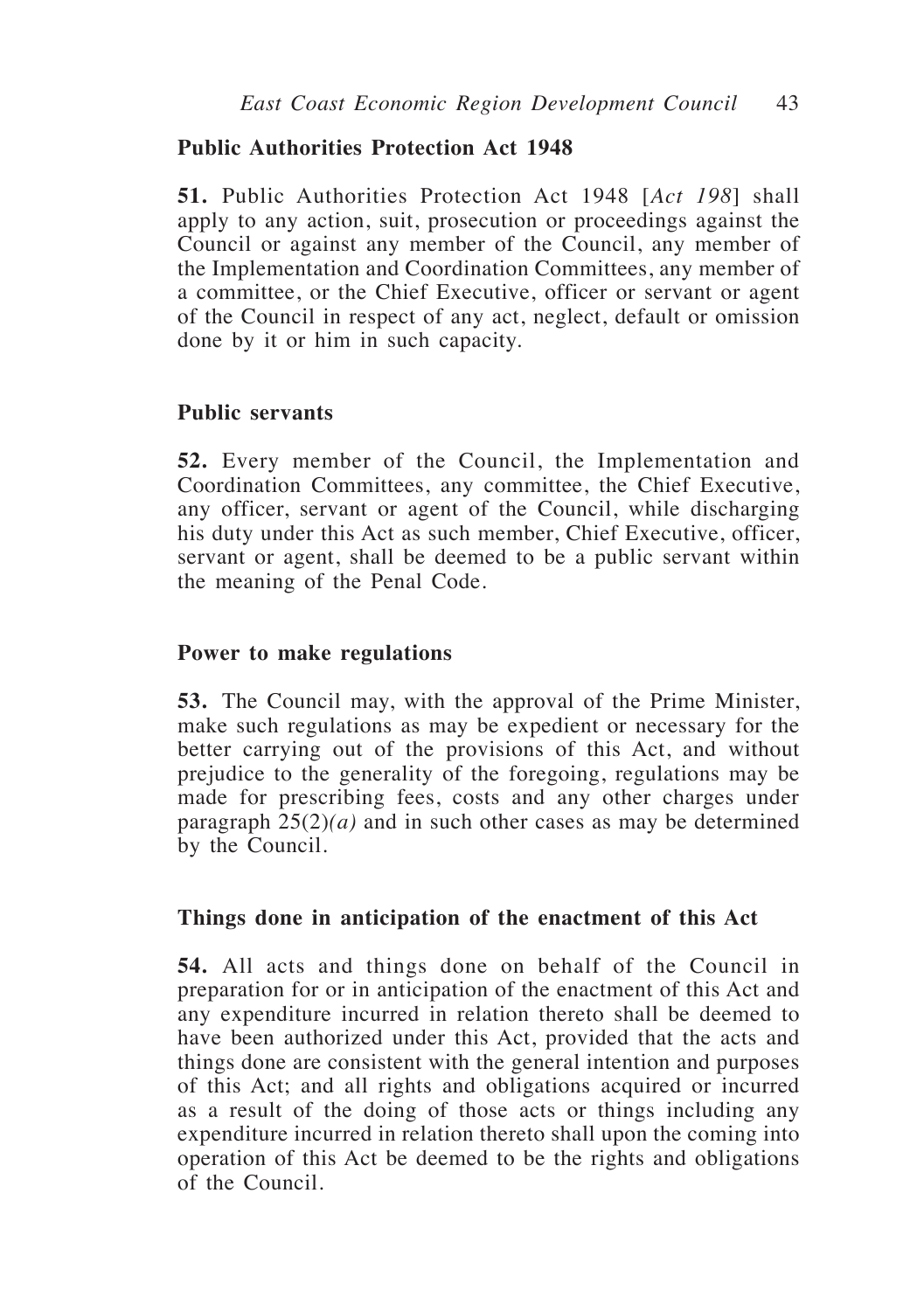### Public Authorities Protection Act 1948

**51.** Public Authorities Protection Act 1948 [*Act 198*] shall apply to any action, suit, prosecution or proceedings against the Council or against any member of the Council, any member of the Implementation and Coordination Committees, any member of a committee, or the Chief Executive, officer or servant or agent of the Council in respect of any act, neglect, default or omission done by it or him in such capacity.

### Public servants

**52.** Every member of the Council, the Implementation and Coordination Committees, any committee, the Chief Executive, any officer, servant or agent of the Council, while discharging his duty under this Act as such member, Chief Executive, officer, servant or agent, shall be deemed to be a public servant within the meaning of the Penal Code.

### Power to make regulations

**53.** The Council may, with the approval of the Prime Minister, make such regulations as may be expedient or necessary for the better carrying out of the provisions of this Act, and without prejudice to the generality of the foregoing, regulations may be made for prescribing fees, costs and any other charges under paragraph 25(2)*(a)* and in such other cases as may be determined by the Council.

### Things done in anticipation of the enactment of this Act

**54.** All acts and things done on behalf of the Council in preparation for or in anticipation of the enactment of this Act and any expenditure incurred in relation thereto shall be deemed to have been authorized under this Act, provided that the acts and things done are consistent with the general intention and purposes of this Act; and all rights and obligations acquired or incurred as a result of the doing of those acts or things including any expenditure incurred in relation thereto shall upon the coming into operation of this Act be deemed to be the rights and obligations of the Council.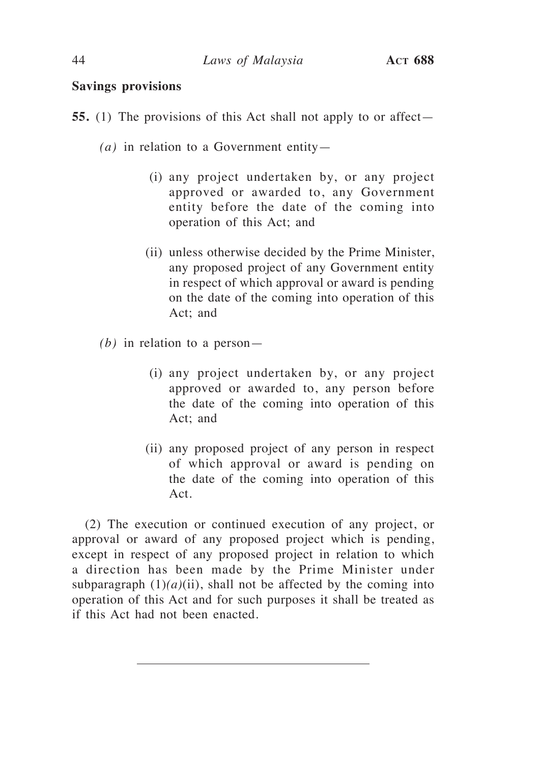**Savings provisions**

**55.** (1) The provisions of this Act shall not apply to or affect—

*(a)* in relation to a Government entity—

(i) any project undertaken by, or any project approved or awarded to, any Government entity before the date of the coming into operation of this Act; and

(ii) unless otherwise decided by the Prime Minister, any proposed project of any Government entity in respect of which approval or award is pending on the date of the coming into operation of this Act; and

*(b)* in relation to a person—

(i) any project undertaken by, or any project approved or awarded to, any person before the date of the coming into operation of this Act; and

(ii) any proposed project of any person in respect of which approval or award is pending on the date of the coming into operation of this Act.

(2) The execution or continued execution of any project, or approval or award of any proposed project which is pending, except in respect of any proposed project in relation to which a direction has been made by the Prime Minister under subparagraph (1)*(a)*(ii), shall not be affected by the coming into operation of this Act and for such purposes it shall be treated as if this Act had not been enacted.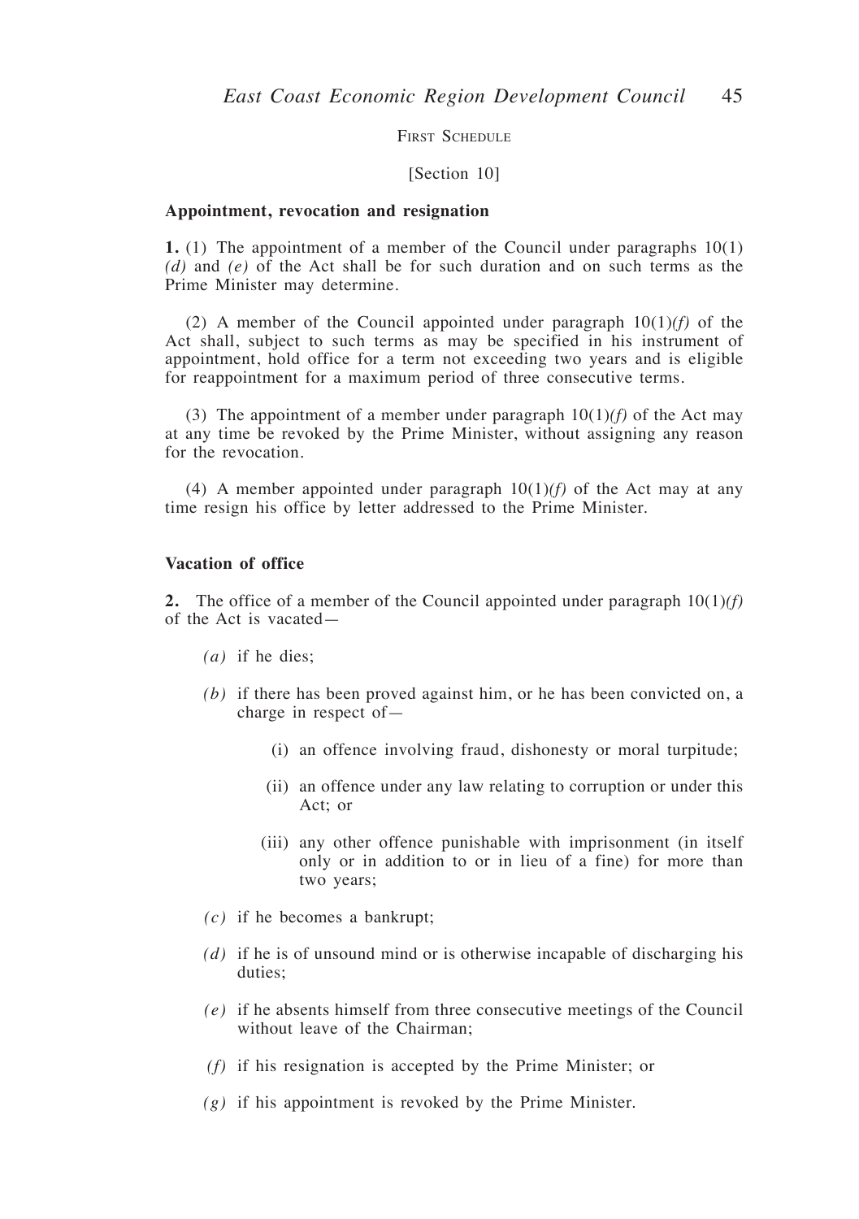FIRST SCHEDULE

[Section 10]

**Appointment, revocation and resignation**

**1.** (1) The appointment of a member of the Council under paragraphs 10(1) *(d)* and *(e)* of the Act shall be for such duration and on such terms as the Prime Minister may determine.

(2) A member of the Council appointed under paragraph 10(1)*(f)* of the Act shall, subject to such terms as may be specified in his instrument of appointment, hold office for a term not exceeding two years and is eligible for reappointment for a maximum period of three consecutive terms.

(3) The appointment of a member under paragraph 10(1)*(f)* of the Act may at any time be revoked by the Prime Minister, without assigning any reason for the revocation.

(4) A member appointed under paragraph 10(1)*(f)* of the Act may at any time resign his office by letter addressed to the Prime Minister.

**Vacation of office**

**2.** The office of a member of the Council appointed under paragraph 10(1)*(f)* of the Act is vacated—

*(a)* if he dies;

*(b)* if there has been proved against him, or he has been convicted on, a charge in respect of—

(i) an offence involving fraud, dishonesty or moral turpitude;

(ii) an offence under any law relating to corruption or under this Act; or

(iii) any other offence punishable with imprisonment (in itself only or in addition to or in lieu of a fine) for more than two years;

*(c)* if he becomes a bankrupt;

*(d)* if he is of unsound mind or is otherwise incapable of discharging his duties;

*(e)* if he absents himself from three consecutive meetings of the Council without leave of the Chairman;

*(f)* if his resignation is accepted by the Prime Minister; or

*(g)* if his appointment is revoked by the Prime Minister.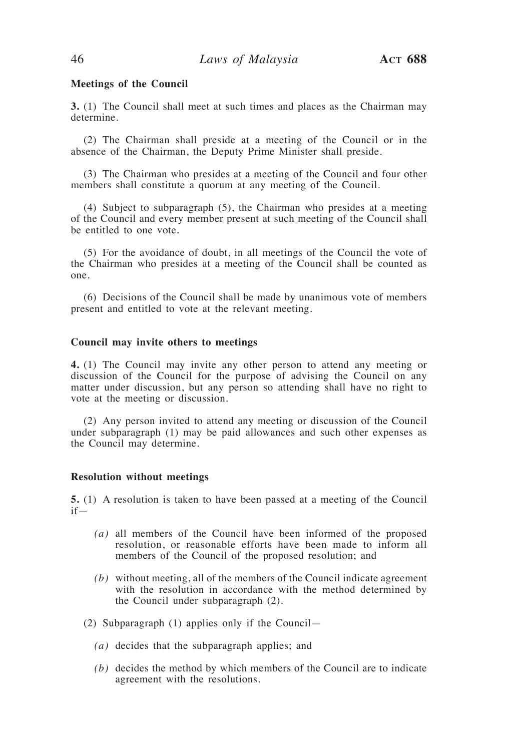**Meetings of the Council**

**3.** (1) The Council shall meet at such times and places as the Chairman may determine.

(2) The Chairman shall preside at a meeting of the Council or in the absence of the Chairman, the Deputy Prime Minister shall preside.

(3) The Chairman who presides at a meeting of the Council and four other members shall constitute a quorum at any meeting of the Council.

(4) Subject to subparagraph (5), the Chairman who presides at a meeting of the Council and every member present at such meeting of the Council shall be entitled to one vote.

(5) For the avoidance of doubt, in all meetings of the Council the vote of the Chairman who presides at a meeting of the Council shall be counted as one.

(6) Decisions of the Council shall be made by unanimous vote of members present and entitled to vote at the relevant meeting.

**Council may invite others to meetings**

**4.** (1) The Council may invite any other person to attend any meeting or discussion of the Council for the purpose of advising the Council on any matter under discussion, but any person so attending shall have no right to vote at the meeting or discussion.

(2) Any person invited to attend any meeting or discussion of the Council under subparagraph (1) may be paid allowances and such other expenses as the Council may determine.

**Resolution without meetings**

**5.** (1) A resolution is taken to have been passed at a meeting of the Council if—

*(a)* all members of the Council have been informed of the proposed resolution, or reasonable efforts have been made to inform all members of the Council of the proposed resolution; and

*(b)* without meeting, all of the members of the Council indicate agreement with the resolution in accordance with the method determined by the Council under subparagraph (2).

(2) Subparagraph (1) applies only if the Council—

*(a)* decides that the subparagraph applies; and

*(b)* decides the method by which members of the Council are to indicate agreement with the resolutions.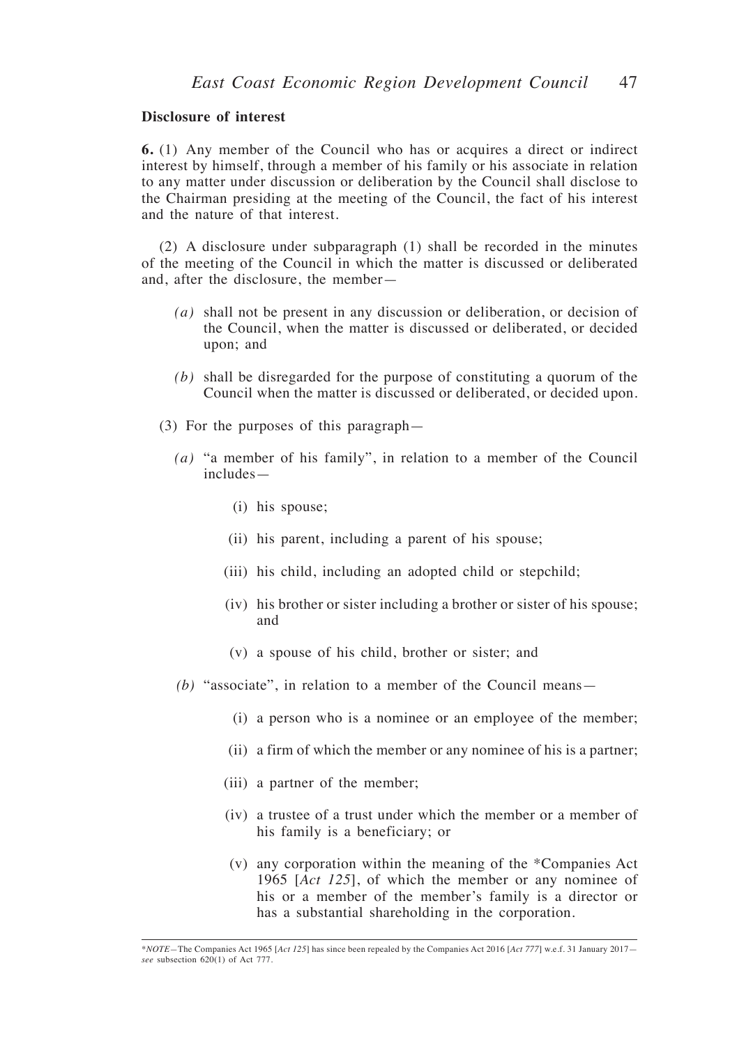**Disclosure of interest**

**6.** (1) Any member of the Council who has or acquires a direct or indirect interest by himself, through a member of his family or his associate in relation to any matter under discussion or deliberation by the Council shall disclose to the Chairman presiding at the meeting of the Council, the fact of his interest and the nature of that interest.

(2) A disclosure under subparagraph (1) shall be recorded in the minutes of the meeting of the Council in which the matter is discussed or deliberated and, after the disclosure, the member—

*(a)* shall not be present in any discussion or deliberation, or decision of the Council, when the matter is discussed or deliberated, or decided upon; and

*(b)* shall be disregarded for the purpose of constituting a quorum of the Council when the matter is discussed or deliberated, or decided upon.

(3) For the purposes of this paragraph—

*(a)* "a member of his family", in relation to a member of the Council includes—

(i) his spouse;

(ii) his parent, including a parent of his spouse;

(iii) his child, including an adopted child or stepchild;

(iv) his brother or sister including a brother or sister of his spouse; and

(v) a spouse of his child, brother or sister; and

*(b)* "associate", in relation to a member of the Council means—

(i) a person who is a nominee or an employee of the member;

(ii) a firm of which the member or any nominee of his is a partner;

(iii) a partner of the member;

(iv) a trustee of a trust under which the member or a member of his family is a beneficiary; or

(v) any corporation within the meaning of the *Companies Act 1965 [*Act 125*], of which the member or any nominee of his or a member of the member's family is a director or has a substantial shareholding in the corporation.

---

*NOTE—The Companies Act 1965 [*Act 125*] has since been repealed by the Companies Act 2016 [*Act 777*] w.e.f. 31 January 2017—*see* subsection 620(1) of Act 777.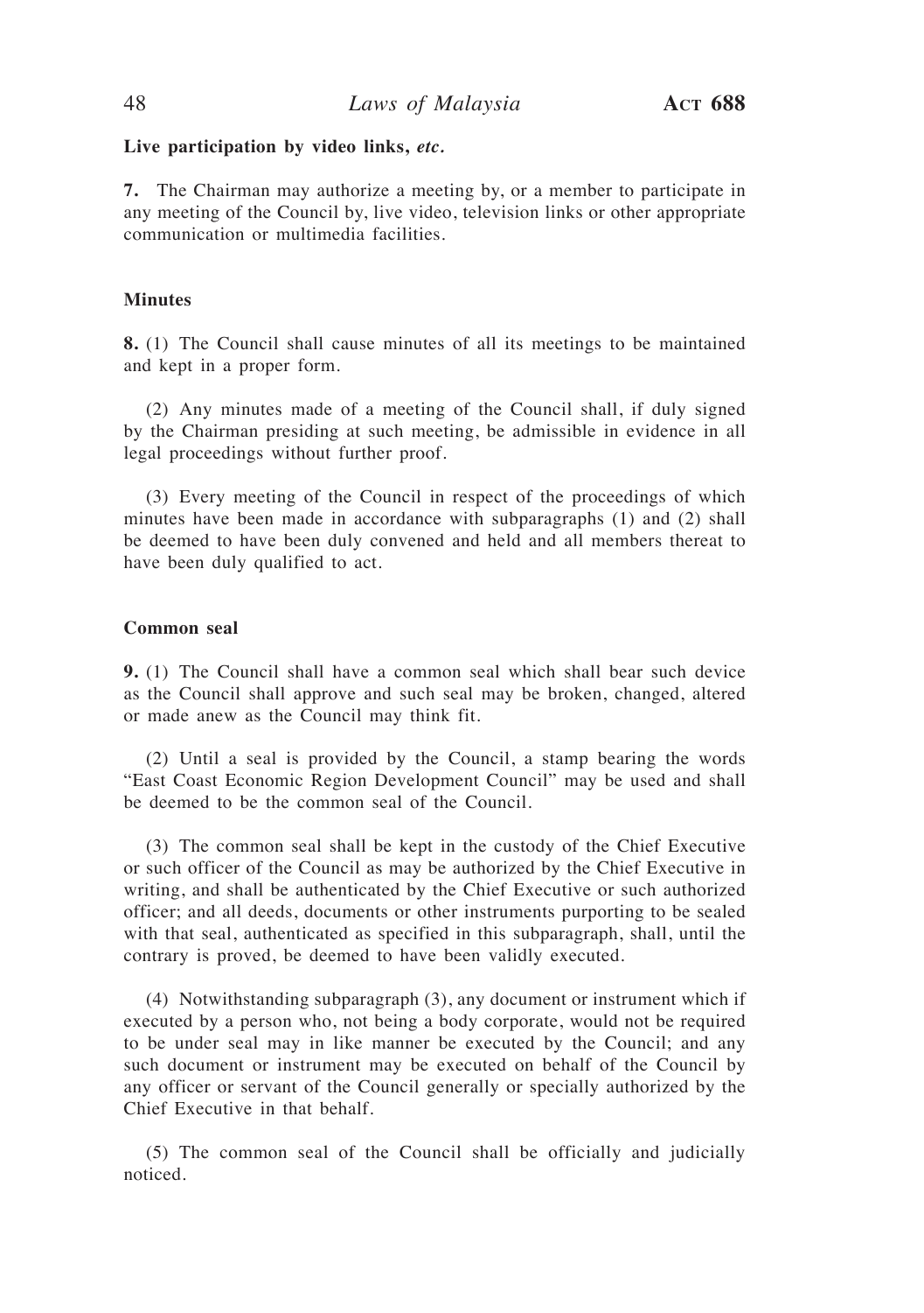**Live participation by video links, *etc.***

**7.** The Chairman may authorize a meeting by, or a member to participate in any meeting of the Council by, live video, television links or other appropriate communication or multimedia facilities.

**Minutes**

**8.** (1) The Council shall cause minutes of all its meetings to be maintained and kept in a proper form.

(2) Any minutes made of a meeting of the Council shall, if duly signed by the Chairman presiding at such meeting, be admissible in evidence in all legal proceedings without further proof.

(3) Every meeting of the Council in respect of the proceedings of which minutes have been made in accordance with subparagraphs (1) and (2) shall be deemed to have been duly convened and held and all members thereat to have been duly qualified to act.

**Common seal**

**9.** (1) The Council shall have a common seal which shall bear such device as the Council shall approve and such seal may be broken, changed, altered or made anew as the Council may think fit.

(2) Until a seal is provided by the Council, a stamp bearing the words "East Coast Economic Region Development Council" may be used and shall be deemed to be the common seal of the Council.

(3) The common seal shall be kept in the custody of the Chief Executive or such officer of the Council as may be authorized by the Chief Executive in writing, and shall be authenticated by the Chief Executive or such authorized officer; and all deeds, documents or other instruments purporting to be sealed with that seal, authenticated as specified in this subparagraph, shall, until the contrary is proved, be deemed to have been validly executed.

(4) Notwithstanding subparagraph (3), any document or instrument which if executed by a person who, not being a body corporate, would not be required to be under seal may in like manner be executed by the Council; and any such document or instrument may be executed on behalf of the Council by any officer or servant of the Council generally or specially authorized by the Chief Executive in that behalf.

(5) The common seal of the Council shall be officially and judicially noticed.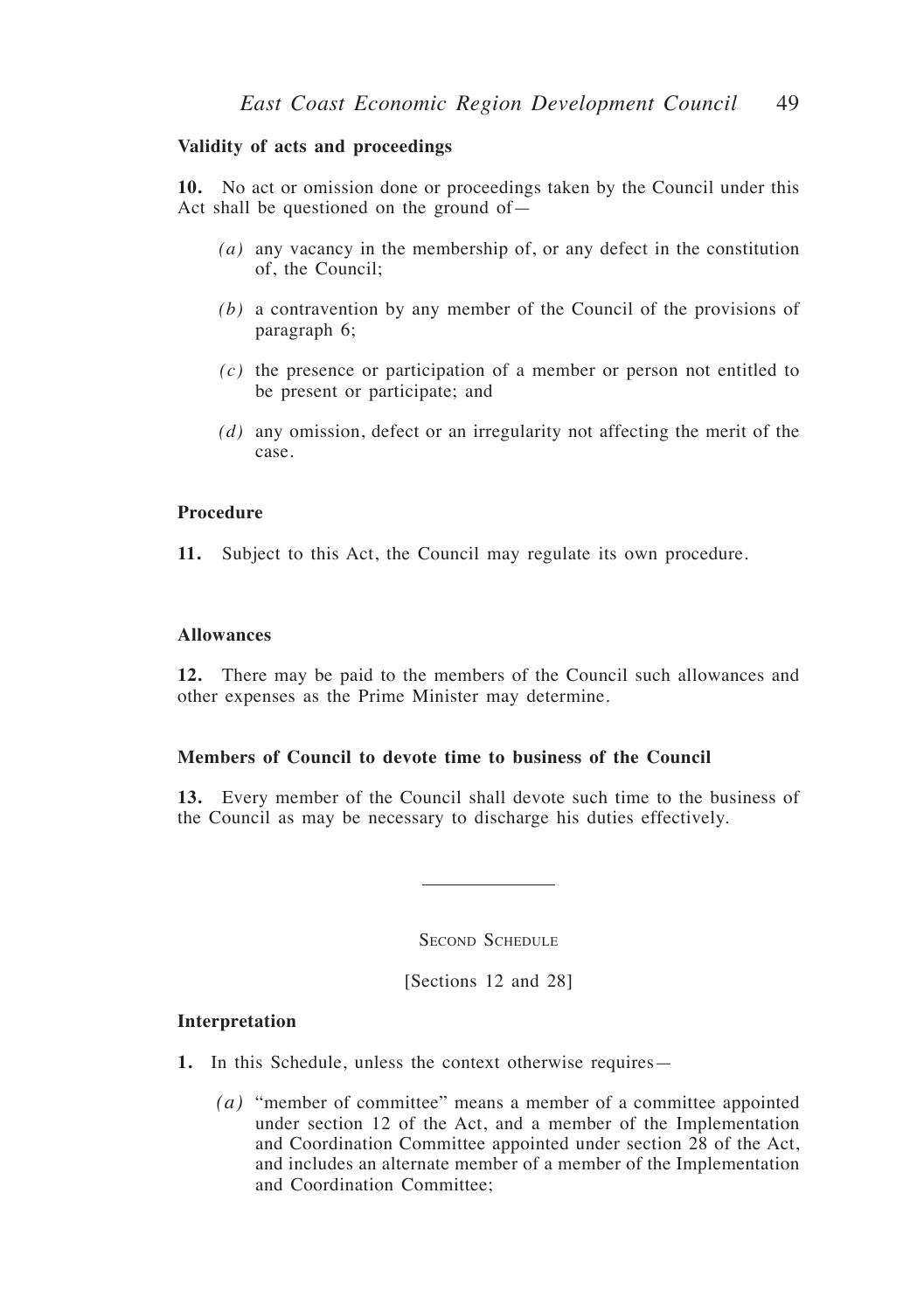**Validity of acts and proceedings**

**10.** No act or omission done or proceedings taken by the Council under this Act shall be questioned on the ground of—

*(a)* any vacancy in the membership of, or any defect in the constitution of, the Council;

*(b)* a contravention by any member of the Council of the provisions of paragraph 6;

*(c)* the presence or participation of a member or person not entitled to be present or participate; and

*(d)* any omission, defect or an irregularity not affecting the merit of the case.

**Procedure**

**11.** Subject to this Act, the Council may regulate its own procedure.

**Allowances**

**12.** There may be paid to the members of the Council such allowances and other expenses as the Prime Minister may determine.

**Members of Council to devote time to business of the Council**

**13.** Every member of the Council shall devote such time to the business of the Council as may be necessary to discharge his duties effectively.

---

Second Schedule

[Sections 12 and 28]

**Interpretation**

**1.** In this Schedule, unless the context otherwise requires—

*(a)* "member of committee" means a member of a committee appointed under section 12 of the Act, and a member of the Implementation and Coordination Committee appointed under section 28 of the Act, and includes an alternate member of a member of the Implementation and Coordination Committee;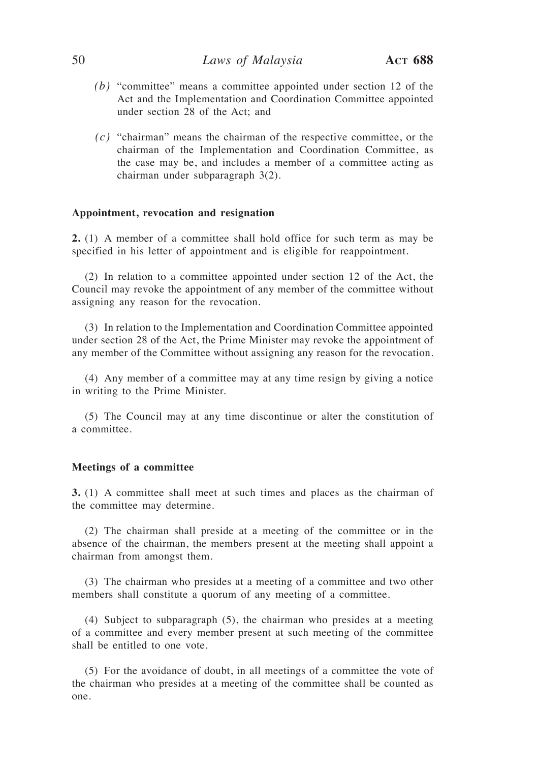*(b)* "committee" means a committee appointed under section 12 of the Act and the Implementation and Coordination Committee appointed under section 28 of the Act; and

*(c)* "chairman" means the chairman of the respective committee, or the chairman of the Implementation and Coordination Committee, as the case may be, and includes a member of a committee acting as chairman under subparagraph 3(2).

**Appointment, revocation and resignation**

**2.** (1) A member of a committee shall hold office for such term as may be specified in his letter of appointment and is eligible for reappointment.

(2) In relation to a committee appointed under section 12 of the Act, the Council may revoke the appointment of any member of the committee without assigning any reason for the revocation.

(3) In relation to the Implementation and Coordination Committee appointed under section 28 of the Act, the Prime Minister may revoke the appointment of any member of the Committee without assigning any reason for the revocation.

(4) Any member of a committee may at any time resign by giving a notice in writing to the Prime Minister.

(5) The Council may at any time discontinue or alter the constitution of a committee.

**Meetings of a committee**

**3.** (1) A committee shall meet at such times and places as the chairman of the committee may determine.

(2) The chairman shall preside at a meeting of the committee or in the absence of the chairman, the members present at the meeting shall appoint a chairman from amongst them.

(3) The chairman who presides at a meeting of a committee and two other members shall constitute a quorum of any meeting of a committee.

(4) Subject to subparagraph (5), the chairman who presides at a meeting of a committee and every member present at such meeting of the committee shall be entitled to one vote.

(5) For the avoidance of doubt, in all meetings of a committee the vote of the chairman who presides at a meeting of the committee shall be counted as one.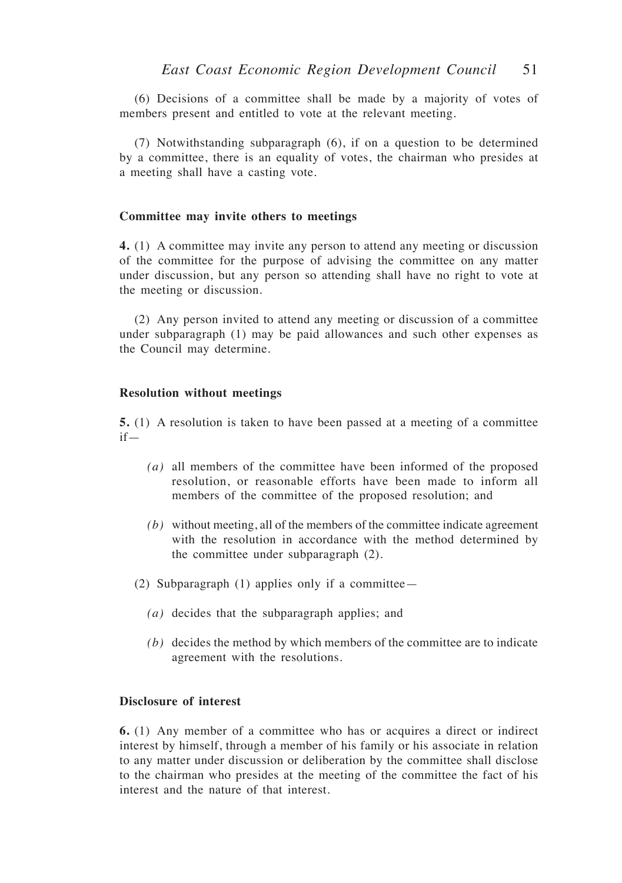(6) Decisions of a committee shall be made by a majority of votes of members present and entitled to vote at the relevant meeting.

(7) Notwithstanding subparagraph (6), if on a question to be determined by a committee, there is an equality of votes, the chairman who presides at a meeting shall have a casting vote.

**Committee may invite others to meetings**

**4.** (1) A committee may invite any person to attend any meeting or discussion of the committee for the purpose of advising the committee on any matter under discussion, but any person so attending shall have no right to vote at the meeting or discussion.

(2) Any person invited to attend any meeting or discussion of a committee under subparagraph (1) may be paid allowances and such other expenses as the Council may determine.

**Resolution without meetings**

**5.** (1) A resolution is taken to have been passed at a meeting of a committee if—

*(a)* all members of the committee have been informed of the proposed resolution, or reasonable efforts have been made to inform all members of the committee of the proposed resolution; and

*(b)* without meeting, all of the members of the committee indicate agreement with the resolution in accordance with the method determined by the committee under subparagraph (2).

(2) Subparagraph (1) applies only if a committee—

*(a)* decides that the subparagraph applies; and

*(b)* decides the method by which members of the committee are to indicate agreement with the resolutions.

**Disclosure of interest**

**6.** (1) Any member of a committee who has or acquires a direct or indirect interest by himself, through a member of his family or his associate in relation to any matter under discussion or deliberation by the committee shall disclose to the chairman who presides at the meeting of the committee the fact of his interest and the nature of that interest.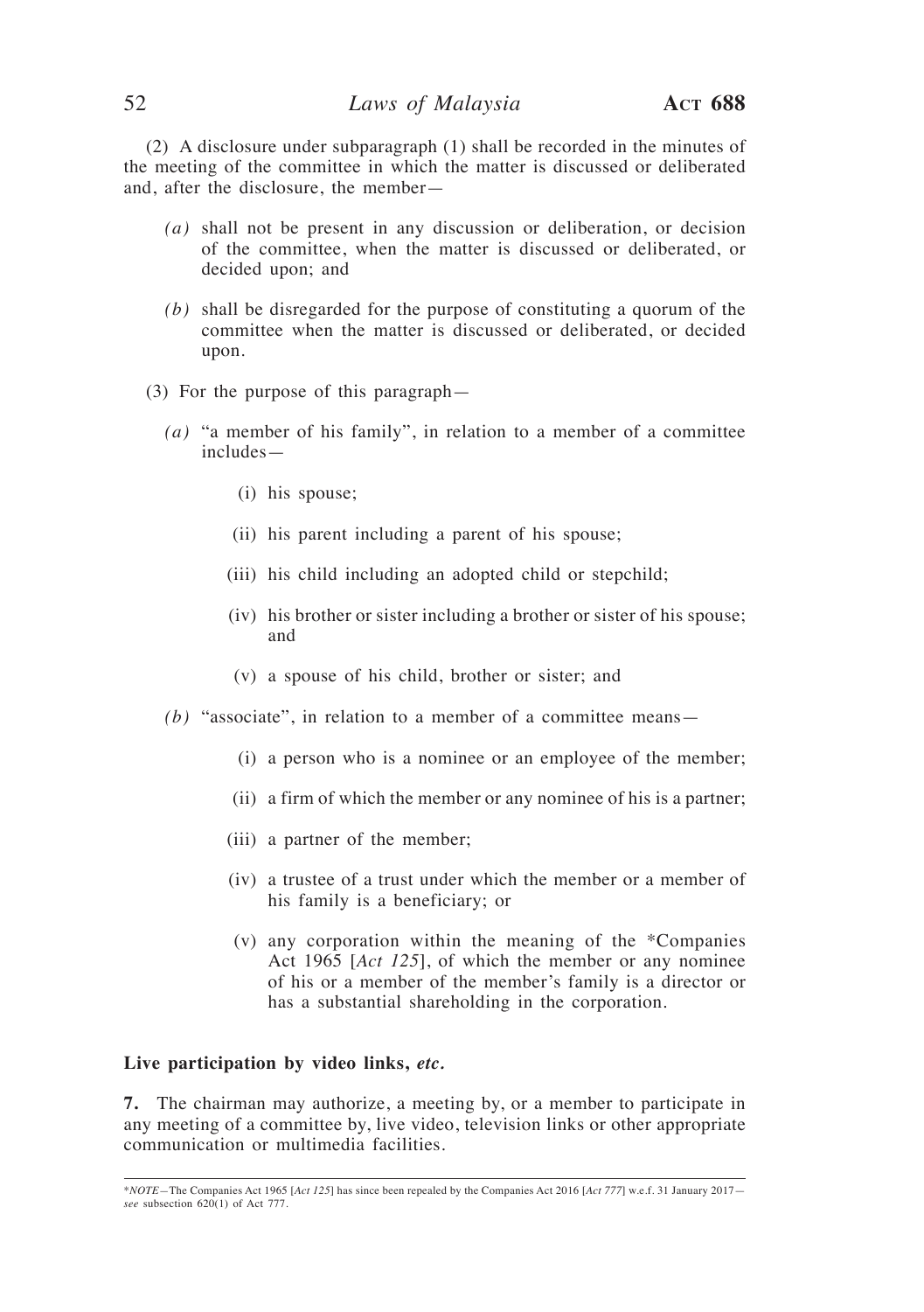(2) A disclosure under subparagraph (1) shall be recorded in the minutes of the meeting of the committee in which the matter is discussed or deliberated and, after the disclosure, the member—

*(a)* shall not be present in any discussion or deliberation, or decision of the committee, when the matter is discussed or deliberated, or decided upon; and

*(b)* shall be disregarded for the purpose of constituting a quorum of the committee when the matter is discussed or deliberated, or decided upon.

(3) For the purpose of this paragraph—

*(a)* "a member of his family", in relation to a member of a committee includes—

(i) his spouse;

(ii) his parent including a parent of his spouse;

(iii) his child including an adopted child or stepchild;

(iv) his brother or sister including a brother or sister of his spouse; and

(v) a spouse of his child, brother or sister; and

*(b)* "associate", in relation to a member of a committee means—

(i) a person who is a nominee or an employee of the member;

(ii) a firm of which the member or any nominee of his is a partner;

(iii) a partner of the member;

(iv) a trustee of a trust under which the member or a member of his family is a beneficiary; or

(v) any corporation within the meaning of the *Companies Act 1965 [*Act 125*], of which the member or any nominee of his or a member of the member's family is a director or has a substantial shareholding in the corporation.

**Live participation by video links, *etc.***

**7.** The chairman may authorize, a meeting by, or a member to participate in any meeting of a committee by, live video, television links or other appropriate communication or multimedia facilities.

*NOTE—The Companies Act 1965 [*Act 125*] has since been repealed by the Companies Act 2016 [*Act 777*] w.e.f. 31 January 2017—*see* subsection 620(1) of Act 777.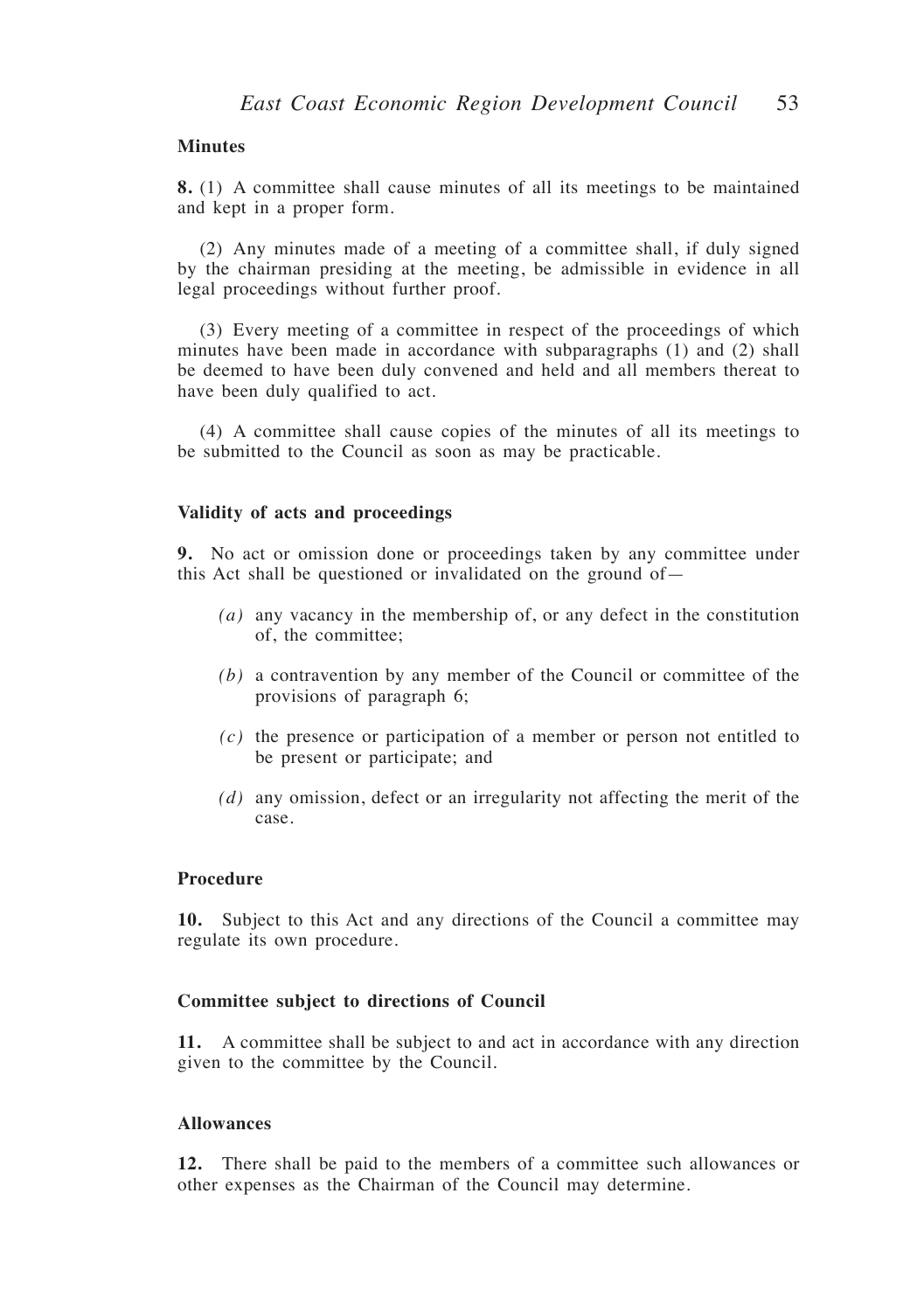**Minutes**

**8.** (1) A committee shall cause minutes of all its meetings to be maintained and kept in a proper form.

(2) Any minutes made of a meeting of a committee shall, if duly signed by the chairman presiding at the meeting, be admissible in evidence in all legal proceedings without further proof.

(3) Every meeting of a committee in respect of the proceedings of which minutes have been made in accordance with subparagraphs (1) and (2) shall be deemed to have been duly convened and held and all members thereat to have been duly qualified to act.

(4) A committee shall cause copies of the minutes of all its meetings to be submitted to the Council as soon as may be practicable.

**Validity of acts and proceedings**

**9.** No act or omission done or proceedings taken by any committee under this Act shall be questioned or invalidated on the ground of—

*(a)* any vacancy in the membership of, or any defect in the constitution of, the committee;

*(b)* a contravention by any member of the Council or committee of the provisions of paragraph 6;

*(c)* the presence or participation of a member or person not entitled to be present or participate; and

*(d)* any omission, defect or an irregularity not affecting the merit of the case.

**Procedure**

**10.** Subject to this Act and any directions of the Council a committee may regulate its own procedure.

**Committee subject to directions of Council**

**11.** A committee shall be subject to and act in accordance with any direction given to the committee by the Council.

**Allowances**

**12.** There shall be paid to the members of a committee such allowances or other expenses as the Chairman of the Council may determine.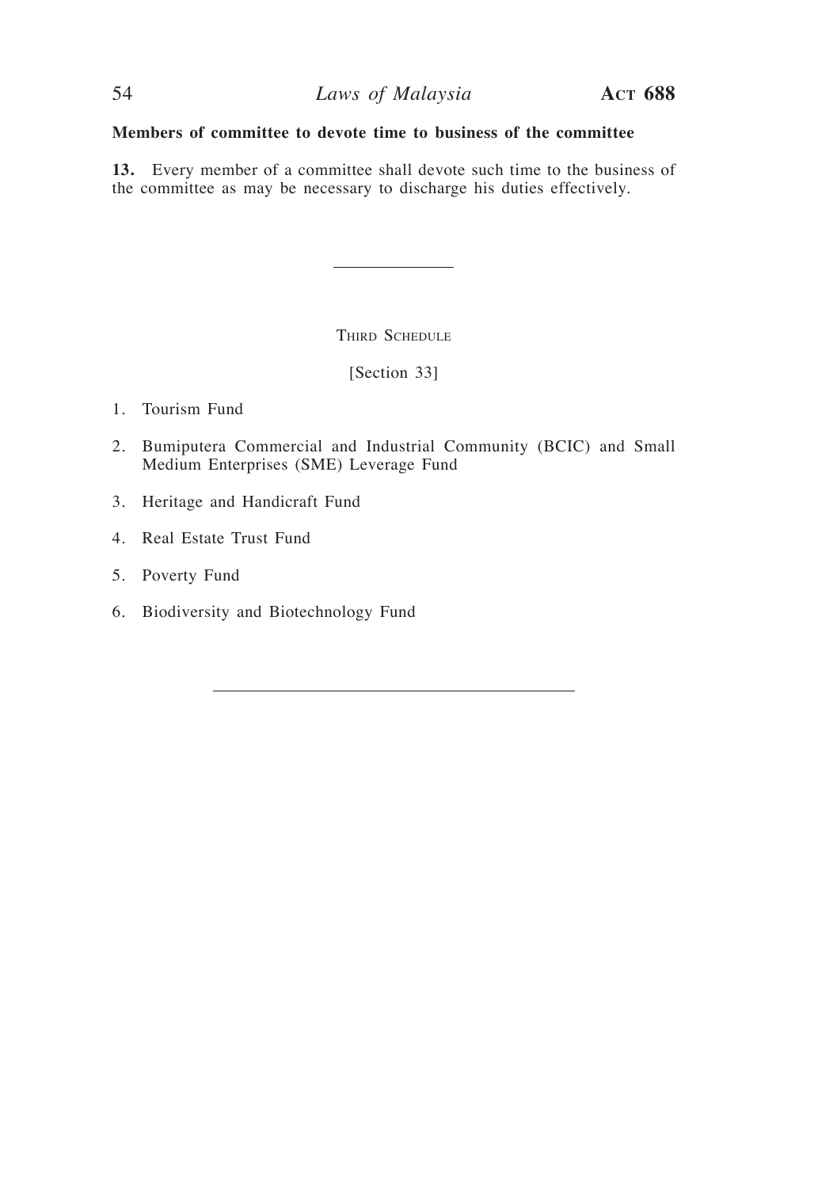**Members of committee to devote time to business of the committee**

**13.** Every member of a committee shall devote such time to the business of the committee as may be necessary to discharge his duties effectively.

---

## Third Schedule

[Section 33]

1. Tourism Fund
2. Bumiputera Commercial and Industrial Community (BCIC) and Small Medium Enterprises (SME) Leverage Fund
3. Heritage and Handicraft Fund
4. Real Estate Trust Fund
5. Poverty Fund
6. Biodiversity and Biotechnology Fund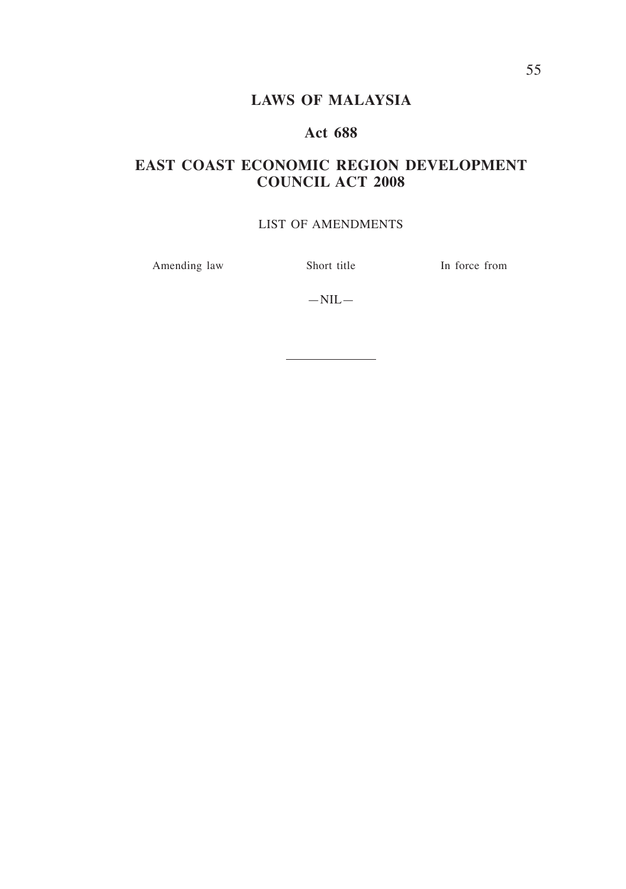# LAWS OF MALAYSIA

## Act 688

## EAST COAST ECONOMIC REGION DEVELOPMENT COUNCIL ACT 2008

LIST OF AMENDMENTS

| Amending law | Short title | In force from |
| --- | --- | --- |
| | —NIL— | |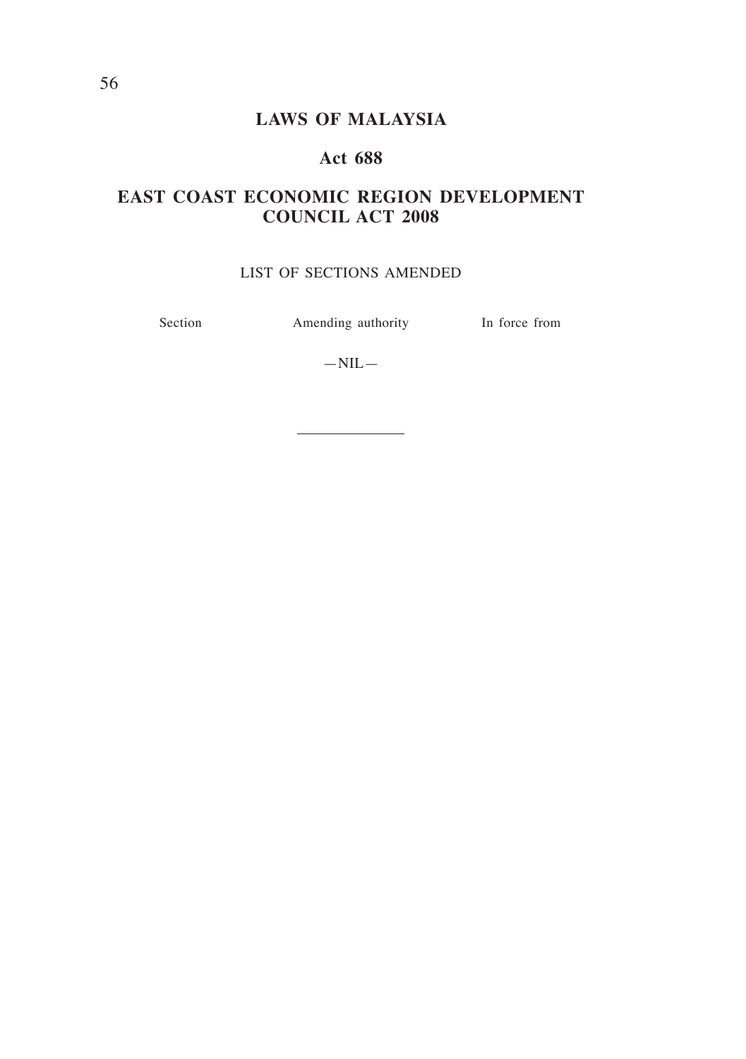# LAWS OF MALAYSIA

## Act 688

## EAST COAST ECONOMIC REGION DEVELOPMENT COUNCIL ACT 2008

LIST OF SECTIONS AMENDED

| Section | Amending authority | In force from |
|---|---|---|

—NIL—